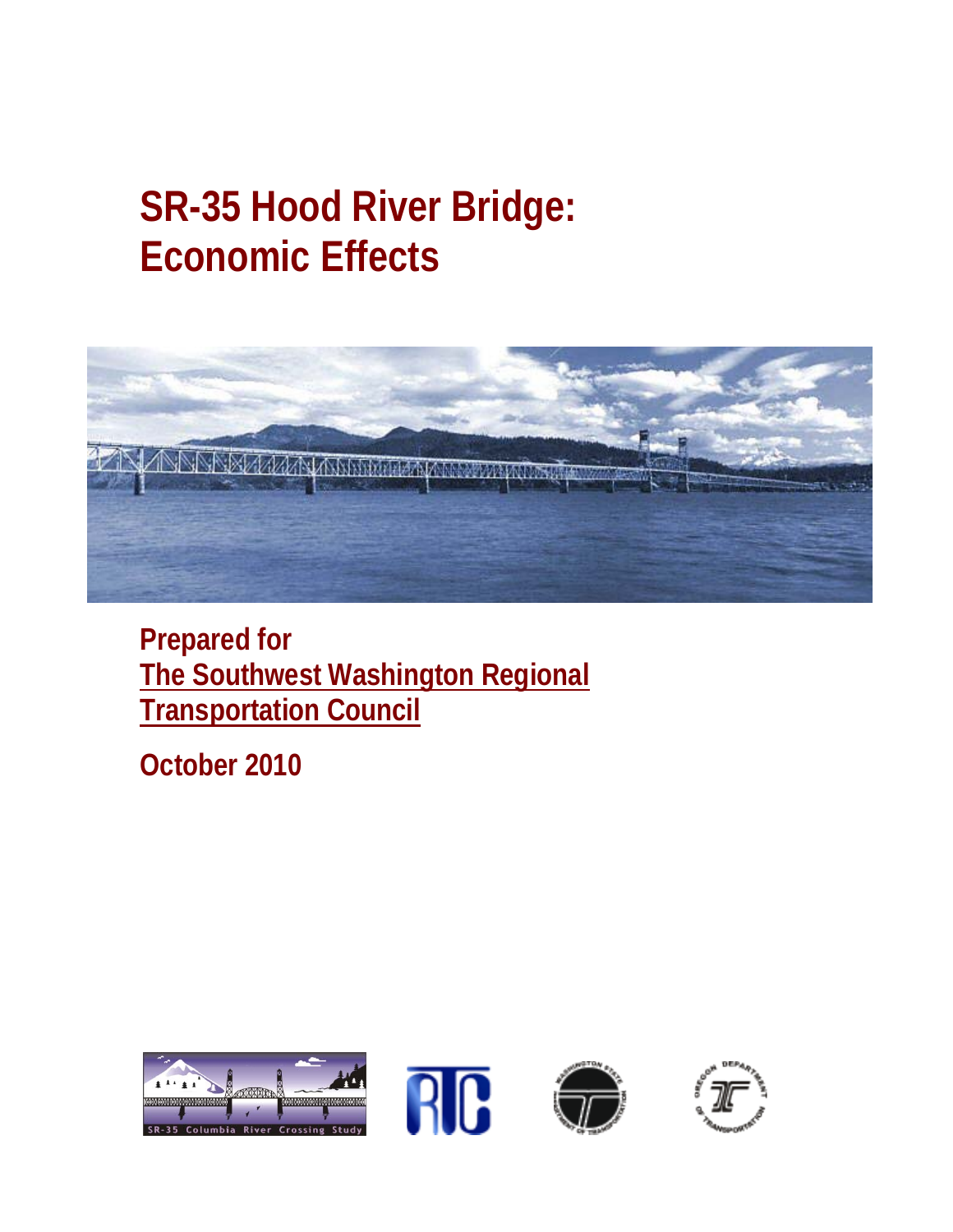# SR-35 Hood River Bridge: Economic Effects

**Prepared for**
**The Southwest Washington Regional Transportation Council**

**October 2010**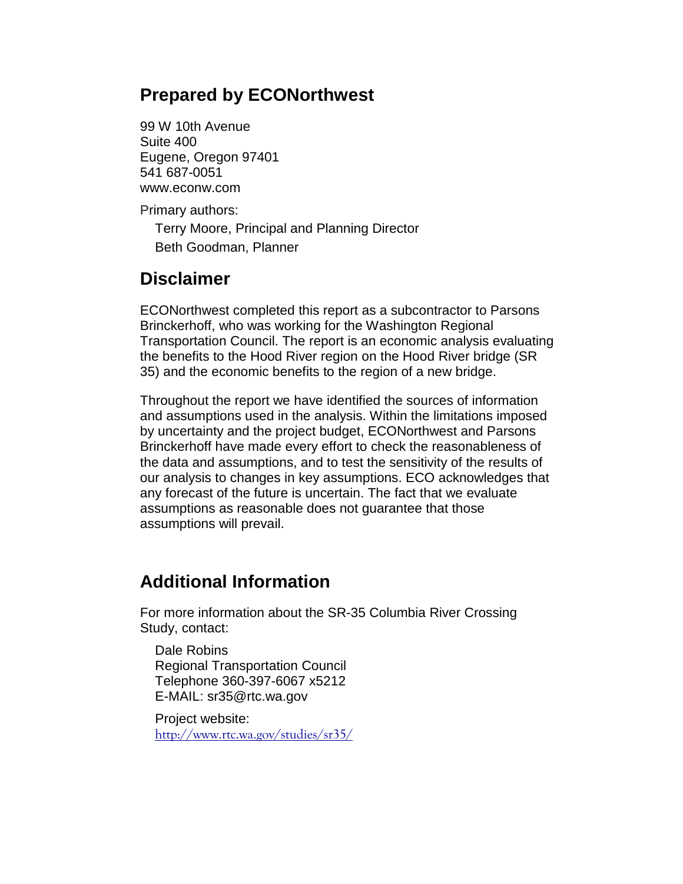## Prepared by ECONorthwest

99 W 10th Avenue
Suite 400
Eugene, Oregon 97401
541 687-0051
www.econw.com

Primary authors:

Terry Moore, Principal and Planning Director

Beth Goodman, Planner

## Disclaimer

ECONorthwest completed this report as a subcontractor to Parsons Brinckerhoff, who was working for the Washington Regional Transportation Council. The report is an economic analysis evaluating the benefits to the Hood River region on the Hood River bridge (SR 35) and the economic benefits to the region of a new bridge.

Throughout the report we have identified the sources of information and assumptions used in the analysis. Within the limitations imposed by uncertainty and the project budget, ECONorthwest and Parsons Brinckerhoff have made every effort to check the reasonableness of the data and assumptions, and to test the sensitivity of the results of our analysis to changes in key assumptions. ECO acknowledges that any forecast of the future is uncertain. The fact that we evaluate assumptions as reasonable does not guarantee that those assumptions will prevail.

## Additional Information

For more information about the SR-35 Columbia River Crossing Study, contact:

Dale Robins
Regional Transportation Council
Telephone 360-397-6067 x5212
E-MAIL: sr35@rtc.wa.gov

Project website:
http://www.rtc.wa.gov/studies/sr35/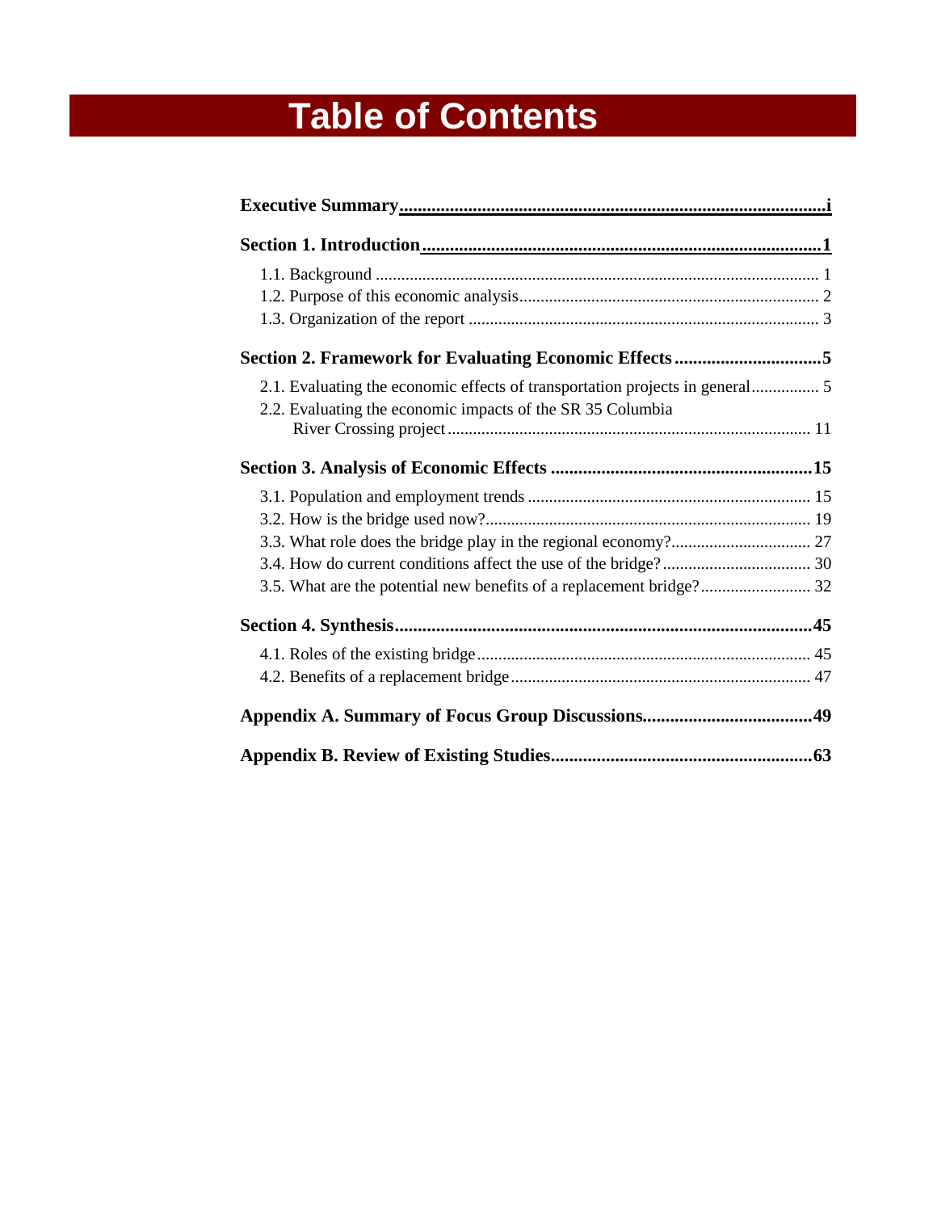# Table of Contents

**Executive Summary** ........ **i**

**Section 1. Introduction** ........ **1**

- 1.1. Background ........ 1
- 1.2. Purpose of this economic analysis ........ 2
- 1.3. Organization of the report ........ 3

**Section 2. Framework for Evaluating Economic Effects** ........ **5**

- 2.1. Evaluating the economic effects of transportation projects in general ........ 5
- 2.2. Evaluating the economic impacts of the SR 35 Columbia River Crossing project ........ 11

**Section 3. Analysis of Economic Effects** ........ **15**

- 3.1. Population and employment trends ........ 15
- 3.2. How is the bridge used now? ........ 19
- 3.3. What role does the bridge play in the regional economy? ........ 27
- 3.4. How do current conditions affect the use of the bridge? ........ 30
- 3.5. What are the potential new benefits of a replacement bridge? ........ 32

**Section 4. Synthesis** ........ **45**

- 4.1. Roles of the existing bridge ........ 45
- 4.2. Benefits of a replacement bridge ........ 47

**Appendix A. Summary of Focus Group Discussions** ........ **49**

**Appendix B. Review of Existing Studies** ........ **63**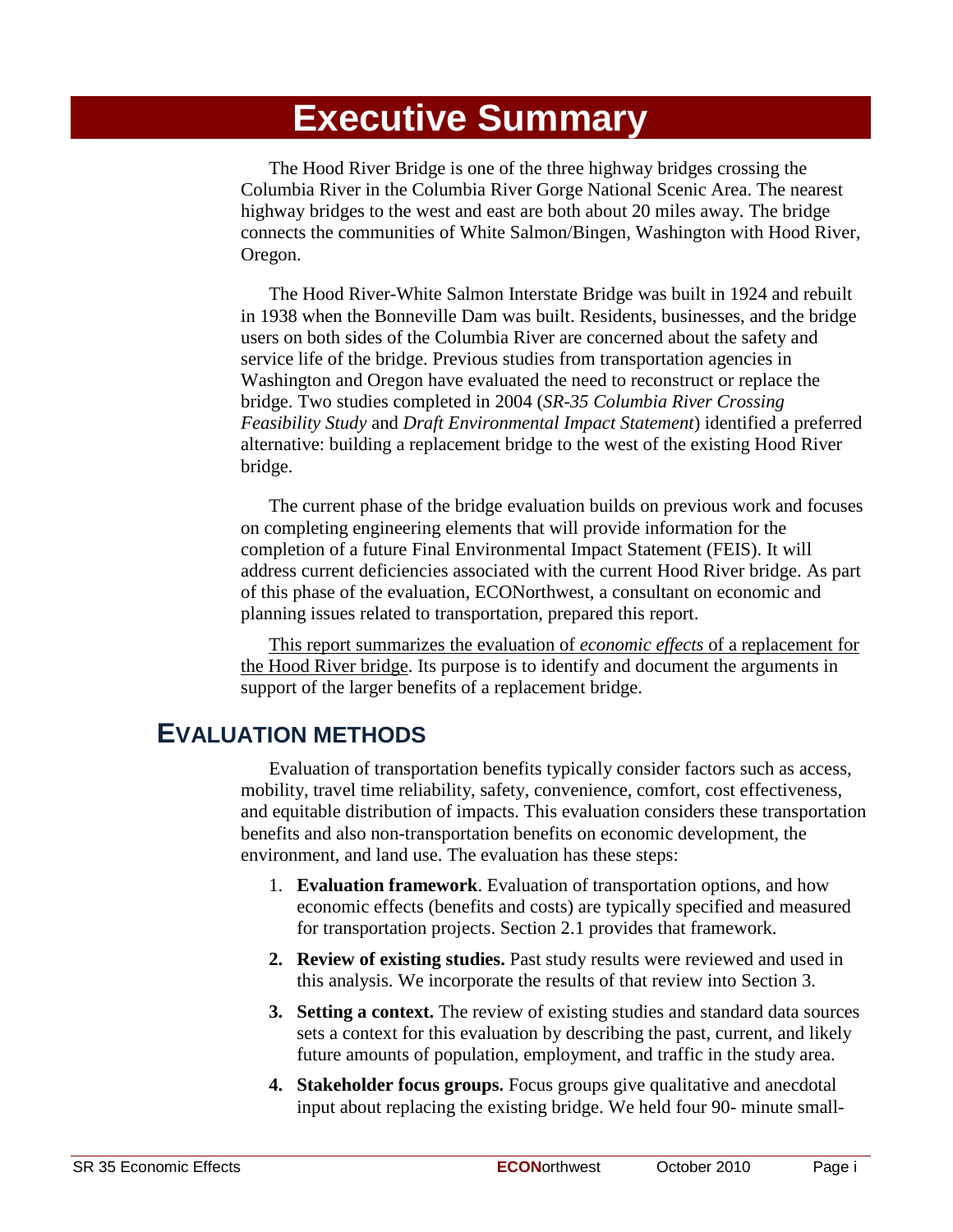# Executive Summary

The Hood River Bridge is one of the three highway bridges crossing the Columbia River in the Columbia River Gorge National Scenic Area. The nearest highway bridges to the west and east are both about 20 miles away. The bridge connects the communities of White Salmon/Bingen, Washington with Hood River, Oregon.

The Hood River-White Salmon Interstate Bridge was built in 1924 and rebuilt in 1938 when the Bonneville Dam was built. Residents, businesses, and the bridge users on both sides of the Columbia River are concerned about the safety and service life of the bridge. Previous studies from transportation agencies in Washington and Oregon have evaluated the need to reconstruct or replace the bridge. Two studies completed in 2004 (*SR-35 Columbia River Crossing Feasibility Study* and *Draft Environmental Impact Statement*) identified a preferred alternative: building a replacement bridge to the west of the existing Hood River bridge.

The current phase of the bridge evaluation builds on previous work and focuses on completing engineering elements that will provide information for the completion of a future Final Environmental Impact Statement (FEIS). It will address current deficiencies associated with the current Hood River bridge. As part of this phase of the evaluation, ECONorthwest, a consultant on economic and planning issues related to transportation, prepared this report.

This report summarizes the evaluation of *economic effects* of a replacement for the Hood River bridge. Its purpose is to identify and document the arguments in support of the larger benefits of a replacement bridge.

## EVALUATION METHODS

Evaluation of transportation benefits typically consider factors such as access, mobility, travel time reliability, safety, convenience, comfort, cost effectiveness, and equitable distribution of impacts. This evaluation considers these transportation benefits and also non-transportation benefits on economic development, the environment, and land use. The evaluation has these steps:

1. **Evaluation framework**. Evaluation of transportation options, and how economic effects (benefits and costs) are typically specified and measured for transportation projects. Section 2.1 provides that framework.
2. **Review of existing studies.** Past study results were reviewed and used in this analysis. We incorporate the results of that review into Section 3.
3. **Setting a context.** The review of existing studies and standard data sources sets a context for this evaluation by describing the past, current, and likely future amounts of population, employment, and traffic in the study area.
4. **Stakeholder focus groups.** Focus groups give qualitative and anecdotal input about replacing the existing bridge. We held four 90- minute small-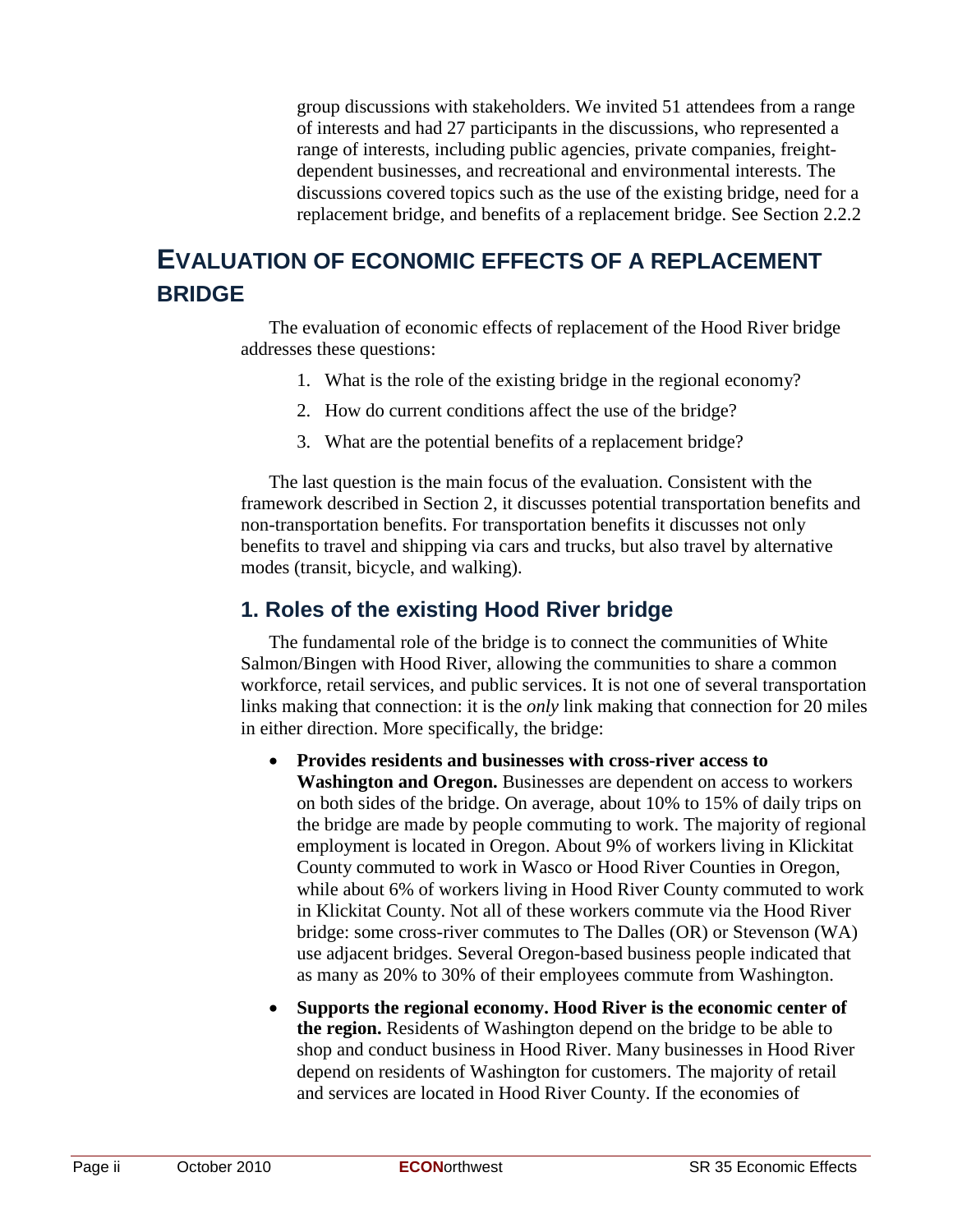group discussions with stakeholders. We invited 51 attendees from a range of interests and had 27 participants in the discussions, who represented a range of interests, including public agencies, private companies, freight-dependent businesses, and recreational and environmental interests. The discussions covered topics such as the use of the existing bridge, need for a replacement bridge, and benefits of a replacement bridge. See Section 2.2.2

# EVALUATION OF ECONOMIC EFFECTS OF A REPLACEMENT BRIDGE

The evaluation of economic effects of replacement of the Hood River bridge addresses these questions:

1. What is the role of the existing bridge in the regional economy?
2. How do current conditions affect the use of the bridge?
3. What are the potential benefits of a replacement bridge?

The last question is the main focus of the evaluation. Consistent with the framework described in Section 2, it discusses potential transportation benefits and non-transportation benefits. For transportation benefits it discusses not only benefits to travel and shipping via cars and trucks, but also travel by alternative modes (transit, bicycle, and walking).

## 1. Roles of the existing Hood River bridge

The fundamental role of the bridge is to connect the communities of White Salmon/Bingen with Hood River, allowing the communities to share a common workforce, retail services, and public services. It is not one of several transportation links making that connection: it is the *only* link making that connection for 20 miles in either direction. More specifically, the bridge:

- **Provides residents and businesses with cross-river access to Washington and Oregon.** Businesses are dependent on access to workers on both sides of the bridge. On average, about 10% to 15% of daily trips on the bridge are made by people commuting to work. The majority of regional employment is located in Oregon. About 9% of workers living in Klickitat County commuted to work in Wasco or Hood River Counties in Oregon, while about 6% of workers living in Hood River County commuted to work in Klickitat County. Not all of these workers commute via the Hood River bridge: some cross-river commutes to The Dalles (OR) or Stevenson (WA) use adjacent bridges. Several Oregon-based business people indicated that as many as 20% to 30% of their employees commute from Washington.
- **Supports the regional economy. Hood River is the economic center of the region.** Residents of Washington depend on the bridge to be able to shop and conduct business in Hood River. Many businesses in Hood River depend on residents of Washington for customers. The majority of retail and services are located in Hood River County. If the economies of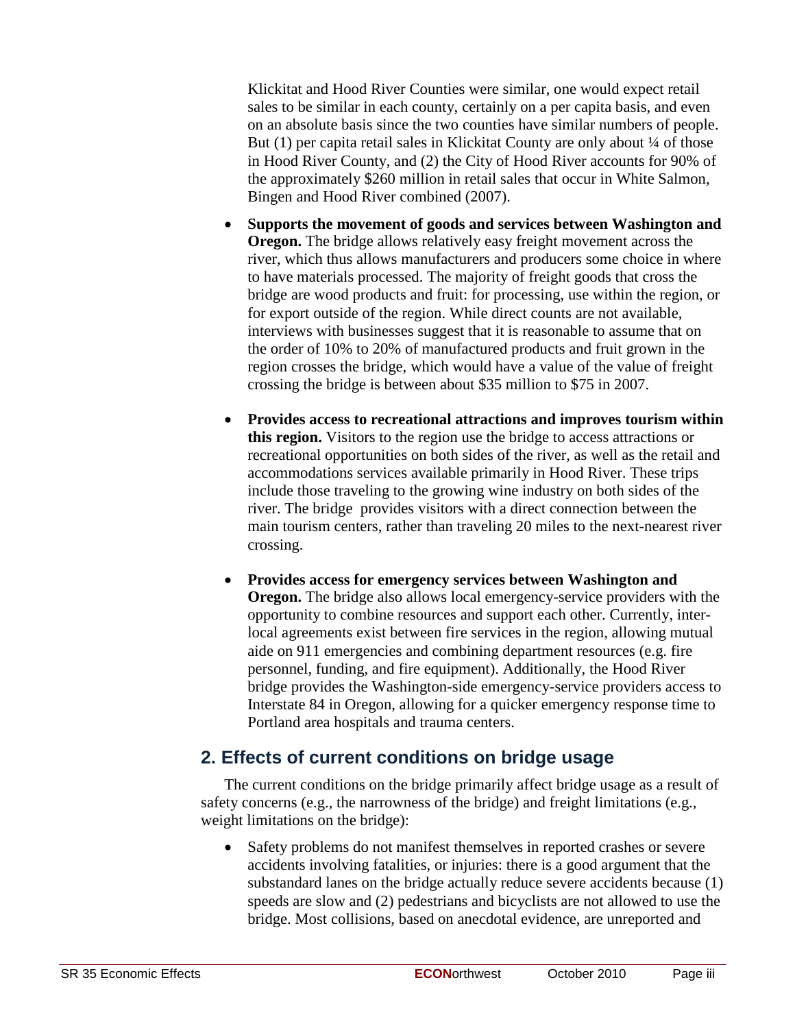Klickitat and Hood River Counties were similar, one would expect retail sales to be similar in each county, certainly on a per capita basis, and even on an absolute basis since the two counties have similar numbers of people. But (1) per capita retail sales in Klickitat County are only about ¼ of those in Hood River County, and (2) the City of Hood River accounts for 90% of the approximately $260 million in retail sales that occur in White Salmon, Bingen and Hood River combined (2007).

- **Supports the movement of goods and services between Washington and Oregon.** The bridge allows relatively easy freight movement across the river, which thus allows manufacturers and producers some choice in where to have materials processed. The majority of freight goods that cross the bridge are wood products and fruit: for processing, use within the region, or for export outside of the region. While direct counts are not available, interviews with businesses suggest that it is reasonable to assume that on the order of 10% to 20% of manufactured products and fruit grown in the region crosses the bridge, which would have a value of the value of freight crossing the bridge is between about $35 million to $75 in 2007.

- **Provides access to recreational attractions and improves tourism within this region.** Visitors to the region use the bridge to access attractions or recreational opportunities on both sides of the river, as well as the retail and accommodations services available primarily in Hood River. These trips include those traveling to the growing wine industry on both sides of the river. The bridge provides visitors with a direct connection between the main tourism centers, rather than traveling 20 miles to the next-nearest river crossing.

- **Provides access for emergency services between Washington and Oregon.** The bridge also allows local emergency-service providers with the opportunity to combine resources and support each other. Currently, inter-local agreements exist between fire services in the region, allowing mutual aide on 911 emergencies and combining department resources (e.g. fire personnel, funding, and fire equipment). Additionally, the Hood River bridge provides the Washington-side emergency-service providers access to Interstate 84 in Oregon, allowing for a quicker emergency response time to Portland area hospitals and trauma centers.

## 2. Effects of current conditions on bridge usage

The current conditions on the bridge primarily affect bridge usage as a result of safety concerns (e.g., the narrowness of the bridge) and freight limitations (e.g., weight limitations on the bridge):

- Safety problems do not manifest themselves in reported crashes or severe accidents involving fatalities, or injuries: there is a good argument that the substandard lanes on the bridge actually reduce severe accidents because (1) speeds are slow and (2) pedestrians and bicyclists are not allowed to use the bridge. Most collisions, based on anecdotal evidence, are unreported and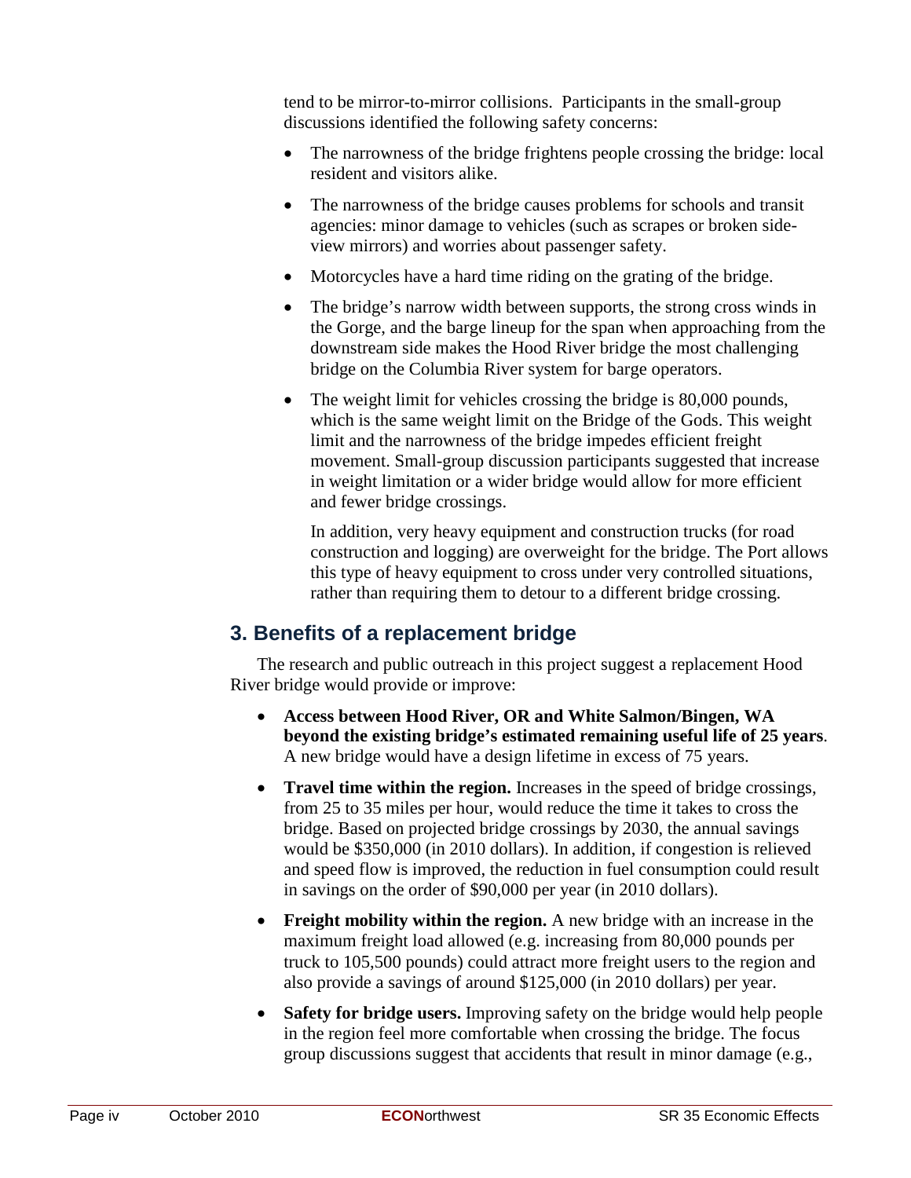tend to be mirror-to-mirror collisions. Participants in the small-group discussions identified the following safety concerns:

- The narrowness of the bridge frightens people crossing the bridge: local resident and visitors alike.
- The narrowness of the bridge causes problems for schools and transit agencies: minor damage to vehicles (such as scrapes or broken side-view mirrors) and worries about passenger safety.
- Motorcycles have a hard time riding on the grating of the bridge.
- The bridge's narrow width between supports, the strong cross winds in the Gorge, and the barge lineup for the span when approaching from the downstream side makes the Hood River bridge the most challenging bridge on the Columbia River system for barge operators.
- The weight limit for vehicles crossing the bridge is 80,000 pounds, which is the same weight limit on the Bridge of the Gods. This weight limit and the narrowness of the bridge impedes efficient freight movement. Small-group discussion participants suggested that increase in weight limitation or a wider bridge would allow for more efficient and fewer bridge crossings.

  In addition, very heavy equipment and construction trucks (for road construction and logging) are overweight for the bridge. The Port allows this type of heavy equipment to cross under very controlled situations, rather than requiring them to detour to a different bridge crossing.

## 3. Benefits of a replacement bridge

The research and public outreach in this project suggest a replacement Hood River bridge would provide or improve:

- **Access between Hood River, OR and White Salmon/Bingen, WA beyond the existing bridge's estimated remaining useful life of 25 years**. A new bridge would have a design lifetime in excess of 75 years.
- **Travel time within the region.** Increases in the speed of bridge crossings, from 25 to 35 miles per hour, would reduce the time it takes to cross the bridge. Based on projected bridge crossings by 2030, the annual savings would be $350,000 (in 2010 dollars). In addition, if congestion is relieved and speed flow is improved, the reduction in fuel consumption could result in savings on the order of $90,000 per year (in 2010 dollars).
- **Freight mobility within the region.** A new bridge with an increase in the maximum freight load allowed (e.g. increasing from 80,000 pounds per truck to 105,500 pounds) could attract more freight users to the region and also provide a savings of around $125,000 (in 2010 dollars) per year.
- **Safety for bridge users.** Improving safety on the bridge would help people in the region feel more comfortable when crossing the bridge. The focus group discussions suggest that accidents that result in minor damage (e.g.,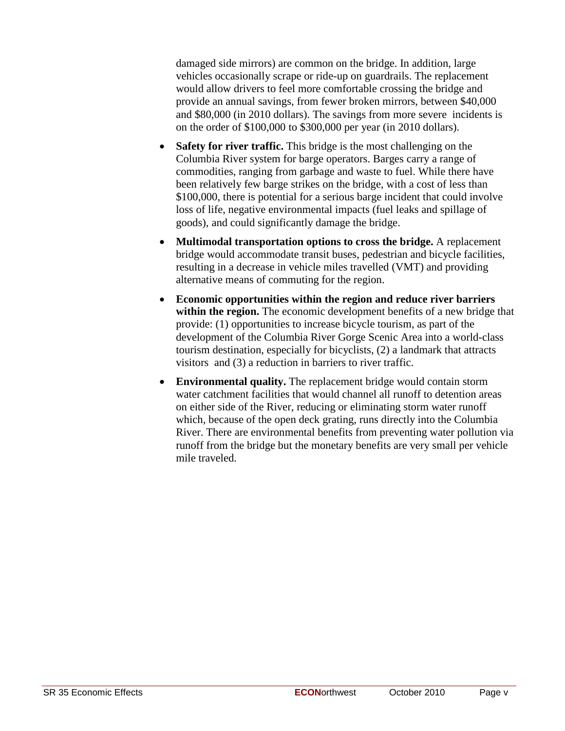damaged side mirrors) are common on the bridge. In addition, large vehicles occasionally scrape or ride-up on guardrails. The replacement would allow drivers to feel more comfortable crossing the bridge and provide an annual savings, from fewer broken mirrors, between $40,000 and $80,000 (in 2010 dollars). The savings from more severe incidents is on the order of $100,000 to $300,000 per year (in 2010 dollars).

- **Safety for river traffic.** This bridge is the most challenging on the Columbia River system for barge operators. Barges carry a range of commodities, ranging from garbage and waste to fuel. While there have been relatively few barge strikes on the bridge, with a cost of less than $100,000, there is potential for a serious barge incident that could involve loss of life, negative environmental impacts (fuel leaks and spillage of goods), and could significantly damage the bridge.
- **Multimodal transportation options to cross the bridge.** A replacement bridge would accommodate transit buses, pedestrian and bicycle facilities, resulting in a decrease in vehicle miles travelled (VMT) and providing alternative means of commuting for the region.
- **Economic opportunities within the region and reduce river barriers within the region.** The economic development benefits of a new bridge that provide: (1) opportunities to increase bicycle tourism, as part of the development of the Columbia River Gorge Scenic Area into a world-class tourism destination, especially for bicyclists, (2) a landmark that attracts visitors and (3) a reduction in barriers to river traffic.
- **Environmental quality.** The replacement bridge would contain storm water catchment facilities that would channel all runoff to detention areas on either side of the River, reducing or eliminating storm water runoff which, because of the open deck grating, runs directly into the Columbia River. There are environmental benefits from preventing water pollution via runoff from the bridge but the monetary benefits are very small per vehicle mile traveled.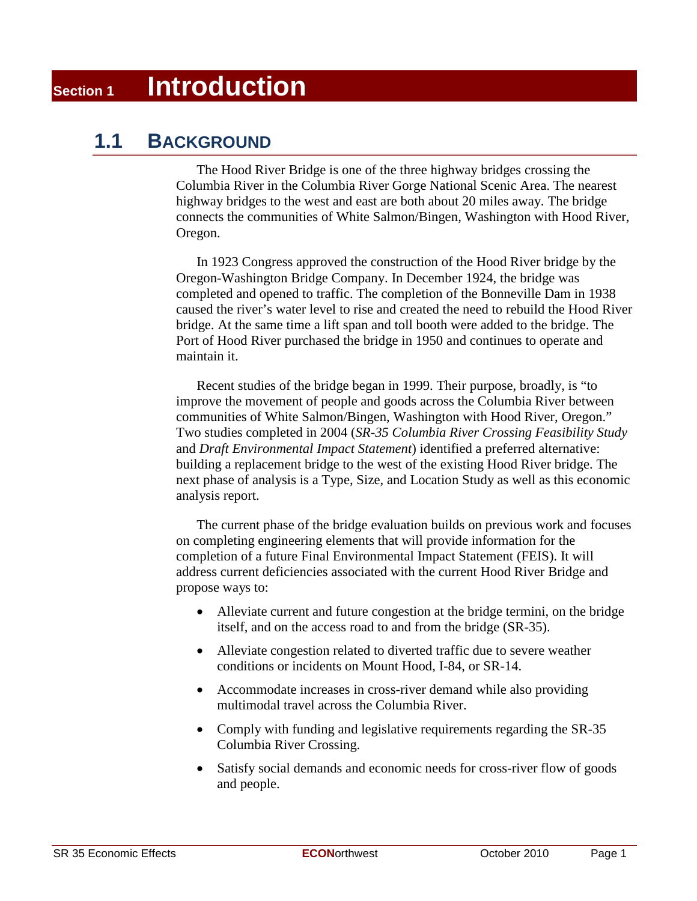# Section 1 Introduction

## 1.1 Background

The Hood River Bridge is one of the three highway bridges crossing the Columbia River in the Columbia River Gorge National Scenic Area. The nearest highway bridges to the west and east are both about 20 miles away. The bridge connects the communities of White Salmon/Bingen, Washington with Hood River, Oregon.

In 1923 Congress approved the construction of the Hood River bridge by the Oregon-Washington Bridge Company. In December 1924, the bridge was completed and opened to traffic. The completion of the Bonneville Dam in 1938 caused the river's water level to rise and created the need to rebuild the Hood River bridge. At the same time a lift span and toll booth were added to the bridge. The Port of Hood River purchased the bridge in 1950 and continues to operate and maintain it.

Recent studies of the bridge began in 1999. Their purpose, broadly, is "to improve the movement of people and goods across the Columbia River between communities of White Salmon/Bingen, Washington with Hood River, Oregon." Two studies completed in 2004 (*SR-35 Columbia River Crossing Feasibility Study* and *Draft Environmental Impact Statement*) identified a preferred alternative: building a replacement bridge to the west of the existing Hood River bridge. The next phase of analysis is a Type, Size, and Location Study as well as this economic analysis report.

The current phase of the bridge evaluation builds on previous work and focuses on completing engineering elements that will provide information for the completion of a future Final Environmental Impact Statement (FEIS). It will address current deficiencies associated with the current Hood River Bridge and propose ways to:

- Alleviate current and future congestion at the bridge termini, on the bridge itself, and on the access road to and from the bridge (SR-35).
- Alleviate congestion related to diverted traffic due to severe weather conditions or incidents on Mount Hood, I-84, or SR-14.
- Accommodate increases in cross-river demand while also providing multimodal travel across the Columbia River.
- Comply with funding and legislative requirements regarding the SR-35 Columbia River Crossing.
- Satisfy social demands and economic needs for cross-river flow of goods and people.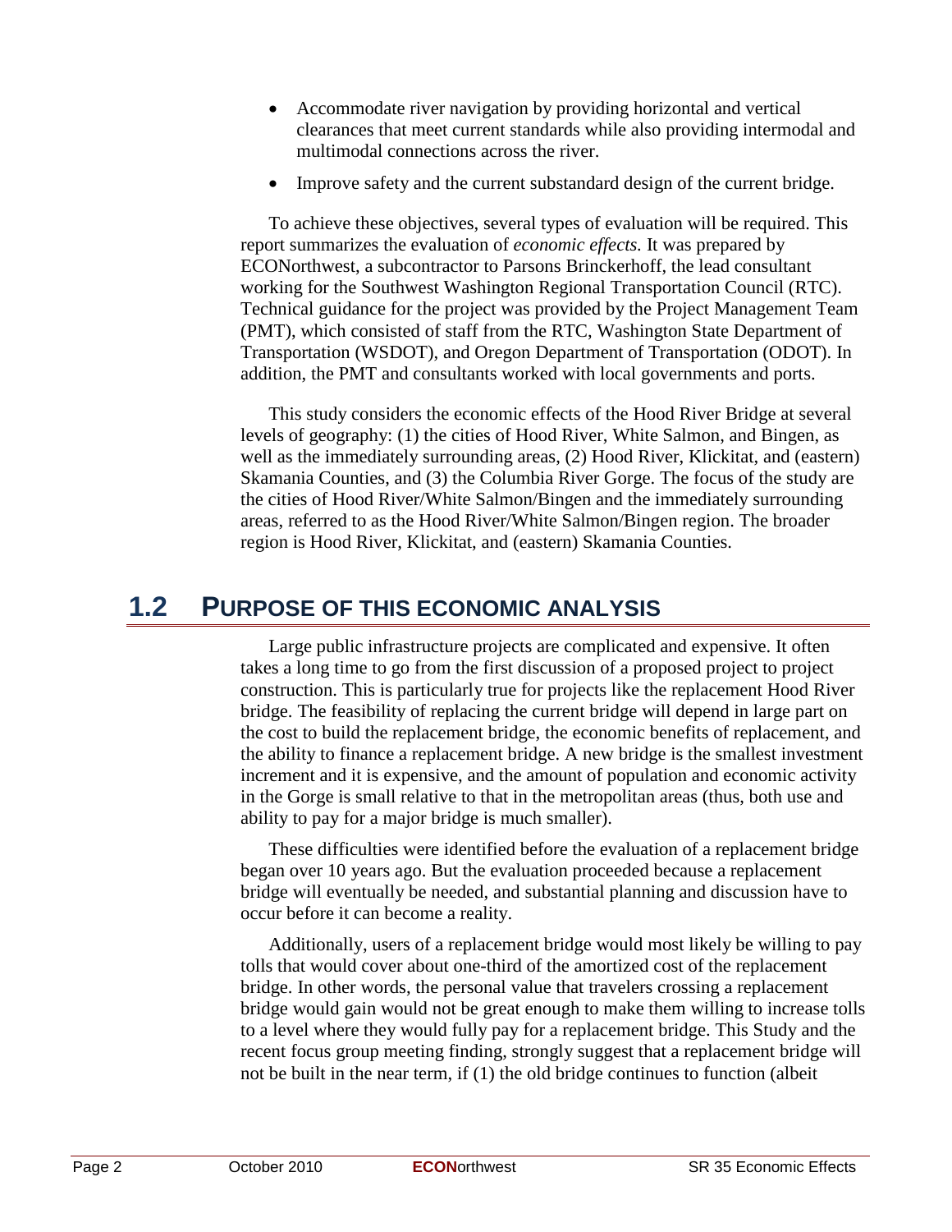- Accommodate river navigation by providing horizontal and vertical clearances that meet current standards while also providing intermodal and multimodal connections across the river.
- Improve safety and the current substandard design of the current bridge.

To achieve these objectives, several types of evaluation will be required. This report summarizes the evaluation of *economic effects.* It was prepared by ECONorthwest, a subcontractor to Parsons Brinckerhoff, the lead consultant working for the Southwest Washington Regional Transportation Council (RTC). Technical guidance for the project was provided by the Project Management Team (PMT), which consisted of staff from the RTC, Washington State Department of Transportation (WSDOT), and Oregon Department of Transportation (ODOT). In addition, the PMT and consultants worked with local governments and ports.

This study considers the economic effects of the Hood River Bridge at several levels of geography: (1) the cities of Hood River, White Salmon, and Bingen, as well as the immediately surrounding areas, (2) Hood River, Klickitat, and (eastern) Skamania Counties, and (3) the Columbia River Gorge. The focus of the study are the cities of Hood River/White Salmon/Bingen and the immediately surrounding areas, referred to as the Hood River/White Salmon/Bingen region. The broader region is Hood River, Klickitat, and (eastern) Skamania Counties.

## 1.2 PURPOSE OF THIS ECONOMIC ANALYSIS

Large public infrastructure projects are complicated and expensive. It often takes a long time to go from the first discussion of a proposed project to project construction. This is particularly true for projects like the replacement Hood River bridge. The feasibility of replacing the current bridge will depend in large part on the cost to build the replacement bridge, the economic benefits of replacement, and the ability to finance a replacement bridge. A new bridge is the smallest investment increment and it is expensive, and the amount of population and economic activity in the Gorge is small relative to that in the metropolitan areas (thus, both use and ability to pay for a major bridge is much smaller).

These difficulties were identified before the evaluation of a replacement bridge began over 10 years ago. But the evaluation proceeded because a replacement bridge will eventually be needed, and substantial planning and discussion have to occur before it can become a reality.

Additionally, users of a replacement bridge would most likely be willing to pay tolls that would cover about one-third of the amortized cost of the replacement bridge. In other words, the personal value that travelers crossing a replacement bridge would gain would not be great enough to make them willing to increase tolls to a level where they would fully pay for a replacement bridge. This Study and the recent focus group meeting finding, strongly suggest that a replacement bridge will not be built in the near term, if (1) the old bridge continues to function (albeit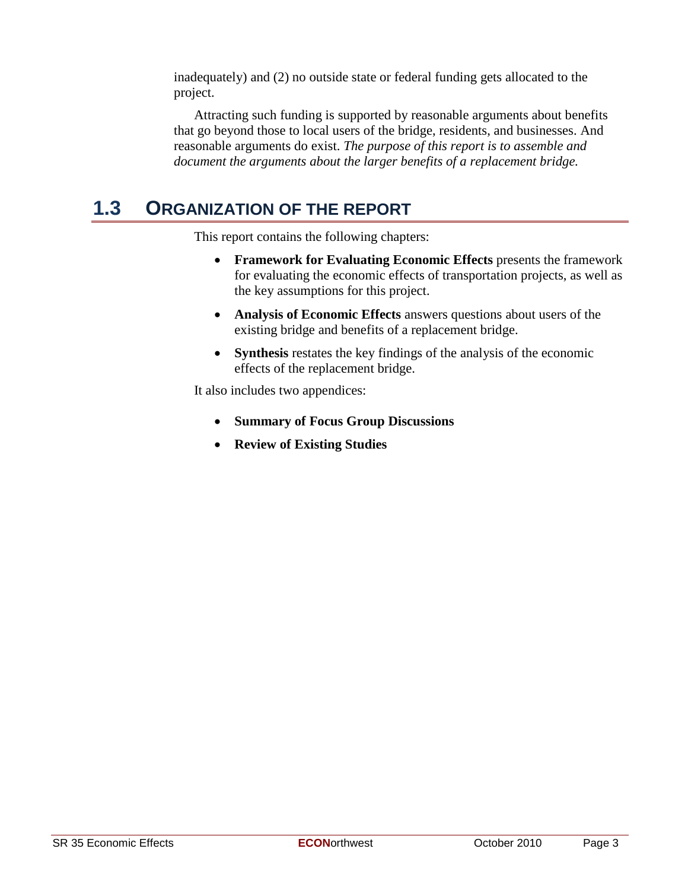inadequately) and (2) no outside state or federal funding gets allocated to the project.

Attracting such funding is supported by reasonable arguments about benefits that go beyond those to local users of the bridge, residents, and businesses. And reasonable arguments do exist. *The purpose of this report is to assemble and document the arguments about the larger benefits of a replacement bridge.*

## 1.3 ORGANIZATION OF THE REPORT

This report contains the following chapters:

- **Framework for Evaluating Economic Effects** presents the framework for evaluating the economic effects of transportation projects, as well as the key assumptions for this project.
- **Analysis of Economic Effects** answers questions about users of the existing bridge and benefits of a replacement bridge.
- **Synthesis** restates the key findings of the analysis of the economic effects of the replacement bridge.

It also includes two appendices:

- **Summary of Focus Group Discussions**
- **Review of Existing Studies**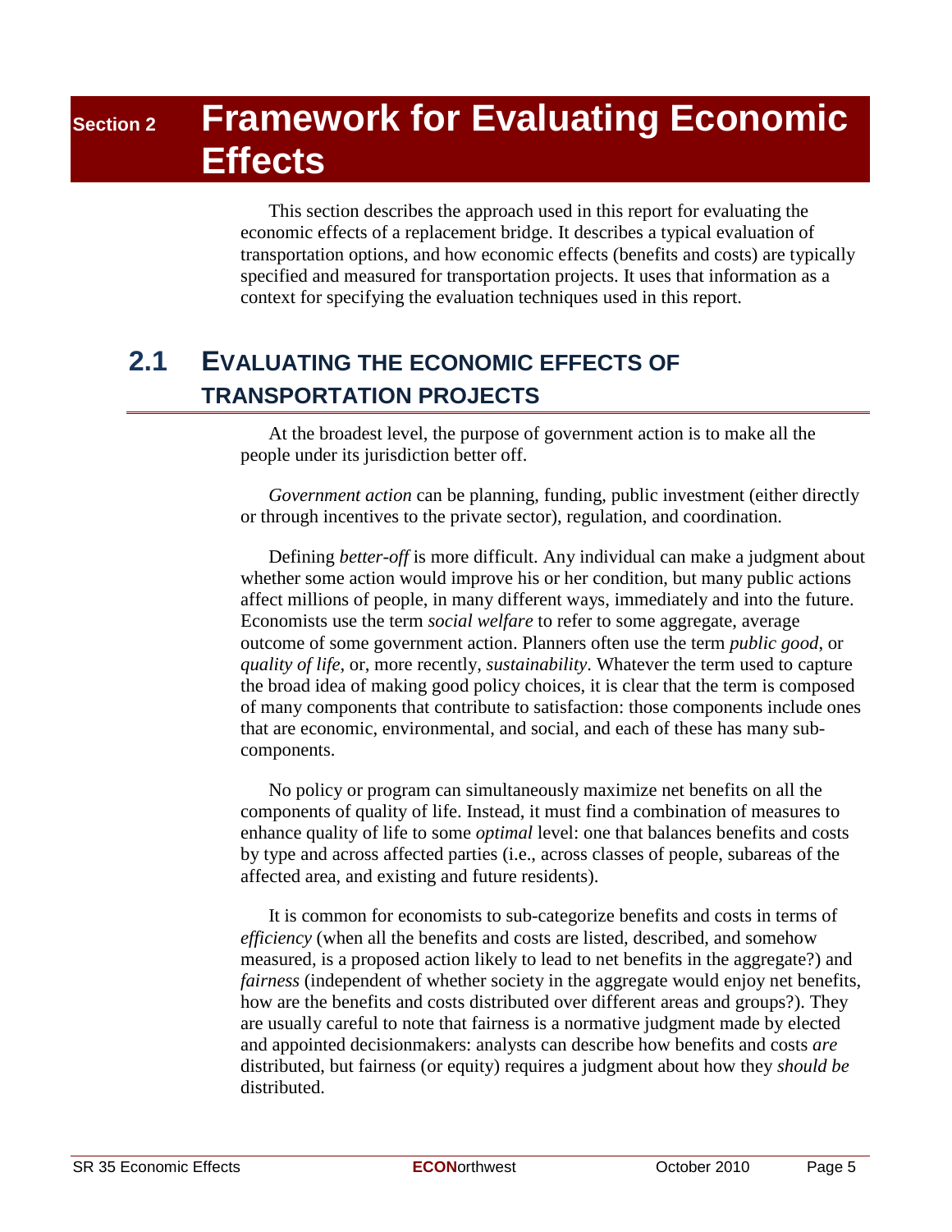# Section 2 Framework for Evaluating Economic Effects

This section describes the approach used in this report for evaluating the economic effects of a replacement bridge. It describes a typical evaluation of transportation options, and how economic effects (benefits and costs) are typically specified and measured for transportation projects. It uses that information as a context for specifying the evaluation techniques used in this report.

## 2.1 Evaluating the Economic Effects of Transportation Projects

At the broadest level, the purpose of government action is to make all the people under its jurisdiction better off.

*Government action* can be planning, funding, public investment (either directly or through incentives to the private sector), regulation, and coordination.

Defining *better-off* is more difficult. Any individual can make a judgment about whether some action would improve his or her condition, but many public actions affect millions of people, in many different ways, immediately and into the future. Economists use the term *social welfare* to refer to some aggregate, average outcome of some government action. Planners often use the term *public good*, or *quality of life*, or, more recently, *sustainability*. Whatever the term used to capture the broad idea of making good policy choices, it is clear that the term is composed of many components that contribute to satisfaction: those components include ones that are economic, environmental, and social, and each of these has many sub-components.

No policy or program can simultaneously maximize net benefits on all the components of quality of life. Instead, it must find a combination of measures to enhance quality of life to some *optimal* level: one that balances benefits and costs by type and across affected parties (i.e., across classes of people, subareas of the affected area, and existing and future residents).

It is common for economists to sub-categorize benefits and costs in terms of *efficiency* (when all the benefits and costs are listed, described, and somehow measured, is a proposed action likely to lead to net benefits in the aggregate?) and *fairness* (independent of whether society in the aggregate would enjoy net benefits, how are the benefits and costs distributed over different areas and groups?). They are usually careful to note that fairness is a normative judgment made by elected and appointed decisionmakers: analysts can describe how benefits and costs *are* distributed, but fairness (or equity) requires a judgment about how they *should be* distributed.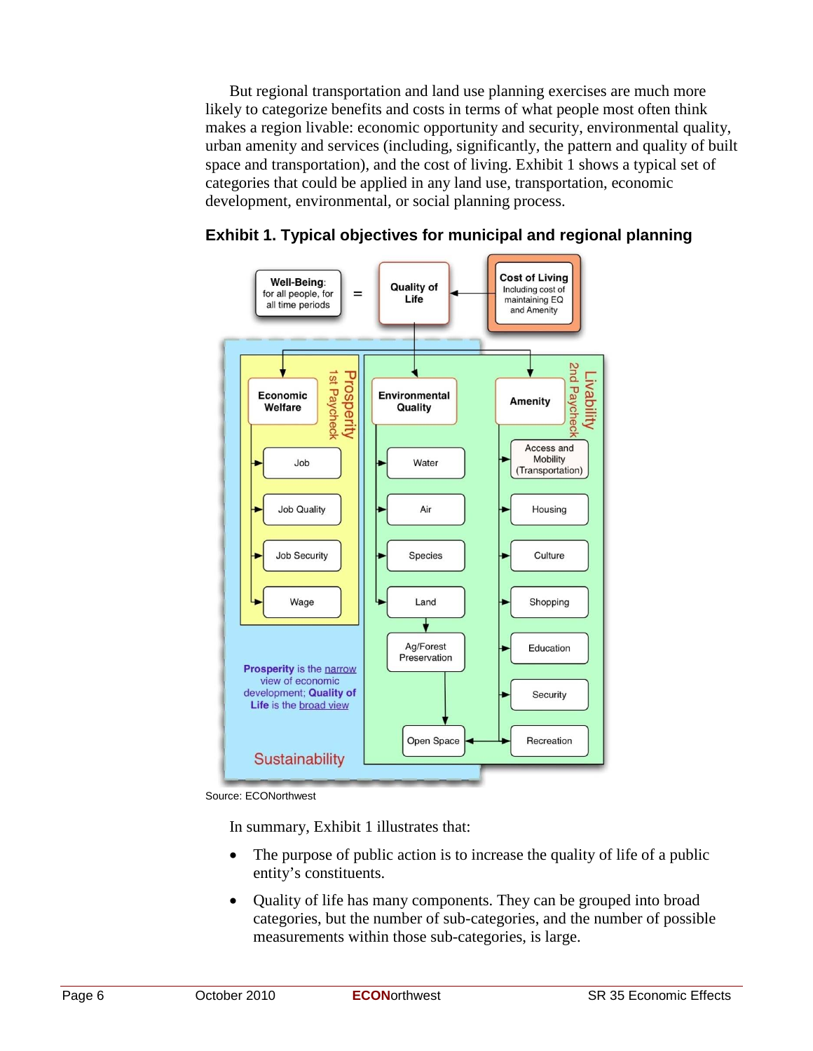But regional transportation and land use planning exercises are much more likely to categorize benefits and costs in terms of what people most often think makes a region livable: economic opportunity and security, environmental quality, urban amenity and services (including, significantly, the pattern and quality of built space and transportation), and the cost of living. Exhibit 1 shows a typical set of categories that could be applied in any land use, transportation, economic development, environmental, or social planning process.

**Exhibit 1. Typical objectives for municipal and regional planning**

**Well-Being**: for all people, for all time periods = **Quality of Life** ← **Cost of Living** Including cost of maintaining EQ and Amenity

**Sustainability**

- **Prosperity** (1st Paycheck)
  - **Economic Welfare**
    - Job
    - Job Quality
    - Job Security
    - Wage
- **Livability** (2nd Paycheck)
  - **Environmental Quality**
    - Water
    - Air
    - Species
    - Land → Ag/Forest Preservation → Open Space
  - **Amenity**
    - Access and Mobility (Transportation)
    - Housing
    - Culture
    - Shopping
    - Education
    - Security
    - Recreation ↔ Open Space

**Prosperity** is the narrow view of economic development; **Quality of Life** is the broad view

Source: ECONorthwest

In summary, Exhibit 1 illustrates that:

- The purpose of public action is to increase the quality of life of a public entity's constituents.
- Quality of life has many components. They can be grouped into broad categories, but the number of sub-categories, and the number of possible measurements within those sub-categories, is large.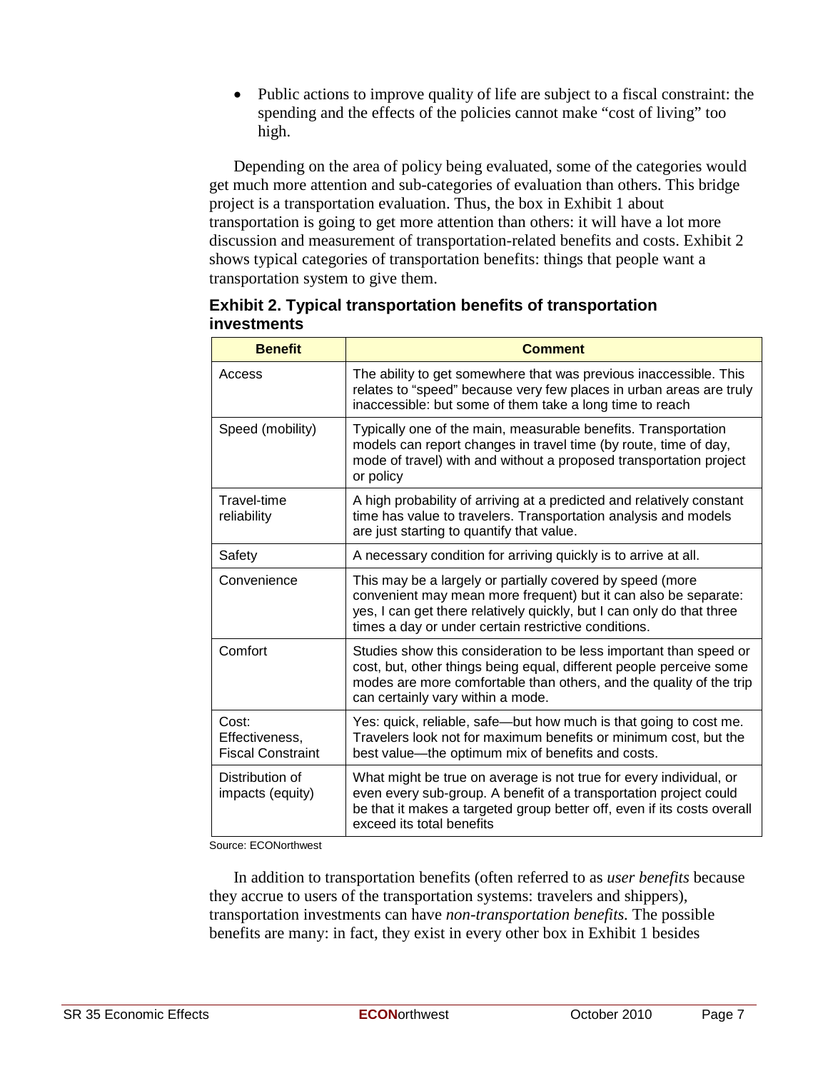- Public actions to improve quality of life are subject to a fiscal constraint: the spending and the effects of the policies cannot make "cost of living" too high.

Depending on the area of policy being evaluated, some of the categories would get much more attention and sub-categories of evaluation than others. This bridge project is a transportation evaluation. Thus, the box in Exhibit 1 about transportation is going to get more attention than others: it will have a lot more discussion and measurement of transportation-related benefits and costs. Exhibit 2 shows typical categories of transportation benefits: things that people want a transportation system to give them.

**Exhibit 2. Typical transportation benefits of transportation investments**

| Benefit | Comment |
|---|---|
| Access | The ability to get somewhere that was previous inaccessible. This relates to "speed" because very few places in urban areas are truly inaccessible: but some of them take a long time to reach |
| Speed (mobility) | Typically one of the main, measurable benefits. Transportation models can report changes in travel time (by route, time of day, mode of travel) with and without a proposed transportation project or policy |
| Travel-time reliability | A high probability of arriving at a predicted and relatively constant time has value to travelers. Transportation analysis and models are just starting to quantify that value. |
| Safety | A necessary condition for arriving quickly is to arrive at all. |
| Convenience | This may be a largely or partially covered by speed (more convenient may mean more frequent) but it can also be separate: yes, I can get there relatively quickly, but I can only do that three times a day or under certain restrictive conditions. |
| Comfort | Studies show this consideration to be less important than speed or cost, but, other things being equal, different people perceive some modes are more comfortable than others, and the quality of the trip can certainly vary within a mode. |
| Cost: Effectiveness, Fiscal Constraint | Yes: quick, reliable, safe—but how much is that going to cost me. Travelers look not for maximum benefits or minimum cost, but the best value—the optimum mix of benefits and costs. |
| Distribution of impacts (equity) | What might be true on average is not true for every individual, or even every sub-group. A benefit of a transportation project could be that it makes a targeted group better off, even if its costs overall exceed its total benefits |

Source: ECONorthwest

In addition to transportation benefits (often referred to as *user benefits* because they accrue to users of the transportation systems: travelers and shippers), transportation investments can have *non-transportation benefits.* The possible benefits are many: in fact, they exist in every other box in Exhibit 1 besides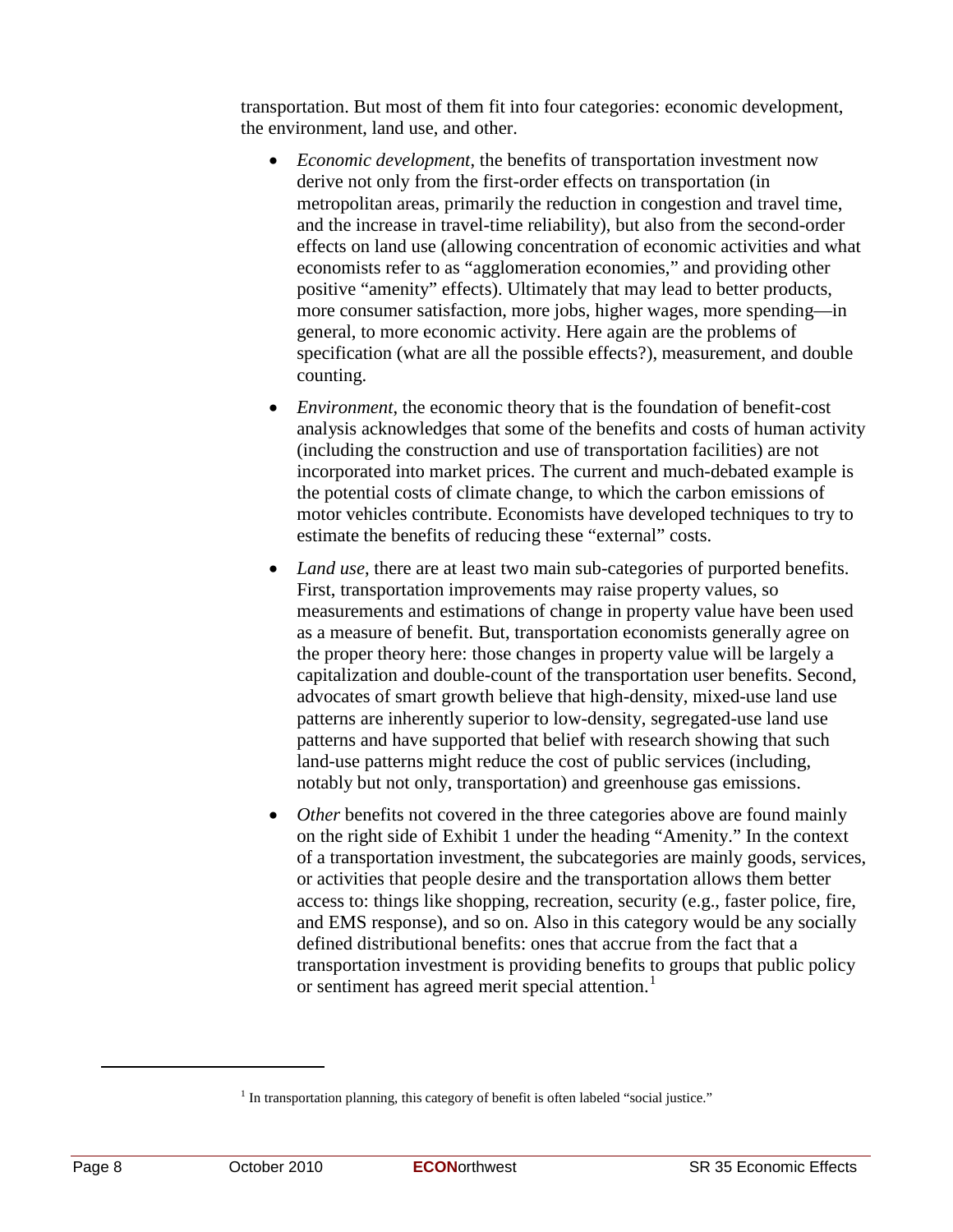transportation. But most of them fit into four categories: economic development, the environment, land use, and other.

- *Economic development*, the benefits of transportation investment now derive not only from the first-order effects on transportation (in metropolitan areas, primarily the reduction in congestion and travel time, and the increase in travel-time reliability), but also from the second-order effects on land use (allowing concentration of economic activities and what economists refer to as "agglomeration economies," and providing other positive "amenity" effects). Ultimately that may lead to better products, more consumer satisfaction, more jobs, higher wages, more spending—in general, to more economic activity. Here again are the problems of specification (what are all the possible effects?), measurement, and double counting.

- *Environment*, the economic theory that is the foundation of benefit-cost analysis acknowledges that some of the benefits and costs of human activity (including the construction and use of transportation facilities) are not incorporated into market prices. The current and much-debated example is the potential costs of climate change, to which the carbon emissions of motor vehicles contribute. Economists have developed techniques to try to estimate the benefits of reducing these "external" costs.

- *Land use*, there are at least two main sub-categories of purported benefits. First, transportation improvements may raise property values, so measurements and estimations of change in property value have been used as a measure of benefit. But, transportation economists generally agree on the proper theory here: those changes in property value will be largely a capitalization and double-count of the transportation user benefits. Second, advocates of smart growth believe that high-density, mixed-use land use patterns are inherently superior to low-density, segregated-use land use patterns and have supported that belief with research showing that such land-use patterns might reduce the cost of public services (including, notably but not only, transportation) and greenhouse gas emissions.

- *Other* benefits not covered in the three categories above are found mainly on the right side of Exhibit 1 under the heading "Amenity." In the context of a transportation investment, the subcategories are mainly goods, services, or activities that people desire and the transportation allows them better access to: things like shopping, recreation, security (e.g., faster police, fire, and EMS response), and so on. Also in this category would be any socially defined distributional benefits: ones that accrue from the fact that a transportation investment is providing benefits to groups that public policy or sentiment has agreed merit special attention.[1]

[1] In transportation planning, this category of benefit is often labeled "social justice."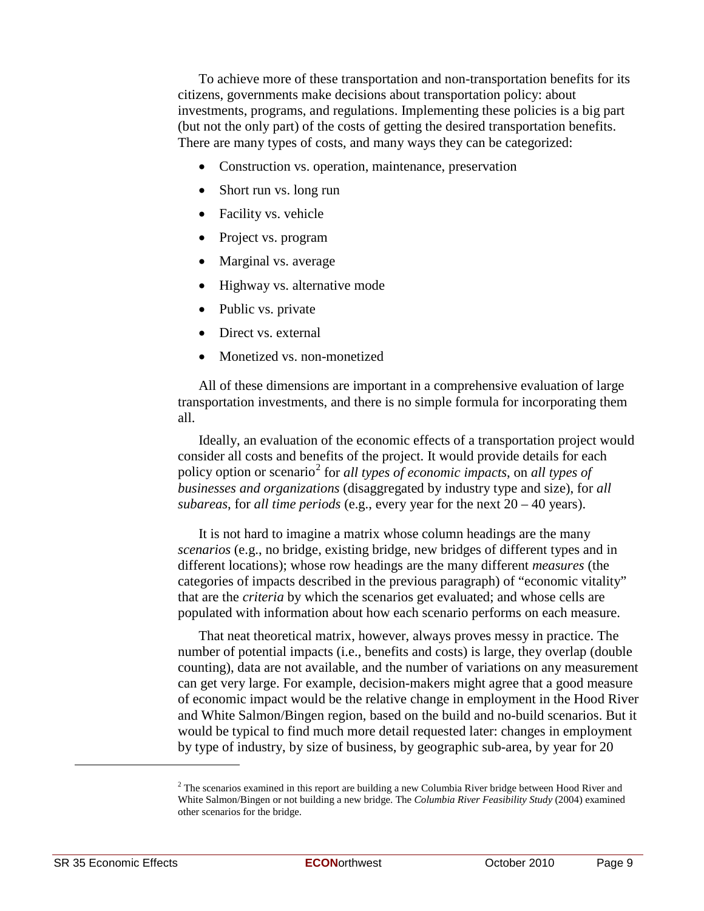To achieve more of these transportation and non-transportation benefits for its citizens, governments make decisions about transportation policy: about investments, programs, and regulations. Implementing these policies is a big part (but not the only part) of the costs of getting the desired transportation benefits. There are many types of costs, and many ways they can be categorized:

- Construction vs. operation, maintenance, preservation
- Short run vs. long run
- Facility vs. vehicle
- Project vs. program
- Marginal vs. average
- Highway vs. alternative mode
- Public vs. private
- Direct vs. external
- Monetized vs. non-monetized

All of these dimensions are important in a comprehensive evaluation of large transportation investments, and there is no simple formula for incorporating them all.

Ideally, an evaluation of the economic effects of a transportation project would consider all costs and benefits of the project. It would provide details for each policy option or scenario[2] for *all types of economic impacts*, on *all types of businesses and organizations* (disaggregated by industry type and size), for *all subareas*, for *all time periods* (e.g., every year for the next 20 – 40 years).

It is not hard to imagine a matrix whose column headings are the many *scenarios* (e.g., no bridge, existing bridge, new bridges of different types and in different locations); whose row headings are the many different *measures* (the categories of impacts described in the previous paragraph) of "economic vitality" that are the *criteria* by which the scenarios get evaluated; and whose cells are populated with information about how each scenario performs on each measure.

That neat theoretical matrix, however, always proves messy in practice. The number of potential impacts (i.e., benefits and costs) is large, they overlap (double counting), data are not available, and the number of variations on any measurement can get very large. For example, decision-makers might agree that a good measure of economic impact would be the relative change in employment in the Hood River and White Salmon/Bingen region, based on the build and no-build scenarios. But it would be typical to find much more detail requested later: changes in employment by type of industry, by size of business, by geographic sub-area, by year for 20

[2] The scenarios examined in this report are building a new Columbia River bridge between Hood River and White Salmon/Bingen or not building a new bridge. The *Columbia River Feasibility Study* (2004) examined other scenarios for the bridge.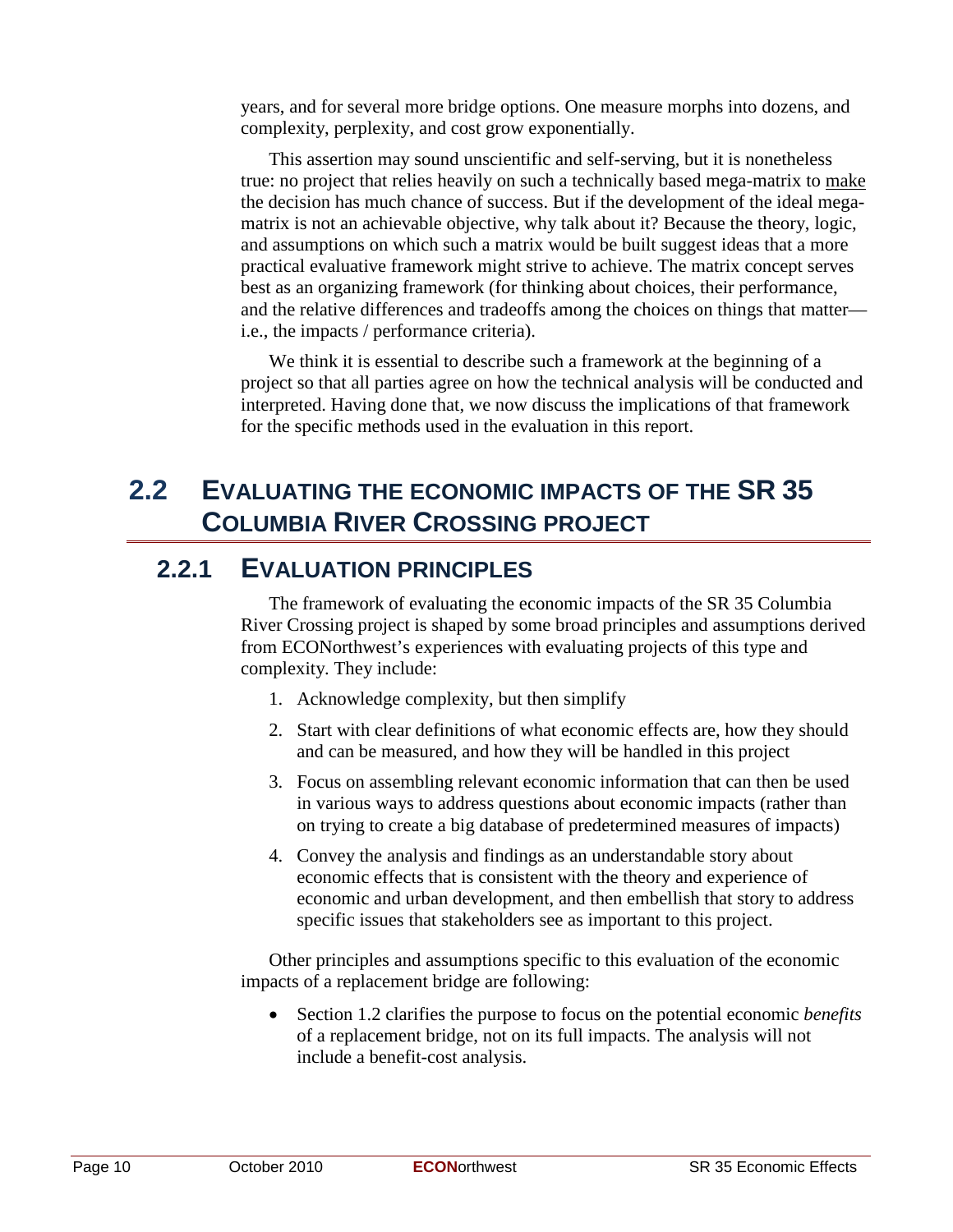years, and for several more bridge options. One measure morphs into dozens, and complexity, perplexity, and cost grow exponentially.

This assertion may sound unscientific and self-serving, but it is nonetheless true: no project that relies heavily on such a technically based mega-matrix to make the decision has much chance of success. But if the development of the ideal mega-matrix is not an achievable objective, why talk about it? Because the theory, logic, and assumptions on which such a matrix would be built suggest ideas that a more practical evaluative framework might strive to achieve. The matrix concept serves best as an organizing framework (for thinking about choices, their performance, and the relative differences and tradeoffs among the choices on things that matter—i.e., the impacts / performance criteria).

We think it is essential to describe such a framework at the beginning of a project so that all parties agree on how the technical analysis will be conducted and interpreted. Having done that, we now discuss the implications of that framework for the specific methods used in the evaluation in this report.

## 2.2 Evaluating the Economic Impacts of the SR 35 Columbia River Crossing Project

### 2.2.1 Evaluation Principles

The framework of evaluating the economic impacts of the SR 35 Columbia River Crossing project is shaped by some broad principles and assumptions derived from ECONorthwest's experiences with evaluating projects of this type and complexity. They include:

1. Acknowledge complexity, but then simplify
2. Start with clear definitions of what economic effects are, how they should and can be measured, and how they will be handled in this project
3. Focus on assembling relevant economic information that can then be used in various ways to address questions about economic impacts (rather than on trying to create a big database of predetermined measures of impacts)
4. Convey the analysis and findings as an understandable story about economic effects that is consistent with the theory and experience of economic and urban development, and then embellish that story to address specific issues that stakeholders see as important to this project.

Other principles and assumptions specific to this evaluation of the economic impacts of a replacement bridge are following:

- Section 1.2 clarifies the purpose to focus on the potential economic *benefits* of a replacement bridge, not on its full impacts. The analysis will not include a benefit-cost analysis.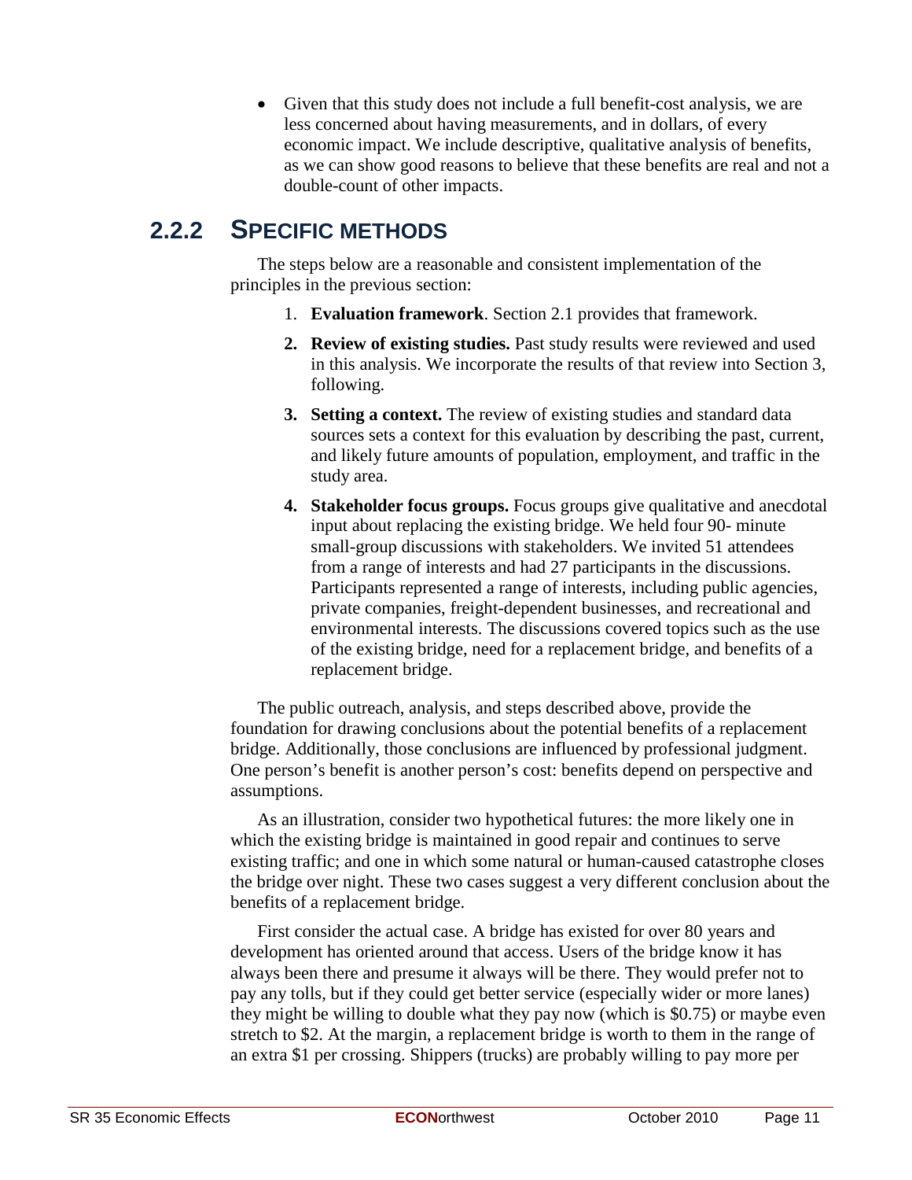- Given that this study does not include a full benefit-cost analysis, we are less concerned about having measurements, and in dollars, of every economic impact. We include descriptive, qualitative analysis of benefits, as we can show good reasons to believe that these benefits are real and not a double-count of other impacts.

## 2.2.2 SPECIFIC METHODS

The steps below are a reasonable and consistent implementation of the principles in the previous section:

1. **Evaluation framework**. Section 2.1 provides that framework.
2. **Review of existing studies.** Past study results were reviewed and used in this analysis. We incorporate the results of that review into Section 3, following.
3. **Setting a context.** The review of existing studies and standard data sources sets a context for this evaluation by describing the past, current, and likely future amounts of population, employment, and traffic in the study area.
4. **Stakeholder focus groups.** Focus groups give qualitative and anecdotal input about replacing the existing bridge. We held four 90- minute small-group discussions with stakeholders. We invited 51 attendees from a range of interests and had 27 participants in the discussions. Participants represented a range of interests, including public agencies, private companies, freight-dependent businesses, and recreational and environmental interests. The discussions covered topics such as the use of the existing bridge, need for a replacement bridge, and benefits of a replacement bridge.

The public outreach, analysis, and steps described above, provide the foundation for drawing conclusions about the potential benefits of a replacement bridge. Additionally, those conclusions are influenced by professional judgment. One person's benefit is another person's cost: benefits depend on perspective and assumptions.

As an illustration, consider two hypothetical futures: the more likely one in which the existing bridge is maintained in good repair and continues to serve existing traffic; and one in which some natural or human-caused catastrophe closes the bridge over night. These two cases suggest a very different conclusion about the benefits of a replacement bridge.

First consider the actual case. A bridge has existed for over 80 years and development has oriented around that access. Users of the bridge know it has always been there and presume it always will be there. They would prefer not to pay any tolls, but if they could get better service (especially wider or more lanes) they might be willing to double what they pay now (which is $0.75) or maybe even stretch to $2. At the margin, a replacement bridge is worth to them in the range of an extra $1 per crossing. Shippers (trucks) are probably willing to pay more per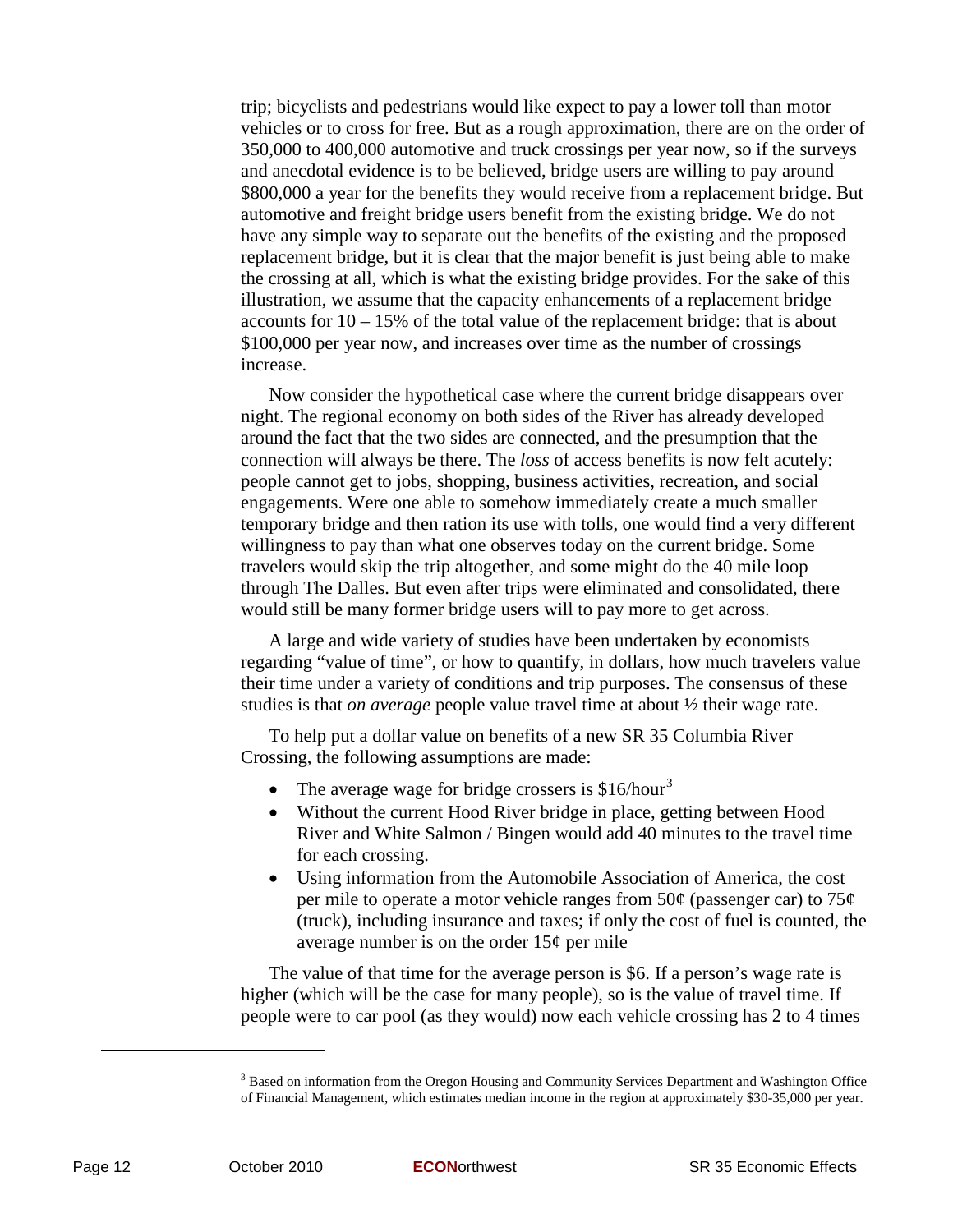trip; bicyclists and pedestrians would like expect to pay a lower toll than motor vehicles or to cross for free. But as a rough approximation, there are on the order of 350,000 to 400,000 automotive and truck crossings per year now, so if the surveys and anecdotal evidence is to be believed, bridge users are willing to pay around \$800,000 a year for the benefits they would receive from a replacement bridge. But automotive and freight bridge users benefit from the existing bridge. We do not have any simple way to separate out the benefits of the existing and the proposed replacement bridge, but it is clear that the major benefit is just being able to make the crossing at all, which is what the existing bridge provides. For the sake of this illustration, we assume that the capacity enhancements of a replacement bridge accounts for 10 – 15% of the total value of the replacement bridge: that is about \$100,000 per year now, and increases over time as the number of crossings increase.

Now consider the hypothetical case where the current bridge disappears over night. The regional economy on both sides of the River has already developed around the fact that the two sides are connected, and the presumption that the connection will always be there. The *loss* of access benefits is now felt acutely: people cannot get to jobs, shopping, business activities, recreation, and social engagements. Were one able to somehow immediately create a much smaller temporary bridge and then ration its use with tolls, one would find a very different willingness to pay than what one observes today on the current bridge. Some travelers would skip the trip altogether, and some might do the 40 mile loop through The Dalles. But even after trips were eliminated and consolidated, there would still be many former bridge users will to pay more to get across.

A large and wide variety of studies have been undertaken by economists regarding "value of time", or how to quantify, in dollars, how much travelers value their time under a variety of conditions and trip purposes. The consensus of these studies is that *on average* people value travel time at about ½ their wage rate.

To help put a dollar value on benefits of a new SR 35 Columbia River Crossing, the following assumptions are made:

- The average wage for bridge crossers is \$16/hour[3]
- Without the current Hood River bridge in place, getting between Hood River and White Salmon / Bingen would add 40 minutes to the travel time for each crossing.
- Using information from the Automobile Association of America, the cost per mile to operate a motor vehicle ranges from 50¢ (passenger car) to 75¢ (truck), including insurance and taxes; if only the cost of fuel is counted, the average number is on the order 15¢ per mile

The value of that time for the average person is \$6. If a person's wage rate is higher (which will be the case for many people), so is the value of travel time. If people were to car pool (as they would) now each vehicle crossing has 2 to 4 times

[3] Based on information from the Oregon Housing and Community Services Department and Washington Office of Financial Management, which estimates median income in the region at approximately \$30-35,000 per year.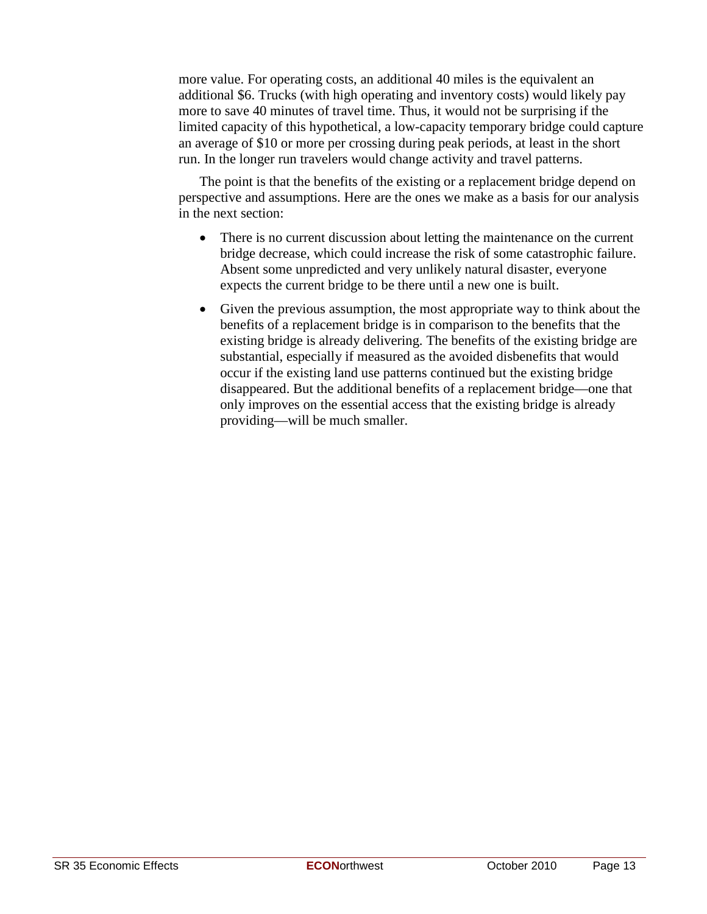more value. For operating costs, an additional 40 miles is the equivalent an additional $6. Trucks (with high operating and inventory costs) would likely pay more to save 40 minutes of travel time. Thus, it would not be surprising if the limited capacity of this hypothetical, a low-capacity temporary bridge could capture an average of $10 or more per crossing during peak periods, at least in the short run. In the longer run travelers would change activity and travel patterns.

The point is that the benefits of the existing or a replacement bridge depend on perspective and assumptions. Here are the ones we make as a basis for our analysis in the next section:

- There is no current discussion about letting the maintenance on the current bridge decrease, which could increase the risk of some catastrophic failure. Absent some unpredicted and very unlikely natural disaster, everyone expects the current bridge to be there until a new one is built.
- Given the previous assumption, the most appropriate way to think about the benefits of a replacement bridge is in comparison to the benefits that the existing bridge is already delivering. The benefits of the existing bridge are substantial, especially if measured as the avoided disbenefits that would occur if the existing land use patterns continued but the existing bridge disappeared. But the additional benefits of a replacement bridge—one that only improves on the essential access that the existing bridge is already providing—will be much smaller.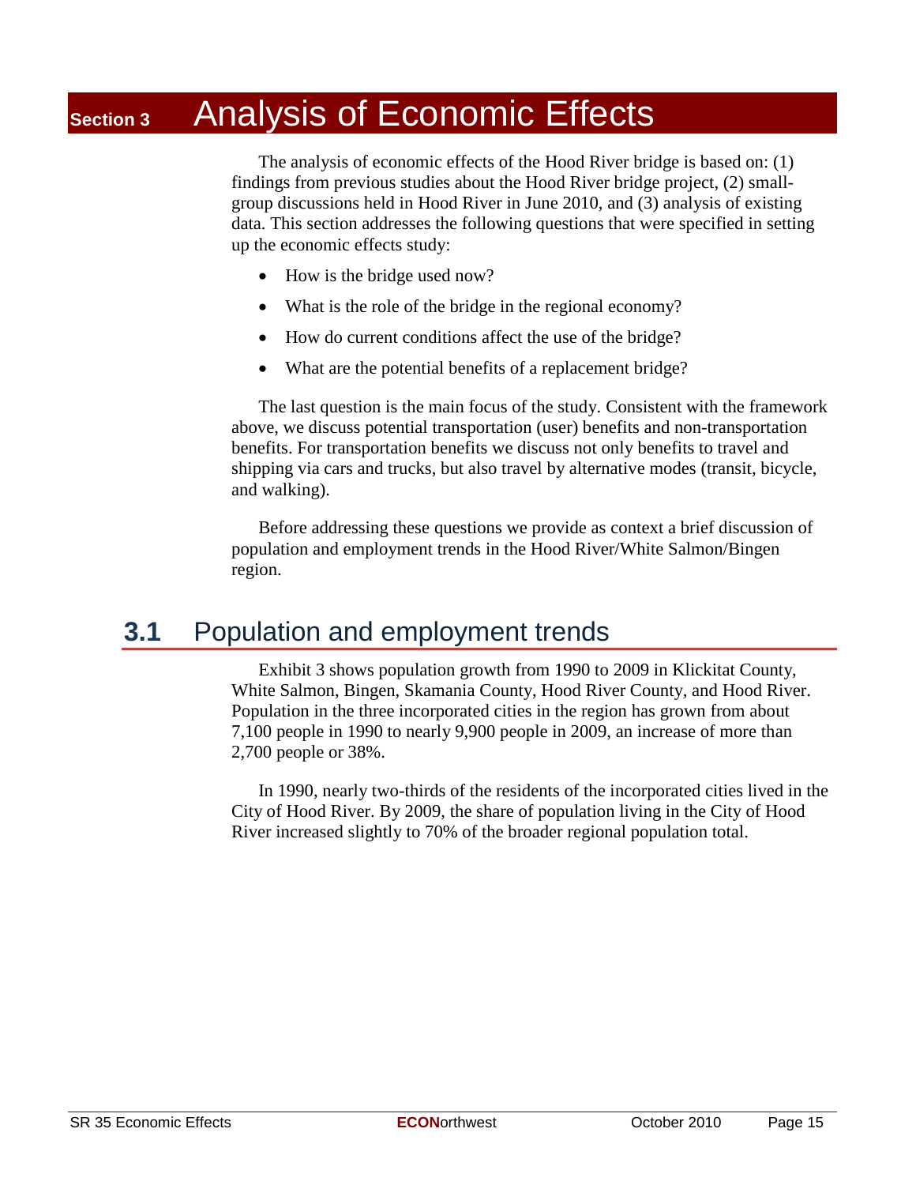# Section 3 Analysis of Economic Effects

The analysis of economic effects of the Hood River bridge is based on: (1) findings from previous studies about the Hood River bridge project, (2) small-group discussions held in Hood River in June 2010, and (3) analysis of existing data. This section addresses the following questions that were specified in setting up the economic effects study:

- How is the bridge used now?
- What is the role of the bridge in the regional economy?
- How do current conditions affect the use of the bridge?
- What are the potential benefits of a replacement bridge?

The last question is the main focus of the study. Consistent with the framework above, we discuss potential transportation (user) benefits and non-transportation benefits. For transportation benefits we discuss not only benefits to travel and shipping via cars and trucks, but also travel by alternative modes (transit, bicycle, and walking).

Before addressing these questions we provide as context a brief discussion of population and employment trends in the Hood River/White Salmon/Bingen region.

## 3.1 Population and employment trends

Exhibit 3 shows population growth from 1990 to 2009 in Klickitat County, White Salmon, Bingen, Skamania County, Hood River County, and Hood River. Population in the three incorporated cities in the region has grown from about 7,100 people in 1990 to nearly 9,900 people in 2009, an increase of more than 2,700 people or 38%.

In 1990, nearly two-thirds of the residents of the incorporated cities lived in the City of Hood River. By 2009, the share of population living in the City of Hood River increased slightly to 70% of the broader regional population total.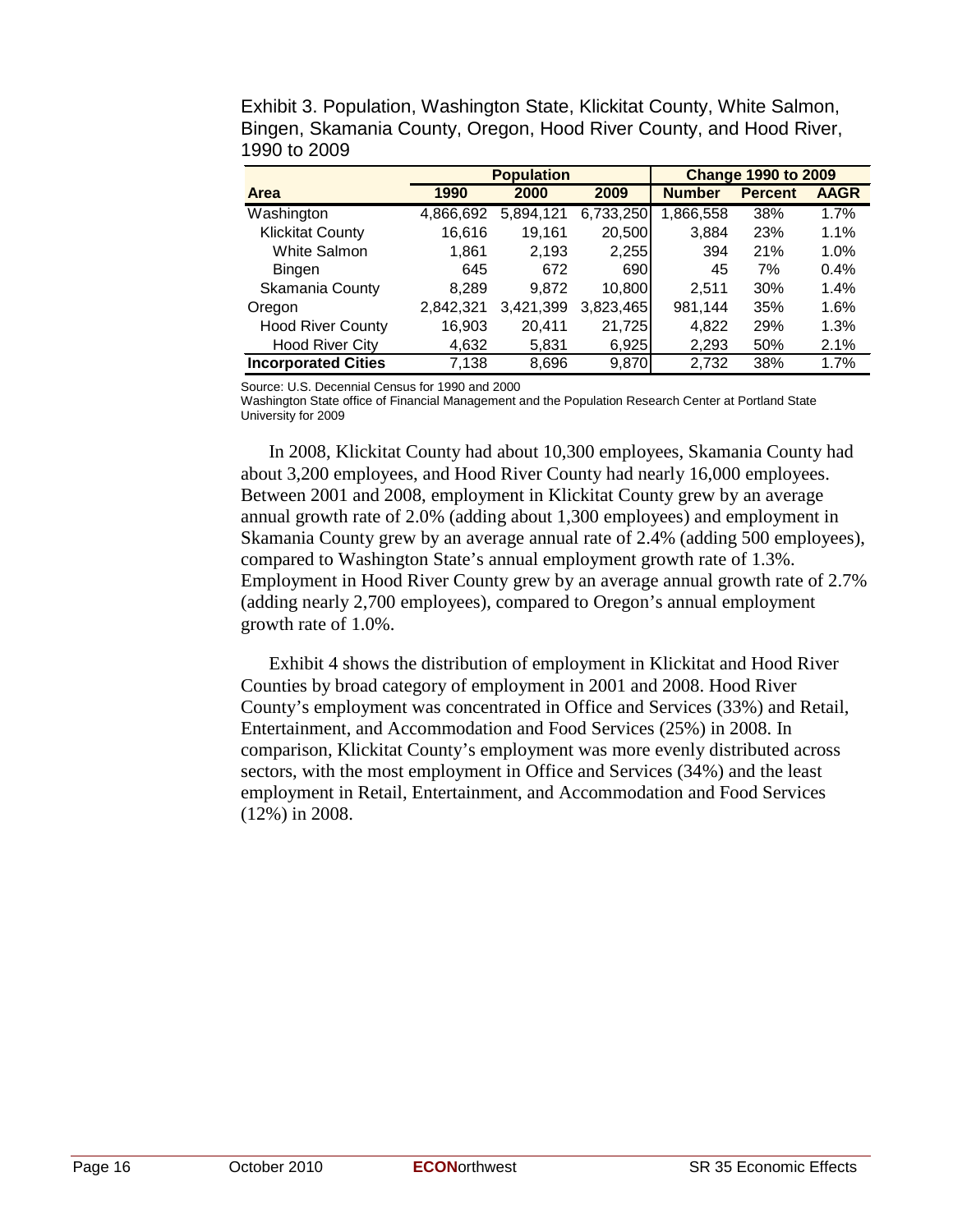Exhibit 3. Population, Washington State, Klickitat County, White Salmon, Bingen, Skamania County, Oregon, Hood River County, and Hood River, 1990 to 2009

| | Population | | | Change 1990 to 2009 | | |
|---|---|---|---|---|---|---|
| **Area** | **1990** | **2000** | **2009** | **Number** | **Percent** | **AAGR** |
| Washington | 4,866,692 | 5,894,121 | 6,733,250 | 1,866,558 | 38% | 1.7% |
| Klickitat County | 16,616 | 19,161 | 20,500 | 3,884 | 23% | 1.1% |
| White Salmon | 1,861 | 2,193 | 2,255 | 394 | 21% | 1.0% |
| Bingen | 645 | 672 | 690 | 45 | 7% | 0.4% |
| Skamania County | 8,289 | 9,872 | 10,800 | 2,511 | 30% | 1.4% |
| Oregon | 2,842,321 | 3,421,399 | 3,823,465 | 981,144 | 35% | 1.6% |
| Hood River County | 16,903 | 20,411 | 21,725 | 4,822 | 29% | 1.3% |
| Hood River City | 4,632 | 5,831 | 6,925 | 2,293 | 50% | 2.1% |
| **Incorporated Cities** | 7,138 | 8,696 | 9,870 | 2,732 | 38% | 1.7% |

Source: U.S. Decennial Census for 1990 and 2000
Washington State office of Financial Management and the Population Research Center at Portland State University for 2009

In 2008, Klickitat County had about 10,300 employees, Skamania County had about 3,200 employees, and Hood River County had nearly 16,000 employees. Between 2001 and 2008, employment in Klickitat County grew by an average annual growth rate of 2.0% (adding about 1,300 employees) and employment in Skamania County grew by an average annual rate of 2.4% (adding 500 employees), compared to Washington State's annual employment growth rate of 1.3%. Employment in Hood River County grew by an average annual growth rate of 2.7% (adding nearly 2,700 employees), compared to Oregon's annual employment growth rate of 1.0%.

Exhibit 4 shows the distribution of employment in Klickitat and Hood River Counties by broad category of employment in 2001 and 2008. Hood River County's employment was concentrated in Office and Services (33%) and Retail, Entertainment, and Accommodation and Food Services (25%) in 2008. In comparison, Klickitat County's employment was more evenly distributed across sectors, with the most employment in Office and Services (34%) and the least employment in Retail, Entertainment, and Accommodation and Food Services (12%) in 2008.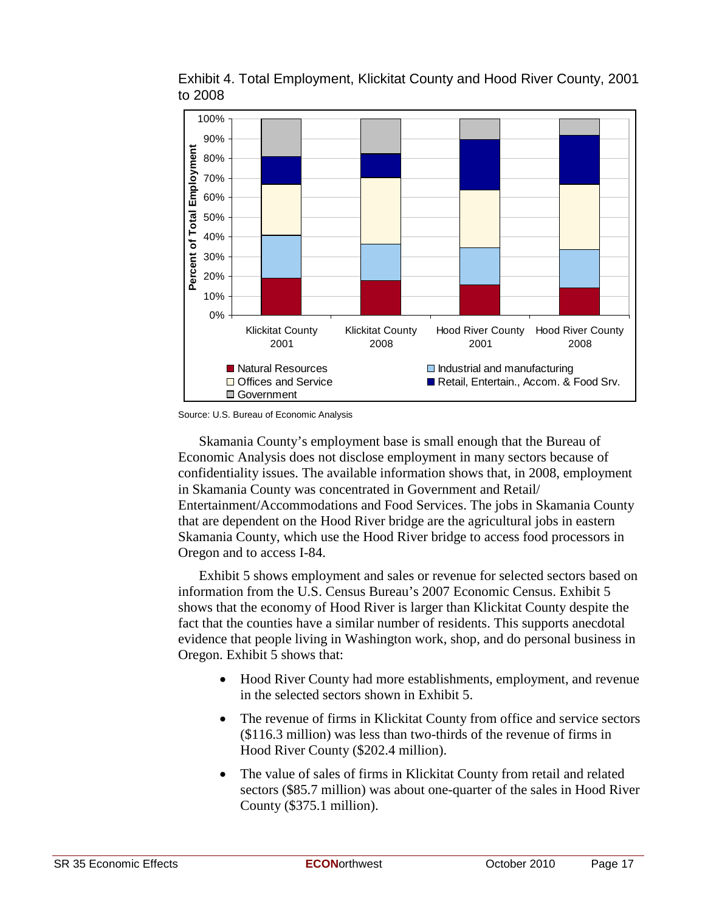Exhibit 4. Total Employment, Klickitat County and Hood River County, 2001 to 2008

Source: U.S. Bureau of Economic Analysis

Skamania County's employment base is small enough that the Bureau of Economic Analysis does not disclose employment in many sectors because of confidentiality issues. The available information shows that, in 2008, employment in Skamania County was concentrated in Government and Retail/ Entertainment/Accommodations and Food Services. The jobs in Skamania County that are dependent on the Hood River bridge are the agricultural jobs in eastern Skamania County, which use the Hood River bridge to access food processors in Oregon and to access I-84.

Exhibit 5 shows employment and sales or revenue for selected sectors based on information from the U.S. Census Bureau's 2007 Economic Census. Exhibit 5 shows that the economy of Hood River is larger than Klickitat County despite the fact that the counties have a similar number of residents. This supports anecdotal evidence that people living in Washington work, shop, and do personal business in Oregon. Exhibit 5 shows that:

- Hood River County had more establishments, employment, and revenue in the selected sectors shown in Exhibit 5.
- The revenue of firms in Klickitat County from office and service sectors ($116.3 million) was less than two-thirds of the revenue of firms in Hood River County ($202.4 million).
- The value of sales of firms in Klickitat County from retail and related sectors ($85.7 million) was about one-quarter of the sales in Hood River County ($375.1 million).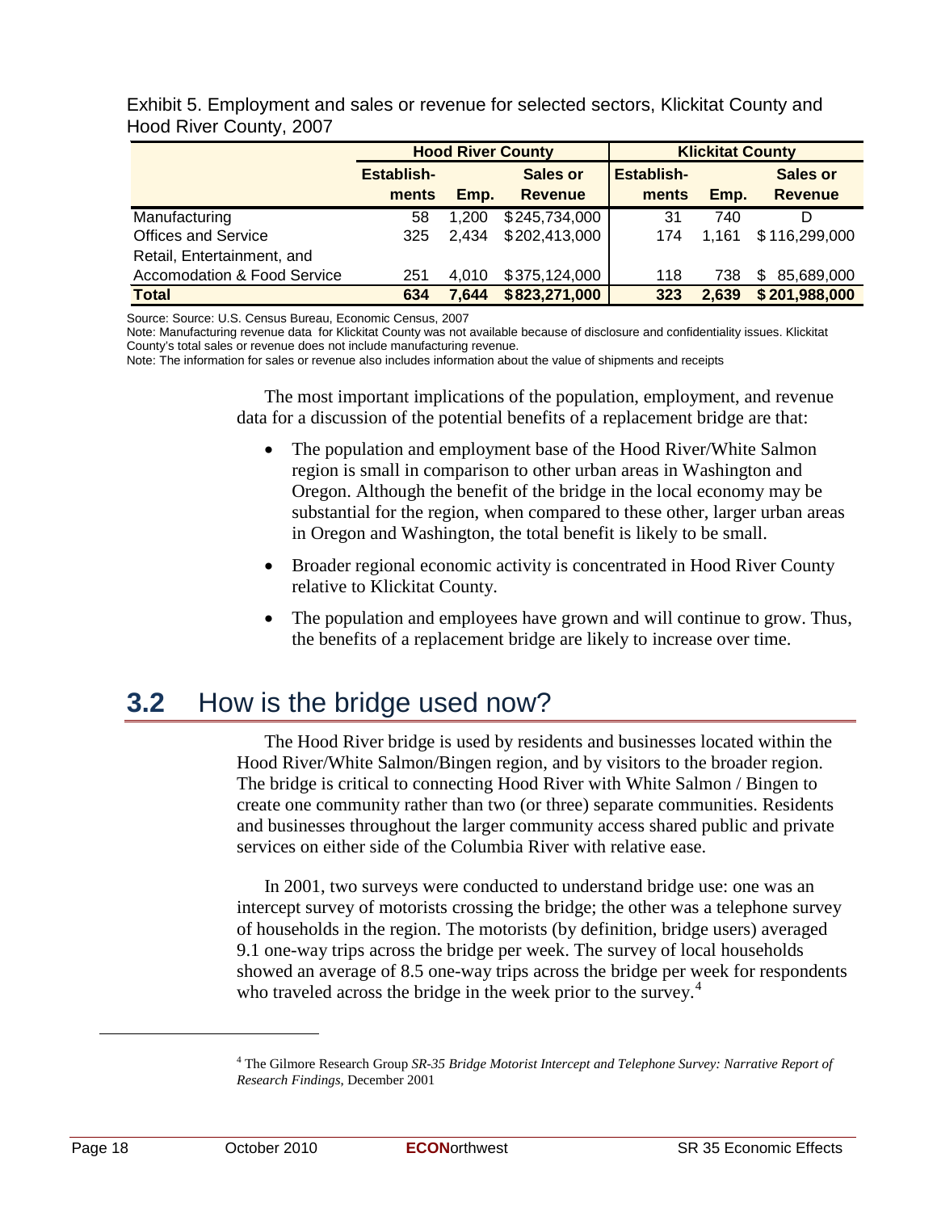Exhibit 5. Employment and sales or revenue for selected sectors, Klickitat County and Hood River County, 2007

| | Hood River County | | | Klickitat County | | |
|---|---|---|---|---|---|---|
| | Establish-ments | Emp. | Sales or Revenue | Establish-ments | Emp. | Sales or Revenue |
| Manufacturing | 58 | 1,200 | $245,734,000 | 31 | 740 | D |
| Offices and Service | 325 | 2,434 | $202,413,000 | 174 | 1,161 | $116,299,000 |
| Retail, Entertainment, and Accomodation & Food Service | 251 | 4,010 | $375,124,000 | 118 | 738 | $ 85,689,000 |
| **Total** | **634** | **7,644** | **$823,271,000** | **323** | **2,639** | **$201,988,000** |

Source: Source: U.S. Census Bureau, Economic Census, 2007

Note: Manufacturing revenue data for Klickitat County was not available because of disclosure and confidentiality issues. Klickitat County's total sales or revenue does not include manufacturing revenue.

Note: The information for sales or revenue also includes information about the value of shipments and receipts

The most important implications of the population, employment, and revenue data for a discussion of the potential benefits of a replacement bridge are that:

- The population and employment base of the Hood River/White Salmon region is small in comparison to other urban areas in Washington and Oregon. Although the benefit of the bridge in the local economy may be substantial for the region, when compared to these other, larger urban areas in Oregon and Washington, the total benefit is likely to be small.
- Broader regional economic activity is concentrated in Hood River County relative to Klickitat County.
- The population and employees have grown and will continue to grow. Thus, the benefits of a replacement bridge are likely to increase over time.

## 3.2 How is the bridge used now?

The Hood River bridge is used by residents and businesses located within the Hood River/White Salmon/Bingen region, and by visitors to the broader region. The bridge is critical to connecting Hood River with White Salmon / Bingen to create one community rather than two (or three) separate communities. Residents and businesses throughout the larger community access shared public and private services on either side of the Columbia River with relative ease.

In 2001, two surveys were conducted to understand bridge use: one was an intercept survey of motorists crossing the bridge; the other was a telephone survey of households in the region. The motorists (by definition, bridge users) averaged 9.1 one-way trips across the bridge per week. The survey of local households showed an average of 8.5 one-way trips across the bridge per week for respondents who traveled across the bridge in the week prior to the survey.[4]

[4] The Gilmore Research Group *SR-35 Bridge Motorist Intercept and Telephone Survey: Narrative Report of Research Findings*, December 2001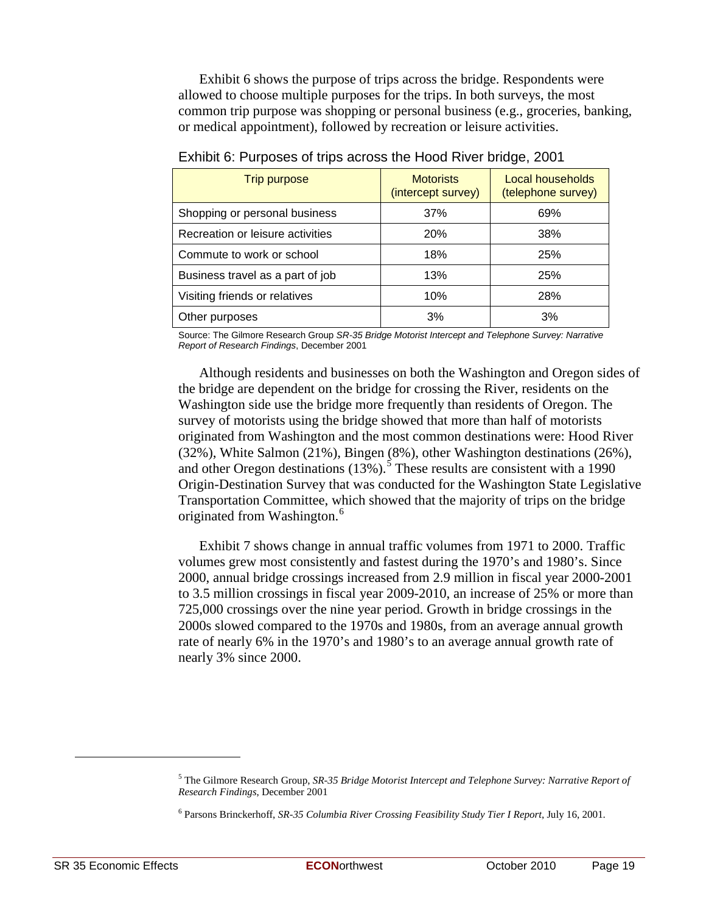Exhibit 6 shows the purpose of trips across the bridge. Respondents were allowed to choose multiple purposes for the trips. In both surveys, the most common trip purpose was shopping or personal business (e.g., groceries, banking, or medical appointment), followed by recreation or leisure activities.

Exhibit 6: Purposes of trips across the Hood River bridge, 2001

| Trip purpose | Motorists (intercept survey) | Local households (telephone survey) |
|---|---|---|
| Shopping or personal business | 37% | 69% |
| Recreation or leisure activities | 20% | 38% |
| Commute to work or school | 18% | 25% |
| Business travel as a part of job | 13% | 25% |
| Visiting friends or relatives | 10% | 28% |
| Other purposes | 3% | 3% |

Source: The Gilmore Research Group *SR-35 Bridge Motorist Intercept and Telephone Survey: Narrative Report of Research Findings*, December 2001

Although residents and businesses on both the Washington and Oregon sides of the bridge are dependent on the bridge for crossing the River, residents on the Washington side use the bridge more frequently than residents of Oregon. The survey of motorists using the bridge showed that more than half of motorists originated from Washington and the most common destinations were: Hood River (32%), White Salmon (21%), Bingen (8%), other Washington destinations (26%), and other Oregon destinations (13%).[5] These results are consistent with a 1990 Origin-Destination Survey that was conducted for the Washington State Legislative Transportation Committee, which showed that the majority of trips on the bridge originated from Washington.[6]

Exhibit 7 shows change in annual traffic volumes from 1971 to 2000. Traffic volumes grew most consistently and fastest during the 1970's and 1980's. Since 2000, annual bridge crossings increased from 2.9 million in fiscal year 2000-2001 to 3.5 million crossings in fiscal year 2009-2010, an increase of 25% or more than 725,000 crossings over the nine year period. Growth in bridge crossings in the 2000s slowed compared to the 1970s and 1980s, from an average annual growth rate of nearly 6% in the 1970's and 1980's to an average annual growth rate of nearly 3% since 2000.

---

[5] The Gilmore Research Group, *SR-35 Bridge Motorist Intercept and Telephone Survey: Narrative Report of Research Findings*, December 2001

[6] Parsons Brinckerhoff, *SR-35 Columbia River Crossing Feasibility Study Tier I Report*, July 16, 2001.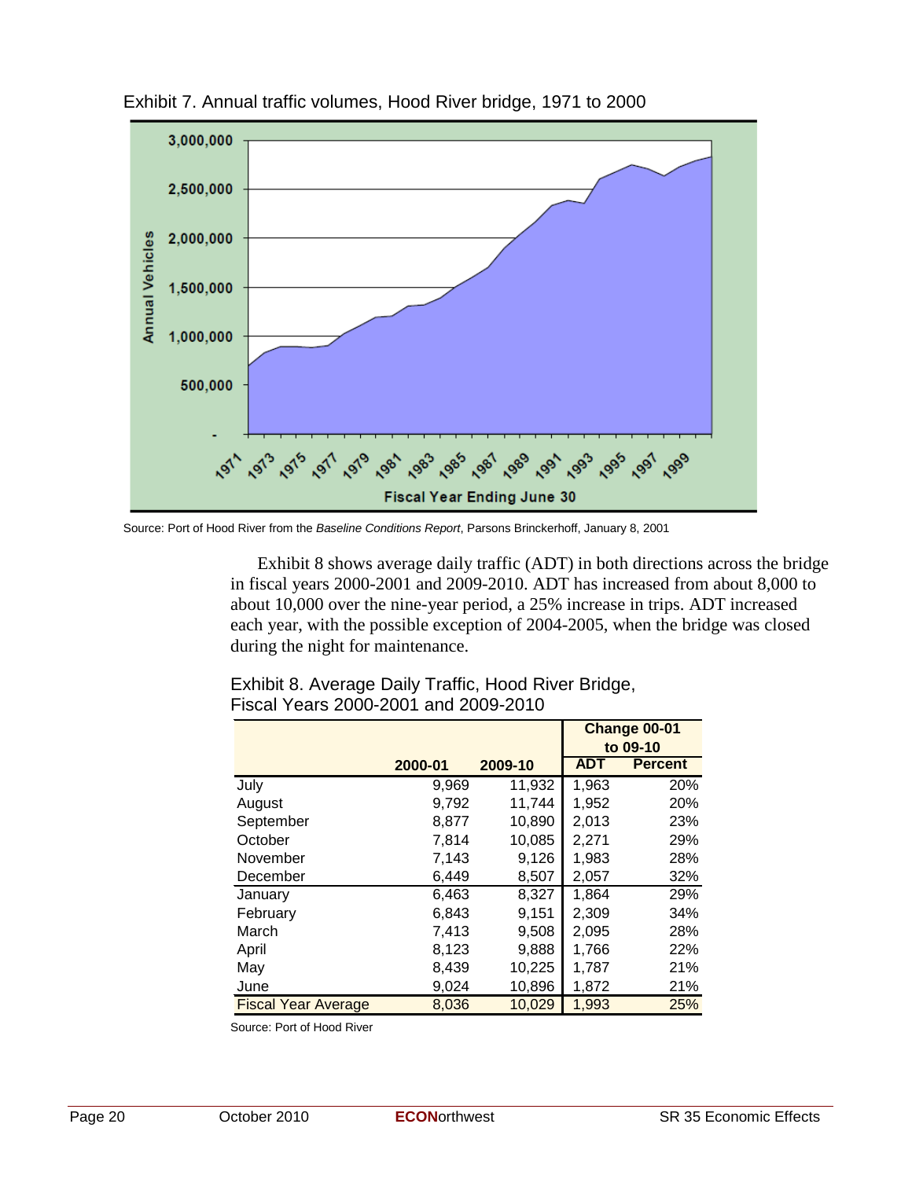Exhibit 7. Annual traffic volumes, Hood River bridge, 1971 to 2000

Source: Port of Hood River from the *Baseline Conditions Report*, Parsons Brinckerhoff, January 8, 2001

Exhibit 8 shows average daily traffic (ADT) in both directions across the bridge in fiscal years 2000-2001 and 2009-2010. ADT has increased from about 8,000 to about 10,000 over the nine-year period, a 25% increase in trips. ADT increased each year, with the possible exception of 2004-2005, when the bridge was closed during the night for maintenance.

Exhibit 8. Average Daily Traffic, Hood River Bridge, Fiscal Years 2000-2001 and 2009-2010

| | | | Change 00-01 to 09-10 | |
|---|---|---|---|---|
| | 2000-01 | 2009-10 | ADT | Percent |
| July | 9,969 | 11,932 | 1,963 | 20% |
| August | 9,792 | 11,744 | 1,952 | 20% |
| September | 8,877 | 10,890 | 2,013 | 23% |
| October | 7,814 | 10,085 | 2,271 | 29% |
| November | 7,143 | 9,126 | 1,983 | 28% |
| December | 6,449 | 8,507 | 2,057 | 32% |
| January | 6,463 | 8,327 | 1,864 | 29% |
| February | 6,843 | 9,151 | 2,309 | 34% |
| March | 7,413 | 9,508 | 2,095 | 28% |
| April | 8,123 | 9,888 | 1,766 | 22% |
| May | 8,439 | 10,225 | 1,787 | 21% |
| June | 9,024 | 10,896 | 1,872 | 21% |
| Fiscal Year Average | 8,036 | 10,029 | 1,993 | 25% |

Source: Port of Hood River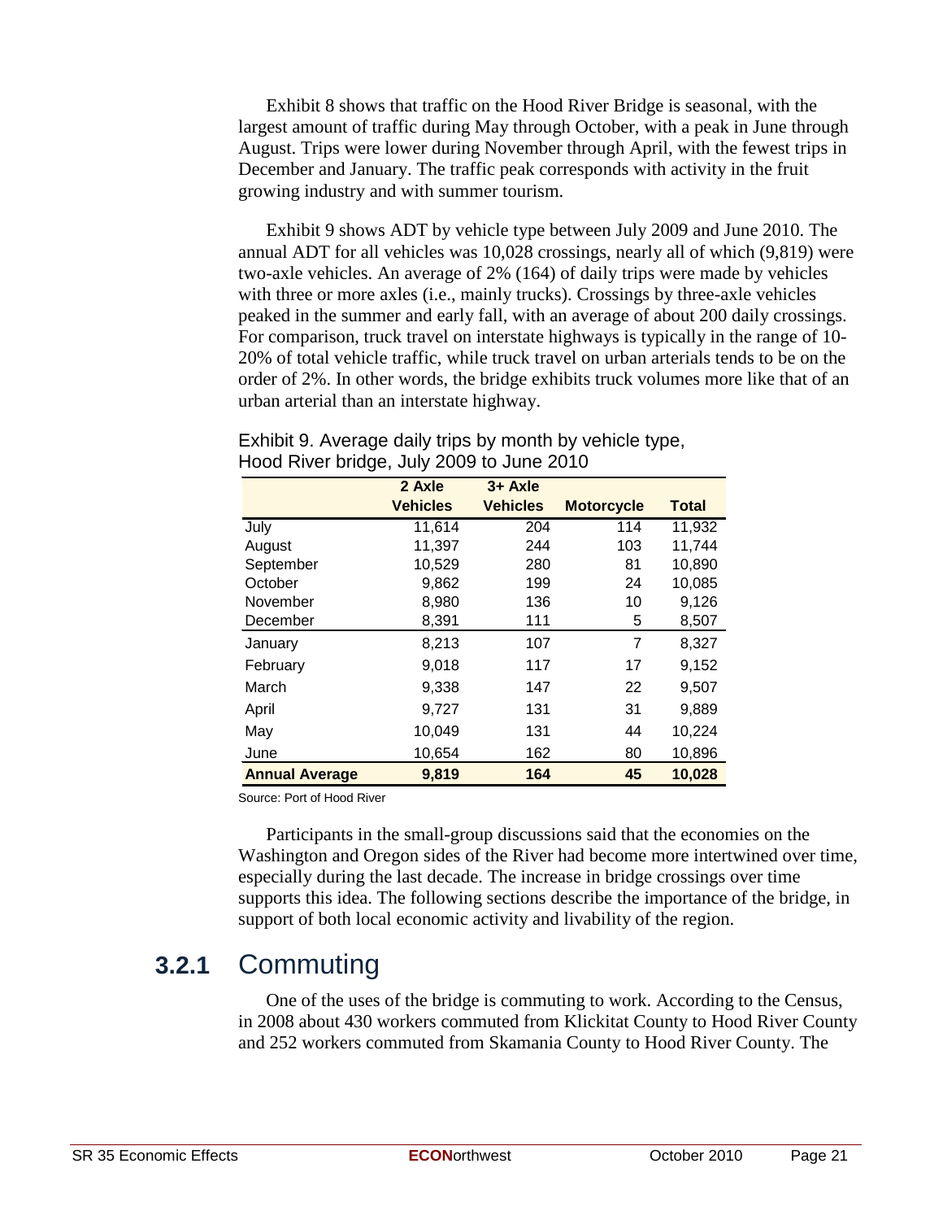Exhibit 8 shows that traffic on the Hood River Bridge is seasonal, with the largest amount of traffic during May through October, with a peak in June through August. Trips were lower during November through April, with the fewest trips in December and January. The traffic peak corresponds with activity in the fruit growing industry and with summer tourism.

Exhibit 9 shows ADT by vehicle type between July 2009 and June 2010. The annual ADT for all vehicles was 10,028 crossings, nearly all of which (9,819) were two-axle vehicles. An average of 2% (164) of daily trips were made by vehicles with three or more axles (i.e., mainly trucks). Crossings by three-axle vehicles peaked in the summer and early fall, with an average of about 200 daily crossings. For comparison, truck travel on interstate highways is typically in the range of 10-20% of total vehicle traffic, while truck travel on urban arterials tends to be on the order of 2%. In other words, the bridge exhibits truck volumes more like that of an urban arterial than an interstate highway.

Exhibit 9. Average daily trips by month by vehicle type, Hood River bridge, July 2009 to June 2010

| | 2 Axle Vehicles | 3+ Axle Vehicles | Motorcycle | Total |
|---|---|---|---|---|
| July | 11,614 | 204 | 114 | 11,932 |
| August | 11,397 | 244 | 103 | 11,744 |
| September | 10,529 | 280 | 81 | 10,890 |
| October | 9,862 | 199 | 24 | 10,085 |
| November | 8,980 | 136 | 10 | 9,126 |
| December | 8,391 | 111 | 5 | 8,507 |
| January | 8,213 | 107 | 7 | 8,327 |
| February | 9,018 | 117 | 17 | 9,152 |
| March | 9,338 | 147 | 22 | 9,507 |
| April | 9,727 | 131 | 31 | 9,889 |
| May | 10,049 | 131 | 44 | 10,224 |
| June | 10,654 | 162 | 80 | 10,896 |
| **Annual Average** | **9,819** | **164** | **45** | **10,028** |

Source: Port of Hood River

Participants in the small-group discussions said that the economies on the Washington and Oregon sides of the River had become more intertwined over time, especially during the last decade. The increase in bridge crossings over time supports this idea. The following sections describe the importance of the bridge, in support of both local economic activity and livability of the region.

## 3.2.1 Commuting

One of the uses of the bridge is commuting to work. According to the Census, in 2008 about 430 workers commuted from Klickitat County to Hood River County and 252 workers commuted from Skamania County to Hood River County. The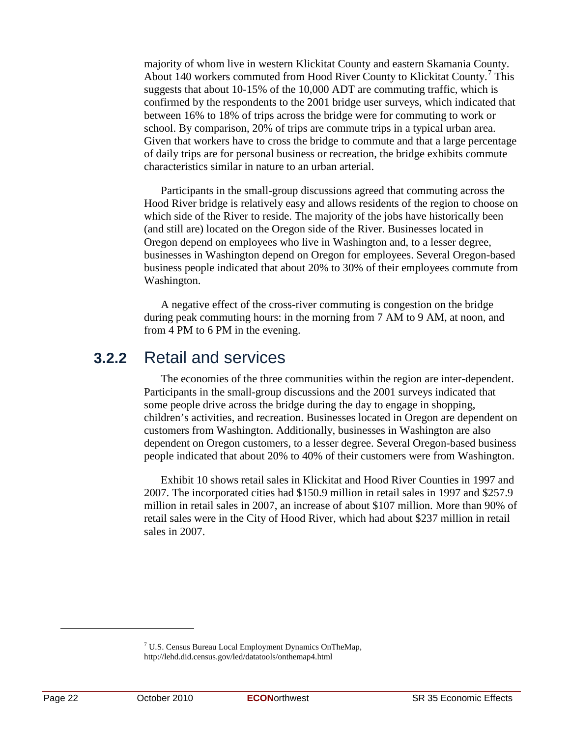majority of whom live in western Klickitat County and eastern Skamania County. About 140 workers commuted from Hood River County to Klickitat County.[7] This suggests that about 10-15% of the 10,000 ADT are commuting traffic, which is confirmed by the respondents to the 2001 bridge user surveys, which indicated that between 16% to 18% of trips across the bridge were for commuting to work or school. By comparison, 20% of trips are commute trips in a typical urban area. Given that workers have to cross the bridge to commute and that a large percentage of daily trips are for personal business or recreation, the bridge exhibits commute characteristics similar in nature to an urban arterial.

Participants in the small-group discussions agreed that commuting across the Hood River bridge is relatively easy and allows residents of the region to choose on which side of the River to reside. The majority of the jobs have historically been (and still are) located on the Oregon side of the River. Businesses located in Oregon depend on employees who live in Washington and, to a lesser degree, businesses in Washington depend on Oregon for employees. Several Oregon-based business people indicated that about 20% to 30% of their employees commute from Washington.

A negative effect of the cross-river commuting is congestion on the bridge during peak commuting hours: in the morning from 7 AM to 9 AM, at noon, and from 4 PM to 6 PM in the evening.

### 3.2.2 Retail and services

The economies of the three communities within the region are inter-dependent. Participants in the small-group discussions and the 2001 surveys indicated that some people drive across the bridge during the day to engage in shopping, children's activities, and recreation. Businesses located in Oregon are dependent on customers from Washington. Additionally, businesses in Washington are also dependent on Oregon customers, to a lesser degree. Several Oregon-based business people indicated that about 20% to 40% of their customers were from Washington.

Exhibit 10 shows retail sales in Klickitat and Hood River Counties in 1997 and 2007. The incorporated cities had $150.9 million in retail sales in 1997 and $257.9 million in retail sales in 2007, an increase of about $107 million. More than 90% of retail sales were in the City of Hood River, which had about $237 million in retail sales in 2007.

---

[7] U.S. Census Bureau Local Employment Dynamics OnTheMap, http://lehd.did.census.gov/led/datatools/onthemap4.html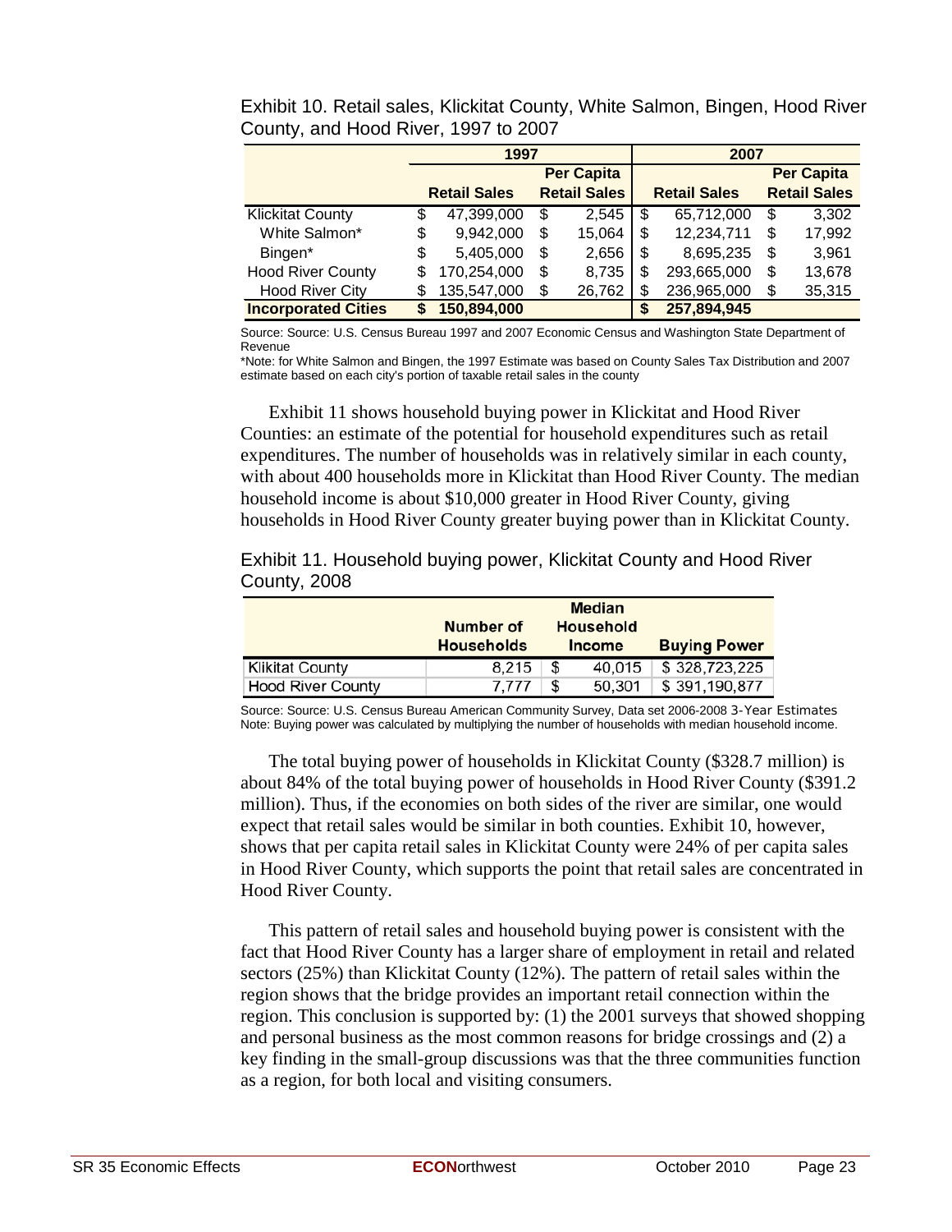Exhibit 10. Retail sales, Klickitat County, White Salmon, Bingen, Hood River County, and Hood River, 1997 to 2007

| | 1997 | | 2007 | |
|---|---|---|---|---|
| | Retail Sales | Per Capita Retail Sales | Retail Sales | Per Capita Retail Sales |
| Klickitat County | $ 47,399,000 | $ 2,545 | $ 65,712,000 | $ 3,302 |
| White Salmon* | $ 9,942,000 | $ 15,064 | $ 12,234,711 | $ 17,992 |
| Bingen* | $ 5,405,000 | $ 2,656 | $ 8,695,235 | $ 3,961 |
| Hood River County | $ 170,254,000 | $ 8,735 | $ 293,665,000 | $ 13,678 |
| Hood River City | $ 135,547,000 | $ 26,762 | $ 236,965,000 | $ 35,315 |
| **Incorporated Cities** | **$ 150,894,000** | | **$ 257,894,945** | |

Source: Source: U.S. Census Bureau 1997 and 2007 Economic Census and Washington State Department of Revenue

*Note: for White Salmon and Bingen, the 1997 Estimate was based on County Sales Tax Distribution and 2007 estimate based on each city's portion of taxable retail sales in the county

Exhibit 11 shows household buying power in Klickitat and Hood River Counties: an estimate of the potential for household expenditures such as retail expenditures. The number of households was in relatively similar in each county, with about 400 households more in Klickitat than Hood River County. The median household income is about $10,000 greater in Hood River County, giving households in Hood River County greater buying power than in Klickitat County.

Exhibit 11. Household buying power, Klickitat County and Hood River County, 2008

| | Number of Households | Median Household Income | Buying Power |
|---|---|---|---|
| Klikitat County | 8,215 | $ 40,015 | $ 328,723,225 |
| Hood River County | 7,777 | $ 50,301 | $ 391,190,877 |

Source: Source: U.S. Census Bureau American Community Survey, Data set 2006-2008 3-Year Estimates
Note: Buying power was calculated by multiplying the number of households with median household income.

The total buying power of households in Klickitat County ($328.7 million) is about 84% of the total buying power of households in Hood River County ($391.2 million). Thus, if the economies on both sides of the river are similar, one would expect that retail sales would be similar in both counties. Exhibit 10, however, shows that per capita retail sales in Klickitat County were 24% of per capita sales in Hood River County, which supports the point that retail sales are concentrated in Hood River County.

This pattern of retail sales and household buying power is consistent with the fact that Hood River County has a larger share of employment in retail and related sectors (25%) than Klickitat County (12%). The pattern of retail sales within the region shows that the bridge provides an important retail connection within the region. This conclusion is supported by: (1) the 2001 surveys that showed shopping and personal business as the most common reasons for bridge crossings and (2) a key finding in the small-group discussions was that the three communities function as a region, for both local and visiting consumers.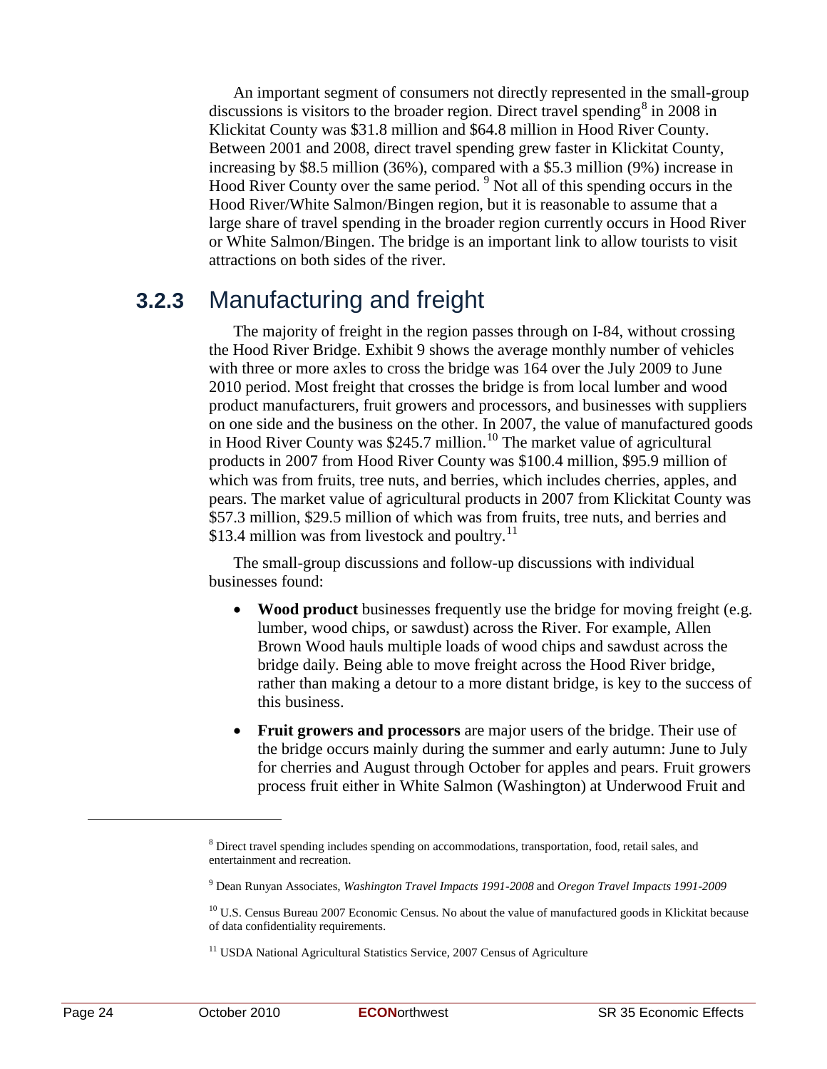An important segment of consumers not directly represented in the small-group discussions is visitors to the broader region. Direct travel spending[8] in 2008 in Klickitat County was $31.8 million and $64.8 million in Hood River County. Between 2001 and 2008, direct travel spending grew faster in Klickitat County, increasing by $8.5 million (36%), compared with a $5.3 million (9%) increase in Hood River County over the same period. [9] Not all of this spending occurs in the Hood River/White Salmon/Bingen region, but it is reasonable to assume that a large share of travel spending in the broader region currently occurs in Hood River or White Salmon/Bingen. The bridge is an important link to allow tourists to visit attractions on both sides of the river.

### 3.2.3 Manufacturing and freight

The majority of freight in the region passes through on I-84, without crossing the Hood River Bridge. Exhibit 9 shows the average monthly number of vehicles with three or more axles to cross the bridge was 164 over the July 2009 to June 2010 period. Most freight that crosses the bridge is from local lumber and wood product manufacturers, fruit growers and processors, and businesses with suppliers on one side and the business on the other. In 2007, the value of manufactured goods in Hood River County was $245.7 million.[10] The market value of agricultural products in 2007 from Hood River County was $100.4 million, $95.9 million of which was from fruits, tree nuts, and berries, which includes cherries, apples, and pears. The market value of agricultural products in 2007 from Klickitat County was $57.3 million, $29.5 million of which was from fruits, tree nuts, and berries and $13.4 million was from livestock and poultry.[11]

The small-group discussions and follow-up discussions with individual businesses found:

- **Wood product** businesses frequently use the bridge for moving freight (e.g. lumber, wood chips, or sawdust) across the River. For example, Allen Brown Wood hauls multiple loads of wood chips and sawdust across the bridge daily. Being able to move freight across the Hood River bridge, rather than making a detour to a more distant bridge, is key to the success of this business.
- **Fruit growers and processors** are major users of the bridge. Their use of the bridge occurs mainly during the summer and early autumn: June to July for cherries and August through October for apples and pears. Fruit growers process fruit either in White Salmon (Washington) at Underwood Fruit and

---

[8] Direct travel spending includes spending on accommodations, transportation, food, retail sales, and entertainment and recreation.

[9] Dean Runyan Associates, *Washington Travel Impacts 1991-2008* and *Oregon Travel Impacts 1991-2009*

[10] U.S. Census Bureau 2007 Economic Census. No about the value of manufactured goods in Klickitat because of data confidentiality requirements.

[11] USDA National Agricultural Statistics Service, 2007 Census of Agriculture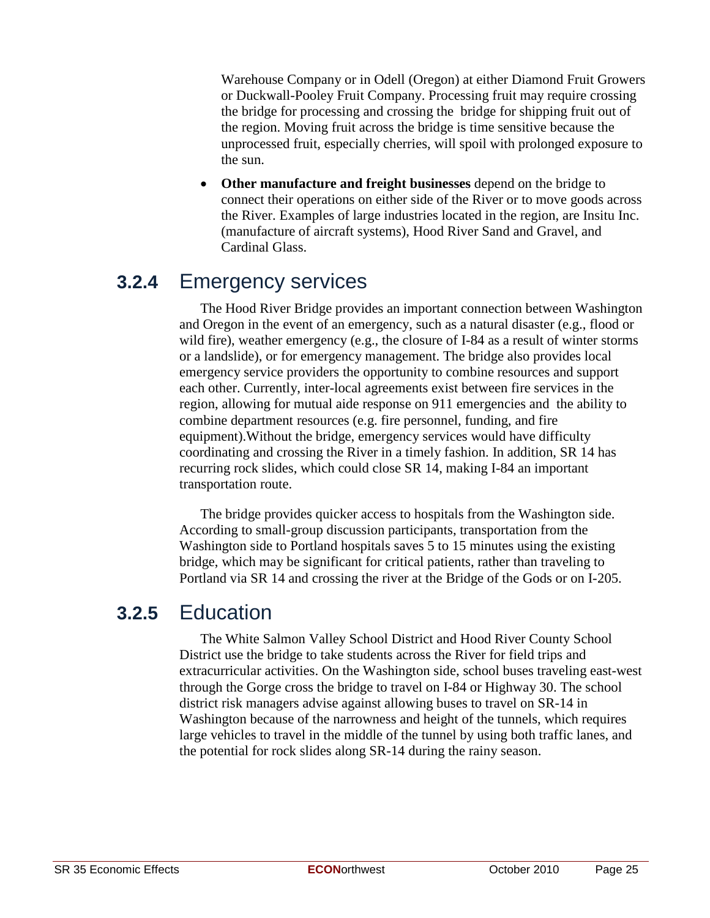Warehouse Company or in Odell (Oregon) at either Diamond Fruit Growers or Duckwall-Pooley Fruit Company. Processing fruit may require crossing the bridge for processing and crossing the bridge for shipping fruit out of the region. Moving fruit across the bridge is time sensitive because the unprocessed fruit, especially cherries, will spoil with prolonged exposure to the sun.

- **Other manufacture and freight businesses** depend on the bridge to connect their operations on either side of the River or to move goods across the River. Examples of large industries located in the region, are Insitu Inc. (manufacture of aircraft systems), Hood River Sand and Gravel, and Cardinal Glass.

### 3.2.4 Emergency services

The Hood River Bridge provides an important connection between Washington and Oregon in the event of an emergency, such as a natural disaster (e.g., flood or wild fire), weather emergency (e.g., the closure of I-84 as a result of winter storms or a landslide), or for emergency management. The bridge also provides local emergency service providers the opportunity to combine resources and support each other. Currently, inter-local agreements exist between fire services in the region, allowing for mutual aide response on 911 emergencies and the ability to combine department resources (e.g. fire personnel, funding, and fire equipment).Without the bridge, emergency services would have difficulty coordinating and crossing the River in a timely fashion. In addition, SR 14 has recurring rock slides, which could close SR 14, making I-84 an important transportation route.

The bridge provides quicker access to hospitals from the Washington side. According to small-group discussion participants, transportation from the Washington side to Portland hospitals saves 5 to 15 minutes using the existing bridge, which may be significant for critical patients, rather than traveling to Portland via SR 14 and crossing the river at the Bridge of the Gods or on I-205.

### 3.2.5 Education

The White Salmon Valley School District and Hood River County School District use the bridge to take students across the River for field trips and extracurricular activities. On the Washington side, school buses traveling east-west through the Gorge cross the bridge to travel on I-84 or Highway 30. The school district risk managers advise against allowing buses to travel on SR-14 in Washington because of the narrowness and height of the tunnels, which requires large vehicles to travel in the middle of the tunnel by using both traffic lanes, and the potential for rock slides along SR-14 during the rainy season.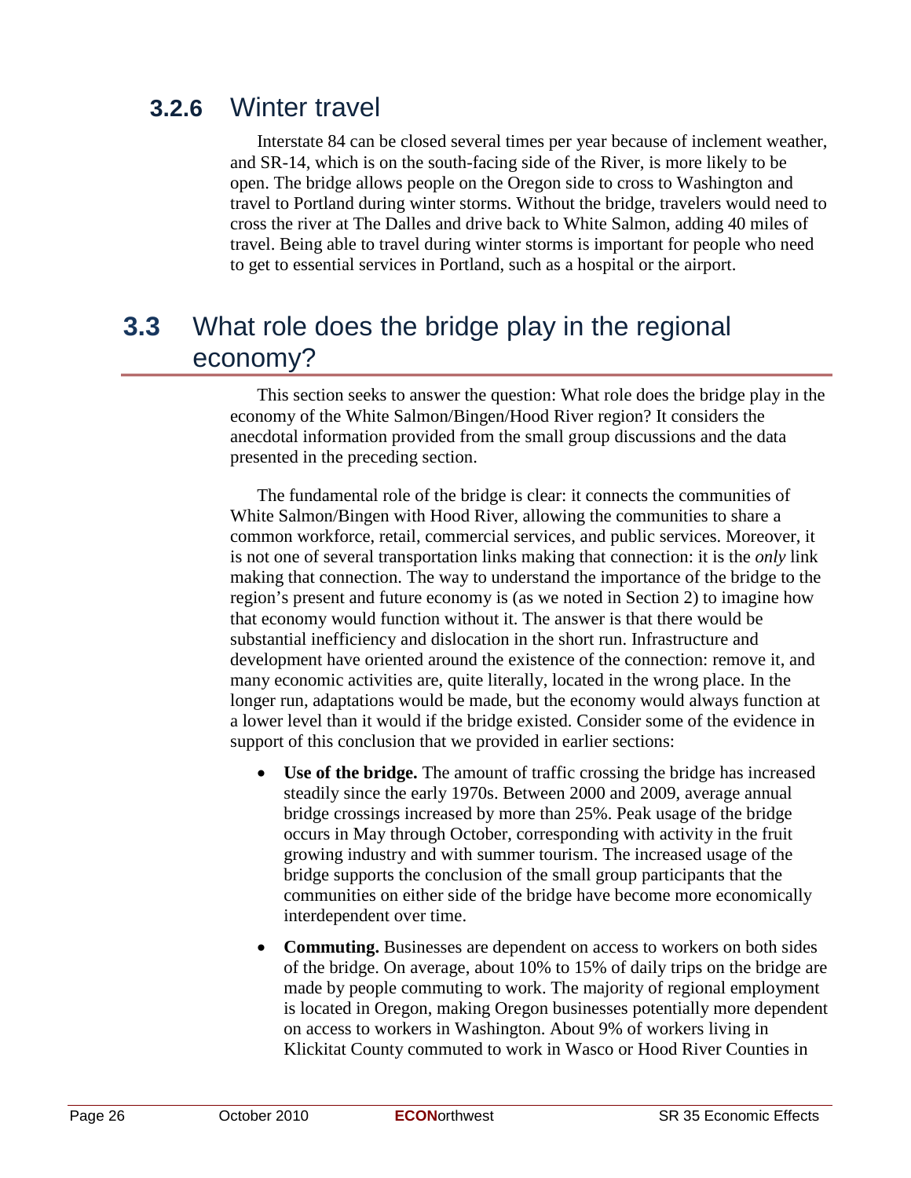### 3.2.6 Winter travel

Interstate 84 can be closed several times per year because of inclement weather, and SR-14, which is on the south-facing side of the River, is more likely to be open. The bridge allows people on the Oregon side to cross to Washington and travel to Portland during winter storms. Without the bridge, travelers would need to cross the river at The Dalles and drive back to White Salmon, adding 40 miles of travel. Being able to travel during winter storms is important for people who need to get to essential services in Portland, such as a hospital or the airport.

## 3.3 What role does the bridge play in the regional economy?

This section seeks to answer the question: What role does the bridge play in the economy of the White Salmon/Bingen/Hood River region? It considers the anecdotal information provided from the small group discussions and the data presented in the preceding section.

The fundamental role of the bridge is clear: it connects the communities of White Salmon/Bingen with Hood River, allowing the communities to share a common workforce, retail, commercial services, and public services. Moreover, it is not one of several transportation links making that connection: it is the *only* link making that connection. The way to understand the importance of the bridge to the region's present and future economy is (as we noted in Section 2) to imagine how that economy would function without it. The answer is that there would be substantial inefficiency and dislocation in the short run. Infrastructure and development have oriented around the existence of the connection: remove it, and many economic activities are, quite literally, located in the wrong place. In the longer run, adaptations would be made, but the economy would always function at a lower level than it would if the bridge existed. Consider some of the evidence in support of this conclusion that we provided in earlier sections:

- **Use of the bridge.** The amount of traffic crossing the bridge has increased steadily since the early 1970s. Between 2000 and 2009, average annual bridge crossings increased by more than 25%. Peak usage of the bridge occurs in May through October, corresponding with activity in the fruit growing industry and with summer tourism. The increased usage of the bridge supports the conclusion of the small group participants that the communities on either side of the bridge have become more economically interdependent over time.
- **Commuting.** Businesses are dependent on access to workers on both sides of the bridge. On average, about 10% to 15% of daily trips on the bridge are made by people commuting to work. The majority of regional employment is located in Oregon, making Oregon businesses potentially more dependent on access to workers in Washington. About 9% of workers living in Klickitat County commuted to work in Wasco or Hood River Counties in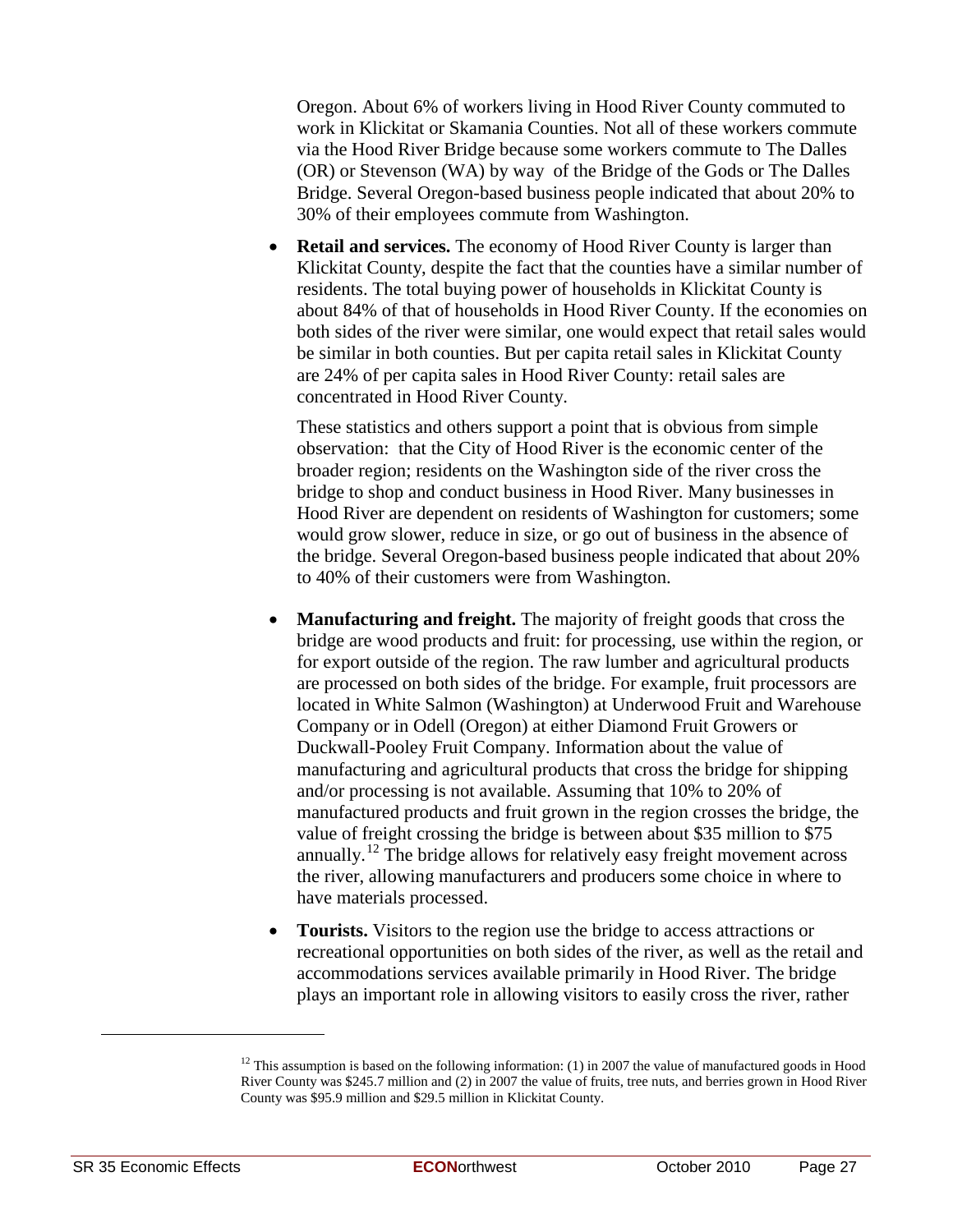Oregon. About 6% of workers living in Hood River County commuted to work in Klickitat or Skamania Counties. Not all of these workers commute via the Hood River Bridge because some workers commute to The Dalles (OR) or Stevenson (WA) by way of the Bridge of the Gods or The Dalles Bridge. Several Oregon-based business people indicated that about 20% to 30% of their employees commute from Washington.

- **Retail and services.** The economy of Hood River County is larger than Klickitat County, despite the fact that the counties have a similar number of residents. The total buying power of households in Klickitat County is about 84% of that of households in Hood River County. If the economies on both sides of the river were similar, one would expect that retail sales would be similar in both counties. But per capita retail sales in Klickitat County are 24% of per capita sales in Hood River County: retail sales are concentrated in Hood River County.

  These statistics and others support a point that is obvious from simple observation: that the City of Hood River is the economic center of the broader region; residents on the Washington side of the river cross the bridge to shop and conduct business in Hood River. Many businesses in Hood River are dependent on residents of Washington for customers; some would grow slower, reduce in size, or go out of business in the absence of the bridge. Several Oregon-based business people indicated that about 20% to 40% of their customers were from Washington.

- **Manufacturing and freight.** The majority of freight goods that cross the bridge are wood products and fruit: for processing, use within the region, or for export outside of the region. The raw lumber and agricultural products are processed on both sides of the bridge. For example, fruit processors are located in White Salmon (Washington) at Underwood Fruit and Warehouse Company or in Odell (Oregon) at either Diamond Fruit Growers or Duckwall-Pooley Fruit Company. Information about the value of manufacturing and agricultural products that cross the bridge for shipping and/or processing is not available. Assuming that 10% to 20% of manufactured products and fruit grown in the region crosses the bridge, the value of freight crossing the bridge is between about \$35 million to \$75 annually.[12] The bridge allows for relatively easy freight movement across the river, allowing manufacturers and producers some choice in where to have materials processed.

- **Tourists.** Visitors to the region use the bridge to access attractions or recreational opportunities on both sides of the river, as well as the retail and accommodations services available primarily in Hood River. The bridge plays an important role in allowing visitors to easily cross the river, rather

[12] This assumption is based on the following information: (1) in 2007 the value of manufactured goods in Hood River County was \$245.7 million and (2) in 2007 the value of fruits, tree nuts, and berries grown in Hood River County was \$95.9 million and \$29.5 million in Klickitat County.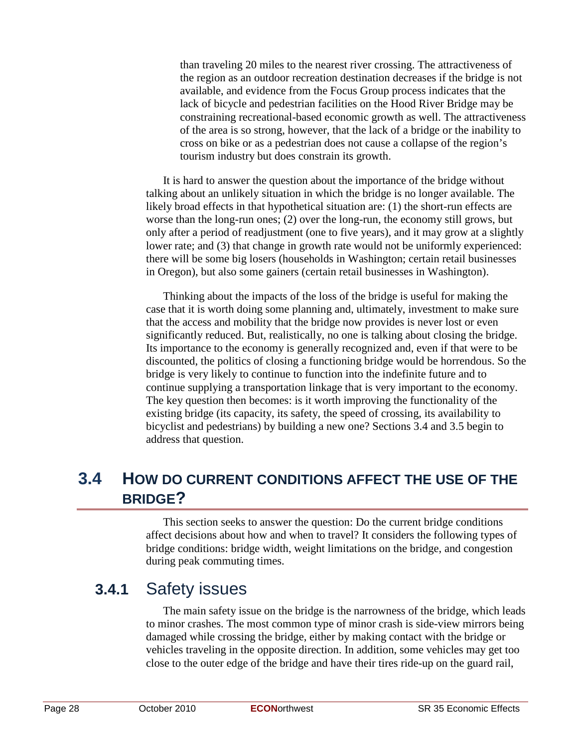than traveling 20 miles to the nearest river crossing. The attractiveness of the region as an outdoor recreation destination decreases if the bridge is not available, and evidence from the Focus Group process indicates that the lack of bicycle and pedestrian facilities on the Hood River Bridge may be constraining recreational-based economic growth as well. The attractiveness of the area is so strong, however, that the lack of a bridge or the inability to cross on bike or as a pedestrian does not cause a collapse of the region's tourism industry but does constrain its growth.

It is hard to answer the question about the importance of the bridge without talking about an unlikely situation in which the bridge is no longer available. The likely broad effects in that hypothetical situation are: (1) the short-run effects are worse than the long-run ones; (2) over the long-run, the economy still grows, but only after a period of readjustment (one to five years), and it may grow at a slightly lower rate; and (3) that change in growth rate would not be uniformly experienced: there will be some big losers (households in Washington; certain retail businesses in Oregon), but also some gainers (certain retail businesses in Washington).

Thinking about the impacts of the loss of the bridge is useful for making the case that it is worth doing some planning and, ultimately, investment to make sure that the access and mobility that the bridge now provides is never lost or even significantly reduced. But, realistically, no one is talking about closing the bridge. Its importance to the economy is generally recognized and, even if that were to be discounted, the politics of closing a functioning bridge would be horrendous. So the bridge is very likely to continue to function into the indefinite future and to continue supplying a transportation linkage that is very important to the economy. The key question then becomes: is it worth improving the functionality of the existing bridge (its capacity, its safety, the speed of crossing, its availability to bicyclist and pedestrians) by building a new one? Sections 3.4 and 3.5 begin to address that question.

## 3.4 How do current conditions affect the use of the bridge?

This section seeks to answer the question: Do the current bridge conditions affect decisions about how and when to travel? It considers the following types of bridge conditions: bridge width, weight limitations on the bridge, and congestion during peak commuting times.

### 3.4.1 Safety issues

The main safety issue on the bridge is the narrowness of the bridge, which leads to minor crashes. The most common type of minor crash is side-view mirrors being damaged while crossing the bridge, either by making contact with the bridge or vehicles traveling in the opposite direction. In addition, some vehicles may get too close to the outer edge of the bridge and have their tires ride-up on the guard rail,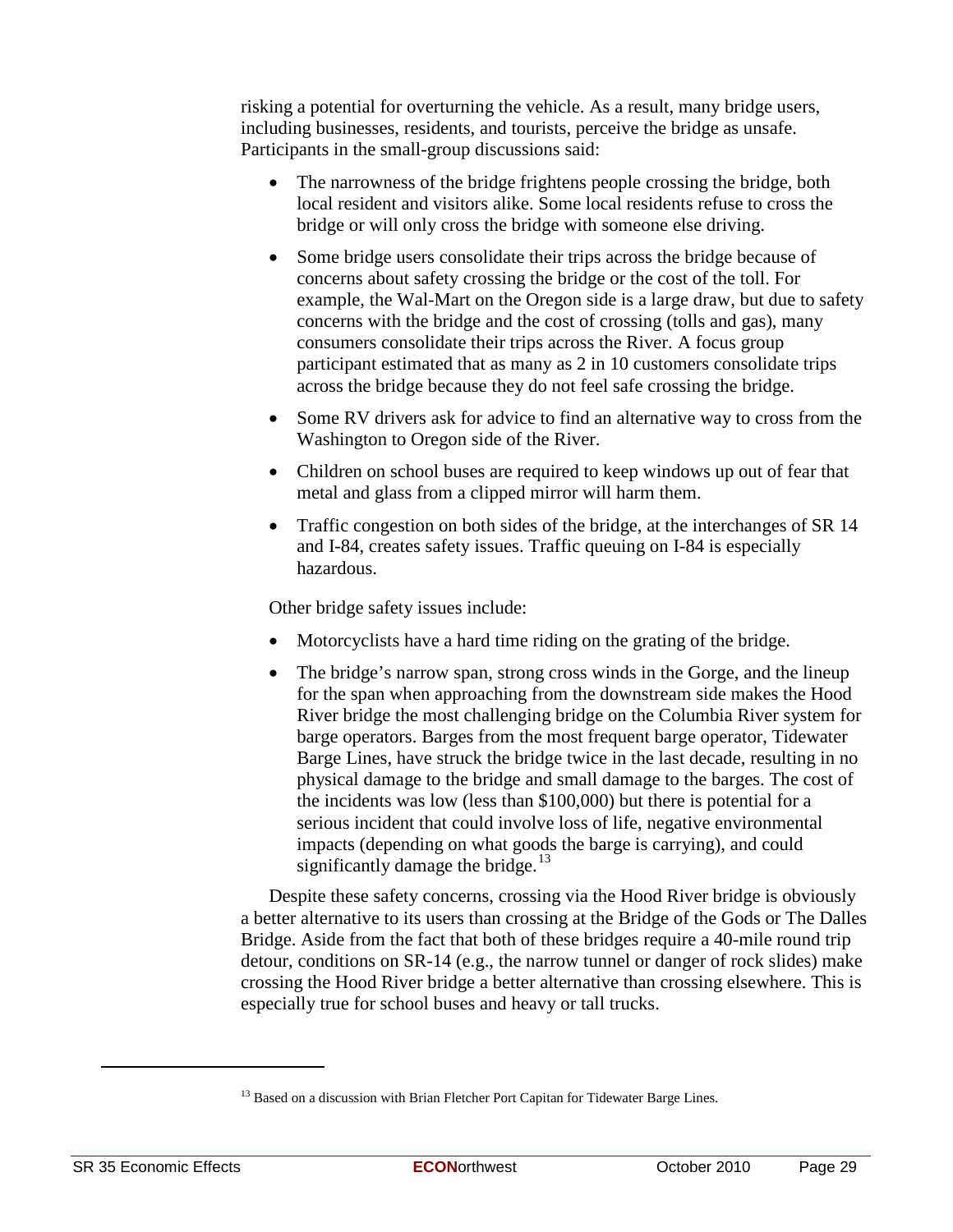risking a potential for overturning the vehicle. As a result, many bridge users, including businesses, residents, and tourists, perceive the bridge as unsafe. Participants in the small-group discussions said:

- The narrowness of the bridge frightens people crossing the bridge, both local resident and visitors alike. Some local residents refuse to cross the bridge or will only cross the bridge with someone else driving.
- Some bridge users consolidate their trips across the bridge because of concerns about safety crossing the bridge or the cost of the toll. For example, the Wal-Mart on the Oregon side is a large draw, but due to safety concerns with the bridge and the cost of crossing (tolls and gas), many consumers consolidate their trips across the River. A focus group participant estimated that as many as 2 in 10 customers consolidate trips across the bridge because they do not feel safe crossing the bridge.
- Some RV drivers ask for advice to find an alternative way to cross from the Washington to Oregon side of the River.
- Children on school buses are required to keep windows up out of fear that metal and glass from a clipped mirror will harm them.
- Traffic congestion on both sides of the bridge, at the interchanges of SR 14 and I-84, creates safety issues. Traffic queuing on I-84 is especially hazardous.

Other bridge safety issues include:

- Motorcyclists have a hard time riding on the grating of the bridge.
- The bridge's narrow span, strong cross winds in the Gorge, and the lineup for the span when approaching from the downstream side makes the Hood River bridge the most challenging bridge on the Columbia River system for barge operators. Barges from the most frequent barge operator, Tidewater Barge Lines, have struck the bridge twice in the last decade, resulting in no physical damage to the bridge and small damage to the barges. The cost of the incidents was low (less than $100,000) but there is potential for a serious incident that could involve loss of life, negative environmental impacts (depending on what goods the barge is carrying), and could significantly damage the bridge.[13]

Despite these safety concerns, crossing via the Hood River bridge is obviously a better alternative to its users than crossing at the Bridge of the Gods or The Dalles Bridge. Aside from the fact that both of these bridges require a 40-mile round trip detour, conditions on SR-14 (e.g., the narrow tunnel or danger of rock slides) make crossing the Hood River bridge a better alternative than crossing elsewhere. This is especially true for school buses and heavy or tall trucks.

[13] Based on a discussion with Brian Fletcher Port Capitan for Tidewater Barge Lines.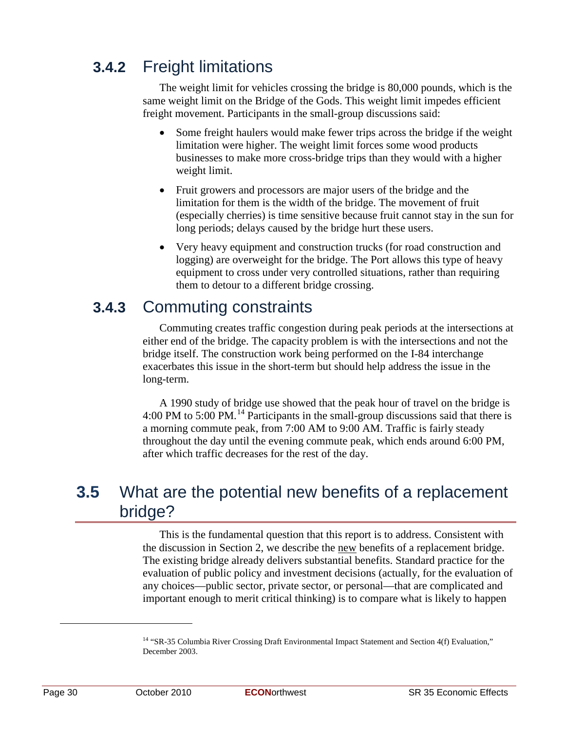### 3.4.2 Freight limitations

The weight limit for vehicles crossing the bridge is 80,000 pounds, which is the same weight limit on the Bridge of the Gods. This weight limit impedes efficient freight movement. Participants in the small-group discussions said:

- Some freight haulers would make fewer trips across the bridge if the weight limitation were higher. The weight limit forces some wood products businesses to make more cross-bridge trips than they would with a higher weight limit.
- Fruit growers and processors are major users of the bridge and the limitation for them is the width of the bridge. The movement of fruit (especially cherries) is time sensitive because fruit cannot stay in the sun for long periods; delays caused by the bridge hurt these users.
- Very heavy equipment and construction trucks (for road construction and logging) are overweight for the bridge. The Port allows this type of heavy equipment to cross under very controlled situations, rather than requiring them to detour to a different bridge crossing.

### 3.4.3 Commuting constraints

Commuting creates traffic congestion during peak periods at the intersections at either end of the bridge. The capacity problem is with the intersections and not the bridge itself. The construction work being performed on the I-84 interchange exacerbates this issue in the short-term but should help address the issue in the long-term.

A 1990 study of bridge use showed that the peak hour of travel on the bridge is 4:00 PM to 5:00 PM.[14] Participants in the small-group discussions said that there is a morning commute peak, from 7:00 AM to 9:00 AM. Traffic is fairly steady throughout the day until the evening commute peak, which ends around 6:00 PM, after which traffic decreases for the rest of the day.

## 3.5 What are the potential new benefits of a replacement bridge?

This is the fundamental question that this report is to address. Consistent with the discussion in Section 2, we describe the new benefits of a replacement bridge. The existing bridge already delivers substantial benefits. Standard practice for the evaluation of public policy and investment decisions (actually, for the evaluation of any choices—public sector, private sector, or personal—that are complicated and important enough to merit critical thinking) is to compare what is likely to happen

[14] "SR-35 Columbia River Crossing Draft Environmental Impact Statement and Section 4(f) Evaluation," December 2003.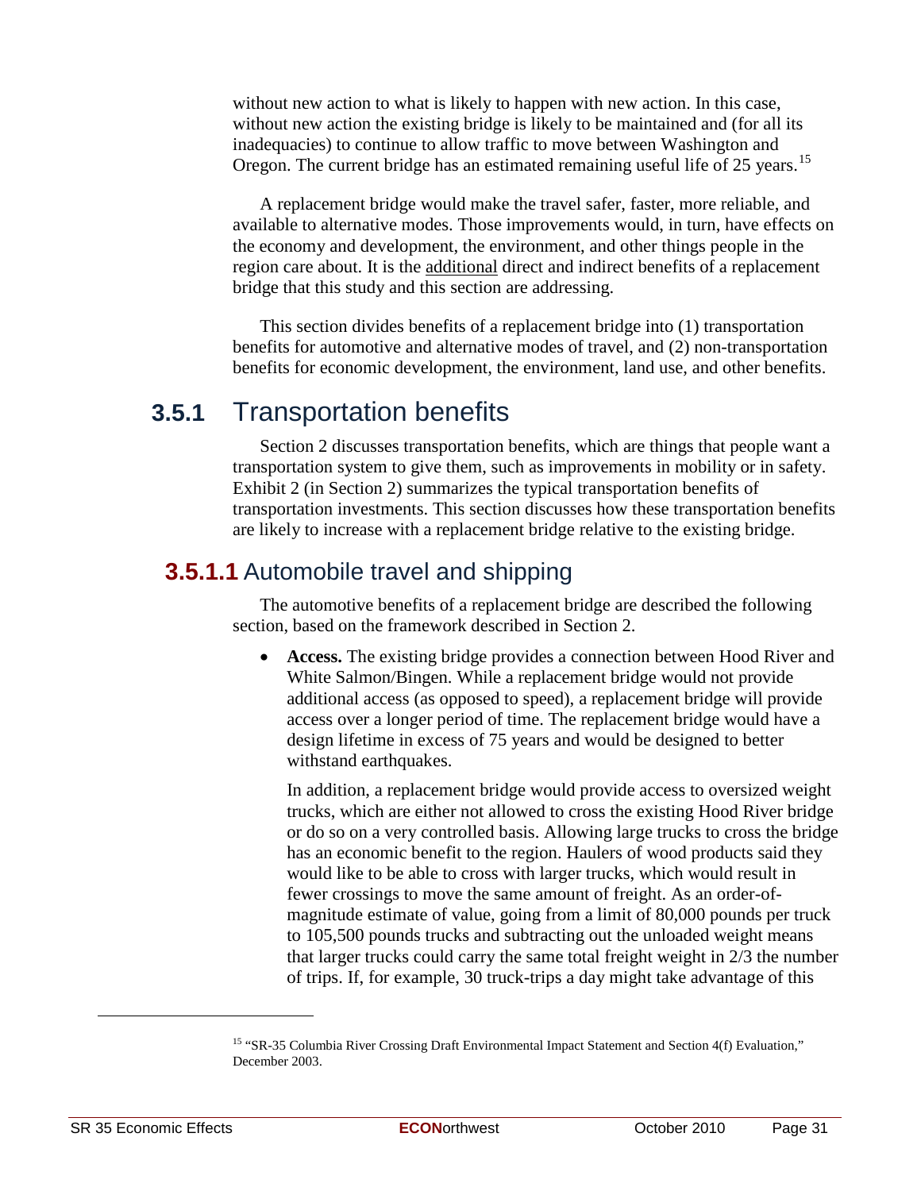without new action to what is likely to happen with new action. In this case, without new action the existing bridge is likely to be maintained and (for all its inadequacies) to continue to allow traffic to move between Washington and Oregon. The current bridge has an estimated remaining useful life of 25 years.[15]

A replacement bridge would make the travel safer, faster, more reliable, and available to alternative modes. Those improvements would, in turn, have effects on the economy and development, the environment, and other things people in the region care about. It is the additional direct and indirect benefits of a replacement bridge that this study and this section are addressing.

This section divides benefits of a replacement bridge into (1) transportation benefits for automotive and alternative modes of travel, and (2) non-transportation benefits for economic development, the environment, land use, and other benefits.

## 3.5.1 Transportation benefits

Section 2 discusses transportation benefits, which are things that people want a transportation system to give them, such as improvements in mobility or in safety. Exhibit 2 (in Section 2) summarizes the typical transportation benefits of transportation investments. This section discusses how these transportation benefits are likely to increase with a replacement bridge relative to the existing bridge.

### 3.5.1.1 Automobile travel and shipping

The automotive benefits of a replacement bridge are described the following section, based on the framework described in Section 2.

- **Access.** The existing bridge provides a connection between Hood River and White Salmon/Bingen. While a replacement bridge would not provide additional access (as opposed to speed), a replacement bridge will provide access over a longer period of time. The replacement bridge would have a design lifetime in excess of 75 years and would be designed to better withstand earthquakes.

  In addition, a replacement bridge would provide access to oversized weight trucks, which are either not allowed to cross the existing Hood River bridge or do so on a very controlled basis. Allowing large trucks to cross the bridge has an economic benefit to the region. Haulers of wood products said they would like to be able to cross with larger trucks, which would result in fewer crossings to move the same amount of freight. As an order-of-magnitude estimate of value, going from a limit of 80,000 pounds per truck to 105,500 pounds trucks and subtracting out the unloaded weight means that larger trucks could carry the same total freight weight in 2/3 the number of trips. If, for example, 30 truck-trips a day might take advantage of this

[15] "SR-35 Columbia River Crossing Draft Environmental Impact Statement and Section 4(f) Evaluation," December 2003.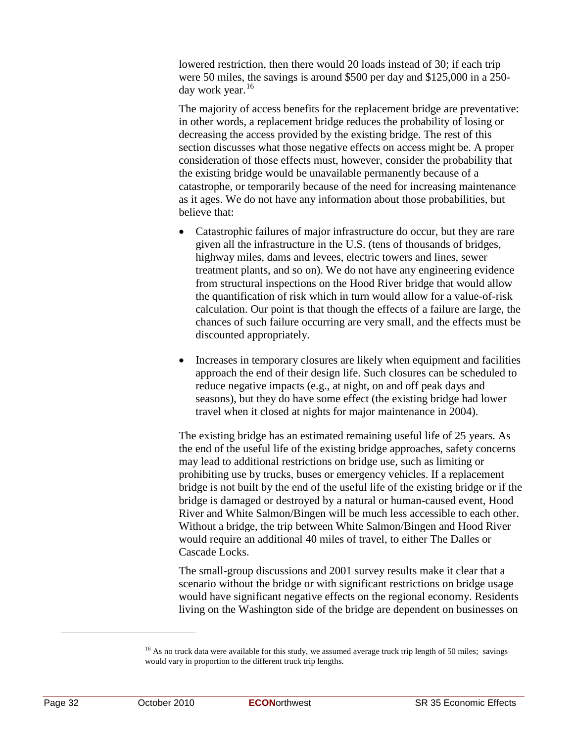lowered restriction, then there would 20 loads instead of 30; if each trip were 50 miles, the savings is around $500 per day and $125,000 in a 250-day work year.[16]

The majority of access benefits for the replacement bridge are preventative: in other words, a replacement bridge reduces the probability of losing or decreasing the access provided by the existing bridge. The rest of this section discusses what those negative effects on access might be. A proper consideration of those effects must, however, consider the probability that the existing bridge would be unavailable permanently because of a catastrophe, or temporarily because of the need for increasing maintenance as it ages. We do not have any information about those probabilities, but believe that:

- Catastrophic failures of major infrastructure do occur, but they are rare given all the infrastructure in the U.S. (tens of thousands of bridges, highway miles, dams and levees, electric towers and lines, sewer treatment plants, and so on). We do not have any engineering evidence from structural inspections on the Hood River bridge that would allow the quantification of risk which in turn would allow for a value-of-risk calculation. Our point is that though the effects of a failure are large, the chances of such failure occurring are very small, and the effects must be discounted appropriately.

- Increases in temporary closures are likely when equipment and facilities approach the end of their design life. Such closures can be scheduled to reduce negative impacts (e.g., at night, on and off peak days and seasons), but they do have some effect (the existing bridge had lower travel when it closed at nights for major maintenance in 2004).

The existing bridge has an estimated remaining useful life of 25 years. As the end of the useful life of the existing bridge approaches, safety concerns may lead to additional restrictions on bridge use, such as limiting or prohibiting use by trucks, buses or emergency vehicles. If a replacement bridge is not built by the end of the useful life of the existing bridge or if the bridge is damaged or destroyed by a natural or human-caused event, Hood River and White Salmon/Bingen will be much less accessible to each other. Without a bridge, the trip between White Salmon/Bingen and Hood River would require an additional 40 miles of travel, to either The Dalles or Cascade Locks.

The small-group discussions and 2001 survey results make it clear that a scenario without the bridge or with significant restrictions on bridge usage would have significant negative effects on the regional economy. Residents living on the Washington side of the bridge are dependent on businesses on

[16] As no truck data were available for this study, we assumed average truck trip length of 50 miles; savings would vary in proportion to the different truck trip lengths.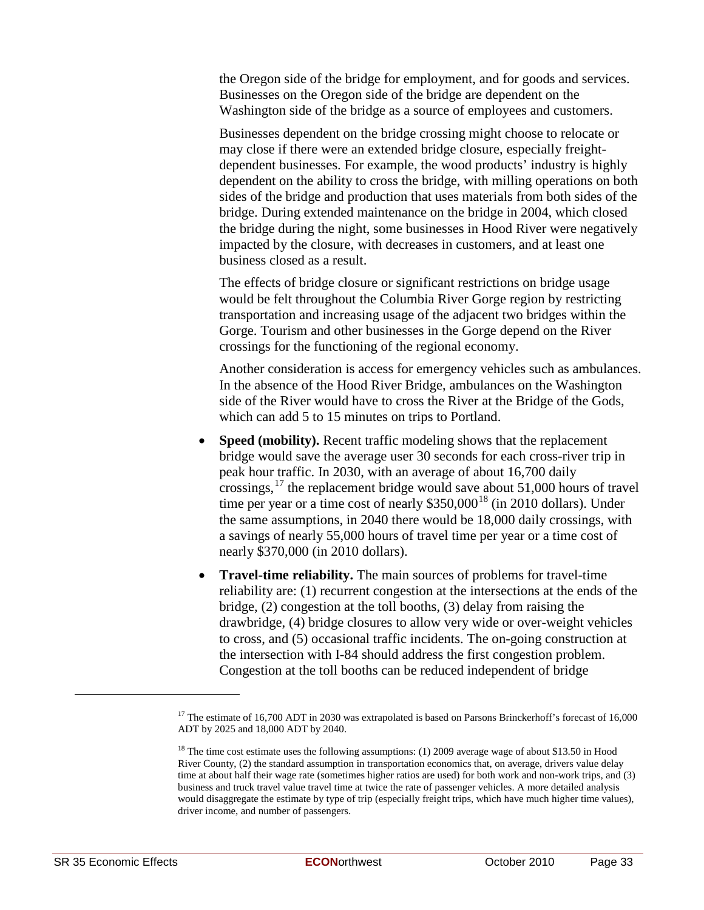the Oregon side of the bridge for employment, and for goods and services. Businesses on the Oregon side of the bridge are dependent on the Washington side of the bridge as a source of employees and customers.

Businesses dependent on the bridge crossing might choose to relocate or may close if there were an extended bridge closure, especially freight-dependent businesses. For example, the wood products' industry is highly dependent on the ability to cross the bridge, with milling operations on both sides of the bridge and production that uses materials from both sides of the bridge. During extended maintenance on the bridge in 2004, which closed the bridge during the night, some businesses in Hood River were negatively impacted by the closure, with decreases in customers, and at least one business closed as a result.

The effects of bridge closure or significant restrictions on bridge usage would be felt throughout the Columbia River Gorge region by restricting transportation and increasing usage of the adjacent two bridges within the Gorge. Tourism and other businesses in the Gorge depend on the River crossings for the functioning of the regional economy.

Another consideration is access for emergency vehicles such as ambulances. In the absence of the Hood River Bridge, ambulances on the Washington side of the River would have to cross the River at the Bridge of the Gods, which can add 5 to 15 minutes on trips to Portland.

- **Speed (mobility).** Recent traffic modeling shows that the replacement bridge would save the average user 30 seconds for each cross-river trip in peak hour traffic. In 2030, with an average of about 16,700 daily crossings,[17] the replacement bridge would save about 51,000 hours of travel time per year or a time cost of nearly \$350,000[18] (in 2010 dollars). Under the same assumptions, in 2040 there would be 18,000 daily crossings, with a savings of nearly 55,000 hours of travel time per year or a time cost of nearly \$370,000 (in 2010 dollars).

- **Travel-time reliability.** The main sources of problems for travel-time reliability are: (1) recurrent congestion at the intersections at the ends of the bridge, (2) congestion at the toll booths, (3) delay from raising the drawbridge, (4) bridge closures to allow very wide or over-weight vehicles to cross, and (5) occasional traffic incidents. The on-going construction at the intersection with I-84 should address the first congestion problem. Congestion at the toll booths can be reduced independent of bridge

---

[17] The estimate of 16,700 ADT in 2030 was extrapolated is based on Parsons Brinckerhoff's forecast of 16,000 ADT by 2025 and 18,000 ADT by 2040.

[18] The time cost estimate uses the following assumptions: (1) 2009 average wage of about \$13.50 in Hood River County, (2) the standard assumption in transportation economics that, on average, drivers value delay time at about half their wage rate (sometimes higher ratios are used) for both work and non-work trips, and (3) business and truck travel value travel time at twice the rate of passenger vehicles. A more detailed analysis would disaggregate the estimate by type of trip (especially freight trips, which have much higher time values), driver income, and number of passengers.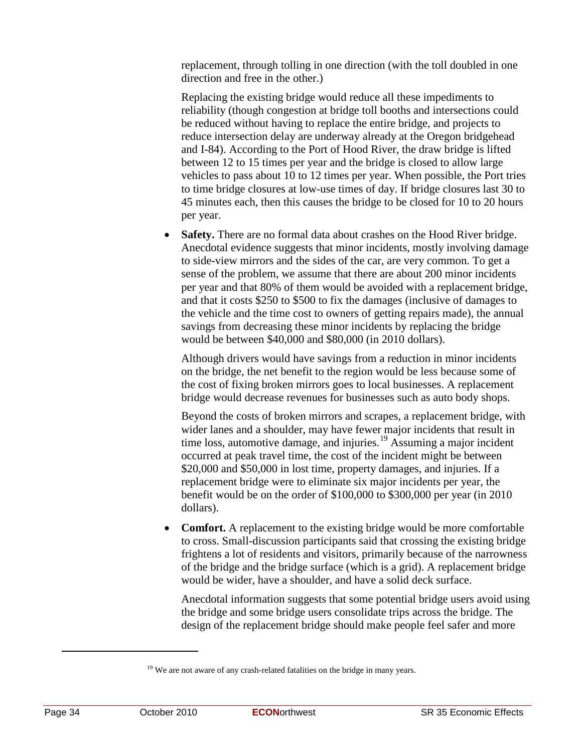replacement, through tolling in one direction (with the toll doubled in one direction and free in the other.)

Replacing the existing bridge would reduce all these impediments to reliability (though congestion at bridge toll booths and intersections could be reduced without having to replace the entire bridge, and projects to reduce intersection delay are underway already at the Oregon bridgehead and I-84). According to the Port of Hood River, the draw bridge is lifted between 12 to 15 times per year and the bridge is closed to allow large vehicles to pass about 10 to 12 times per year. When possible, the Port tries to time bridge closures at low-use times of day. If bridge closures last 30 to 45 minutes each, then this causes the bridge to be closed for 10 to 20 hours per year.

- **Safety.** There are no formal data about crashes on the Hood River bridge. Anecdotal evidence suggests that minor incidents, mostly involving damage to side-view mirrors and the sides of the car, are very common. To get a sense of the problem, we assume that there are about 200 minor incidents per year and that 80% of them would be avoided with a replacement bridge, and that it costs $250 to $500 to fix the damages (inclusive of damages to the vehicle and the time cost to owners of getting repairs made), the annual savings from decreasing these minor incidents by replacing the bridge would be between $40,000 and $80,000 (in 2010 dollars).

  Although drivers would have savings from a reduction in minor incidents on the bridge, the net benefit to the region would be less because some of the cost of fixing broken mirrors goes to local businesses. A replacement bridge would decrease revenues for businesses such as auto body shops.

  Beyond the costs of broken mirrors and scrapes, a replacement bridge, with wider lanes and a shoulder, may have fewer major incidents that result in time loss, automotive damage, and injuries.[19] Assuming a major incident occurred at peak travel time, the cost of the incident might be between $20,000 and $50,000 in lost time, property damages, and injuries. If a replacement bridge were to eliminate six major incidents per year, the benefit would be on the order of $100,000 to $300,000 per year (in 2010 dollars).

- **Comfort.** A replacement to the existing bridge would be more comfortable to cross. Small-discussion participants said that crossing the existing bridge frightens a lot of residents and visitors, primarily because of the narrowness of the bridge and the bridge surface (which is a grid). A replacement bridge would be wider, have a shoulder, and have a solid deck surface.

  Anecdotal information suggests that some potential bridge users avoid using the bridge and some bridge users consolidate trips across the bridge. The design of the replacement bridge should make people feel safer and more

[19] We are not aware of any crash-related fatalities on the bridge in many years.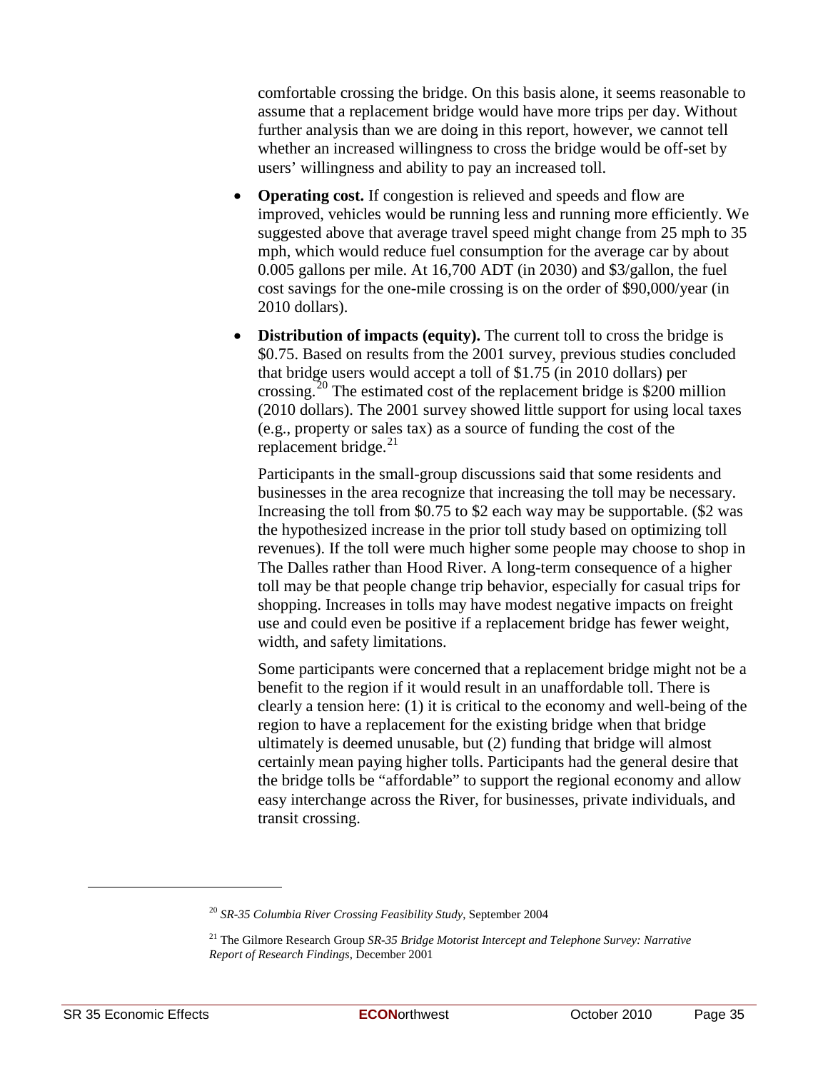comfortable crossing the bridge. On this basis alone, it seems reasonable to assume that a replacement bridge would have more trips per day. Without further analysis than we are doing in this report, however, we cannot tell whether an increased willingness to cross the bridge would be off-set by users' willingness and ability to pay an increased toll.

- **Operating cost.** If congestion is relieved and speeds and flow are improved, vehicles would be running less and running more efficiently. We suggested above that average travel speed might change from 25 mph to 35 mph, which would reduce fuel consumption for the average car by about 0.005 gallons per mile. At 16,700 ADT (in 2030) and $3/gallon, the fuel cost savings for the one-mile crossing is on the order of $90,000/year (in 2010 dollars).

- **Distribution of impacts (equity).** The current toll to cross the bridge is $0.75. Based on results from the 2001 survey, previous studies concluded that bridge users would accept a toll of $1.75 (in 2010 dollars) per crossing.[20] The estimated cost of the replacement bridge is $200 million (2010 dollars). The 2001 survey showed little support for using local taxes (e.g., property or sales tax) as a source of funding the cost of the replacement bridge.[21]

  Participants in the small-group discussions said that some residents and businesses in the area recognize that increasing the toll may be necessary. Increasing the toll from $0.75 to $2 each way may be supportable. ($2 was the hypothesized increase in the prior toll study based on optimizing toll revenues). If the toll were much higher some people may choose to shop in The Dalles rather than Hood River. A long-term consequence of a higher toll may be that people change trip behavior, especially for casual trips for shopping. Increases in tolls may have modest negative impacts on freight use and could even be positive if a replacement bridge has fewer weight, width, and safety limitations.

  Some participants were concerned that a replacement bridge might not be a benefit to the region if it would result in an unaffordable toll. There is clearly a tension here: (1) it is critical to the economy and well-being of the region to have a replacement for the existing bridge when that bridge ultimately is deemed unusable, but (2) funding that bridge will almost certainly mean paying higher tolls. Participants had the general desire that the bridge tolls be "affordable" to support the regional economy and allow easy interchange across the River, for businesses, private individuals, and transit crossing.

---

[20] *SR-35 Columbia River Crossing Feasibility Study*, September 2004

[21] The Gilmore Research Group *SR-35 Bridge Motorist Intercept and Telephone Survey: Narrative Report of Research Findings*, December 2001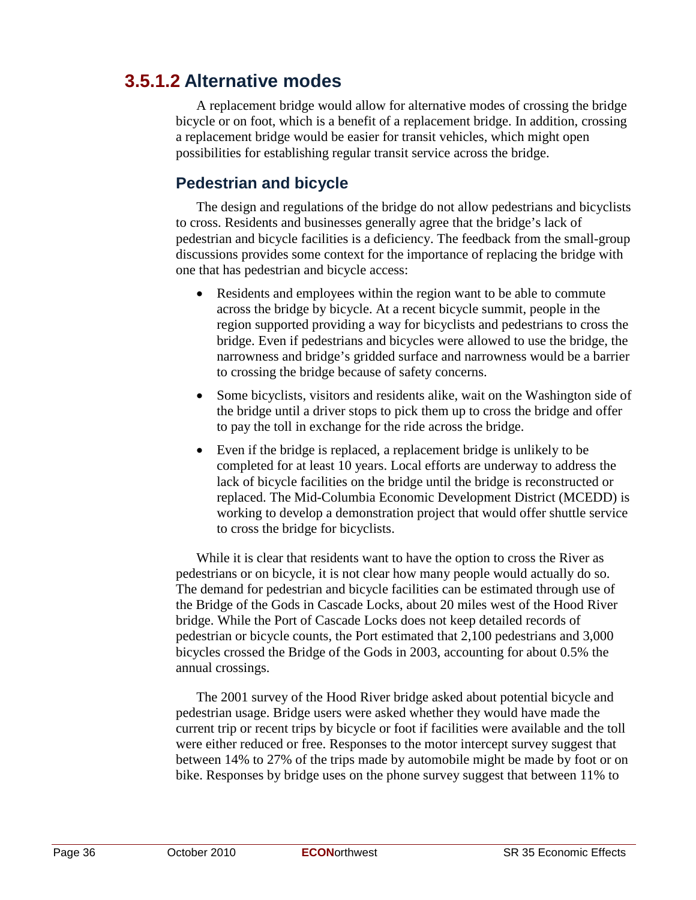### 3.5.1.2 Alternative modes

A replacement bridge would allow for alternative modes of crossing the bridge bicycle or on foot, which is a benefit of a replacement bridge. In addition, crossing a replacement bridge would be easier for transit vehicles, which might open possibilities for establishing regular transit service across the bridge.

#### Pedestrian and bicycle

The design and regulations of the bridge do not allow pedestrians and bicyclists to cross. Residents and businesses generally agree that the bridge's lack of pedestrian and bicycle facilities is a deficiency. The feedback from the small-group discussions provides some context for the importance of replacing the bridge with one that has pedestrian and bicycle access:

- Residents and employees within the region want to be able to commute across the bridge by bicycle. At a recent bicycle summit, people in the region supported providing a way for bicyclists and pedestrians to cross the bridge. Even if pedestrians and bicycles were allowed to use the bridge, the narrowness and bridge's gridded surface and narrowness would be a barrier to crossing the bridge because of safety concerns.
- Some bicyclists, visitors and residents alike, wait on the Washington side of the bridge until a driver stops to pick them up to cross the bridge and offer to pay the toll in exchange for the ride across the bridge.
- Even if the bridge is replaced, a replacement bridge is unlikely to be completed for at least 10 years. Local efforts are underway to address the lack of bicycle facilities on the bridge until the bridge is reconstructed or replaced. The Mid-Columbia Economic Development District (MCEDD) is working to develop a demonstration project that would offer shuttle service to cross the bridge for bicyclists.

While it is clear that residents want to have the option to cross the River as pedestrians or on bicycle, it is not clear how many people would actually do so. The demand for pedestrian and bicycle facilities can be estimated through use of the Bridge of the Gods in Cascade Locks, about 20 miles west of the Hood River bridge. While the Port of Cascade Locks does not keep detailed records of pedestrian or bicycle counts, the Port estimated that 2,100 pedestrians and 3,000 bicycles crossed the Bridge of the Gods in 2003, accounting for about 0.5% the annual crossings.

The 2001 survey of the Hood River bridge asked about potential bicycle and pedestrian usage. Bridge users were asked whether they would have made the current trip or recent trips by bicycle or foot if facilities were available and the toll were either reduced or free. Responses to the motor intercept survey suggest that between 14% to 27% of the trips made by automobile might be made by foot or on bike. Responses by bridge uses on the phone survey suggest that between 11% to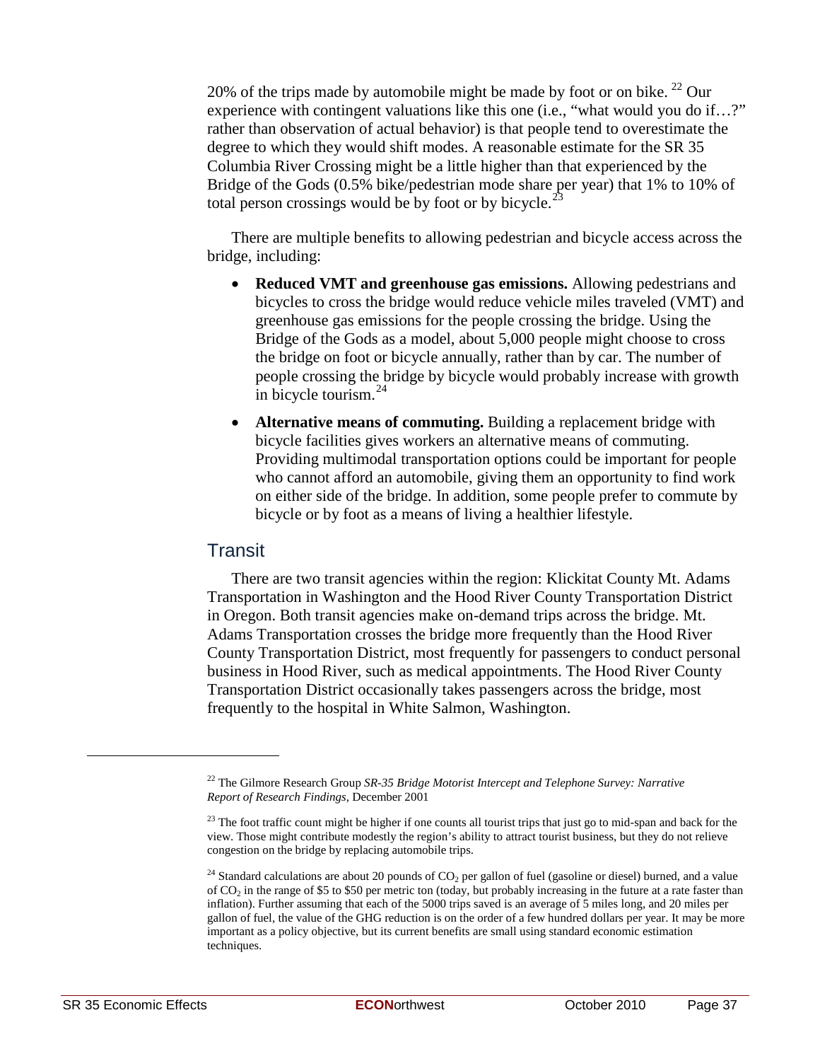20% of the trips made by automobile might be made by foot or on bike. [22] Our experience with contingent valuations like this one (i.e., "what would you do if…?" rather than observation of actual behavior) is that people tend to overestimate the degree to which they would shift modes. A reasonable estimate for the SR 35 Columbia River Crossing might be a little higher than that experienced by the Bridge of the Gods (0.5% bike/pedestrian mode share per year) that 1% to 10% of total person crossings would be by foot or by bicycle.[23]

There are multiple benefits to allowing pedestrian and bicycle access across the bridge, including:

- **Reduced VMT and greenhouse gas emissions.** Allowing pedestrians and bicycles to cross the bridge would reduce vehicle miles traveled (VMT) and greenhouse gas emissions for the people crossing the bridge. Using the Bridge of the Gods as a model, about 5,000 people might choose to cross the bridge on foot or bicycle annually, rather than by car. The number of people crossing the bridge by bicycle would probably increase with growth in bicycle tourism.[24]
- **Alternative means of commuting.** Building a replacement bridge with bicycle facilities gives workers an alternative means of commuting. Providing multimodal transportation options could be important for people who cannot afford an automobile, giving them an opportunity to find work on either side of the bridge. In addition, some people prefer to commute by bicycle or by foot as a means of living a healthier lifestyle.

## Transit

There are two transit agencies within the region: Klickitat County Mt. Adams Transportation in Washington and the Hood River County Transportation District in Oregon. Both transit agencies make on-demand trips across the bridge. Mt. Adams Transportation crosses the bridge more frequently than the Hood River County Transportation District, most frequently for passengers to conduct personal business in Hood River, such as medical appointments. The Hood River County Transportation District occasionally takes passengers across the bridge, most frequently to the hospital in White Salmon, Washington.

---

[22] The Gilmore Research Group *SR-35 Bridge Motorist Intercept and Telephone Survey: Narrative Report of Research Findings*, December 2001

[23] The foot traffic count might be higher if one counts all tourist trips that just go to mid-span and back for the view. Those might contribute modestly the region's ability to attract tourist business, but they do not relieve congestion on the bridge by replacing automobile trips.

[24] Standard calculations are about 20 pounds of $CO_2$ per gallon of fuel (gasoline or diesel) burned, and a value of $CO_2$ in the range of \$5 to \$50 per metric ton (today, but probably increasing in the future at a rate faster than inflation). Further assuming that each of the 5000 trips saved is an average of 5 miles long, and 20 miles per gallon of fuel, the value of the GHG reduction is on the order of a few hundred dollars per year. It may be more important as a policy objective, but its current benefits are small using standard economic estimation techniques.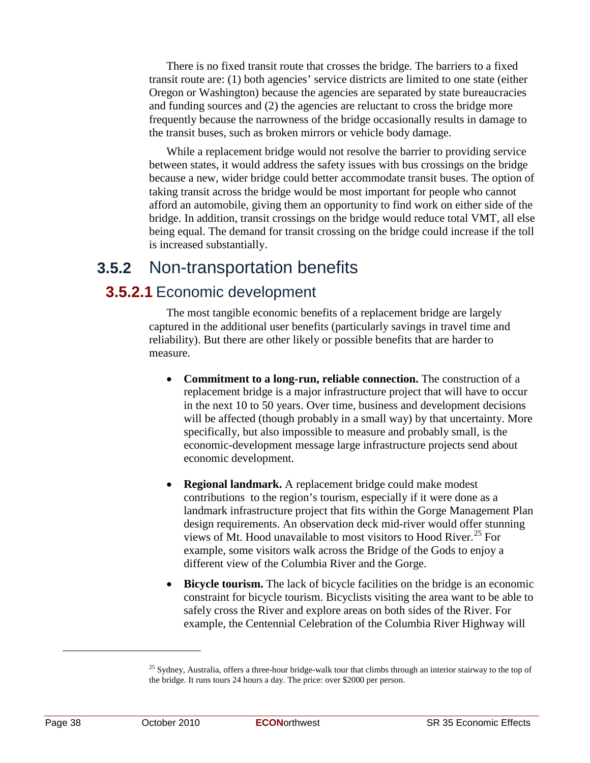There is no fixed transit route that crosses the bridge. The barriers to a fixed transit route are: (1) both agencies' service districts are limited to one state (either Oregon or Washington) because the agencies are separated by state bureaucracies and funding sources and (2) the agencies are reluctant to cross the bridge more frequently because the narrowness of the bridge occasionally results in damage to the transit buses, such as broken mirrors or vehicle body damage.

While a replacement bridge would not resolve the barrier to providing service between states, it would address the safety issues with bus crossings on the bridge because a new, wider bridge could better accommodate transit buses. The option of taking transit across the bridge would be most important for people who cannot afford an automobile, giving them an opportunity to find work on either side of the bridge. In addition, transit crossings on the bridge would reduce total VMT, all else being equal. The demand for transit crossing on the bridge could increase if the toll is increased substantially.

## 3.5.2 Non-transportation benefits

### 3.5.2.1 Economic development

The most tangible economic benefits of a replacement bridge are largely captured in the additional user benefits (particularly savings in travel time and reliability). But there are other likely or possible benefits that are harder to measure.

- **Commitment to a long-run, reliable connection.** The construction of a replacement bridge is a major infrastructure project that will have to occur in the next 10 to 50 years. Over time, business and development decisions will be affected (though probably in a small way) by that uncertainty. More specifically, but also impossible to measure and probably small, is the economic-development message large infrastructure projects send about economic development.

- **Regional landmark.** A replacement bridge could make modest contributions to the region's tourism, especially if it were done as a landmark infrastructure project that fits within the Gorge Management Plan design requirements. An observation deck mid-river would offer stunning views of Mt. Hood unavailable to most visitors to Hood River.[25] For example, some visitors walk across the Bridge of the Gods to enjoy a different view of the Columbia River and the Gorge.

- **Bicycle tourism.** The lack of bicycle facilities on the bridge is an economic constraint for bicycle tourism. Bicyclists visiting the area want to be able to safely cross the River and explore areas on both sides of the River. For example, the Centennial Celebration of the Columbia River Highway will

[25] Sydney, Australia, offers a three-hour bridge-walk tour that climbs through an interior stairway to the top of the bridge. It runs tours 24 hours a day. The price: over $2000 per person.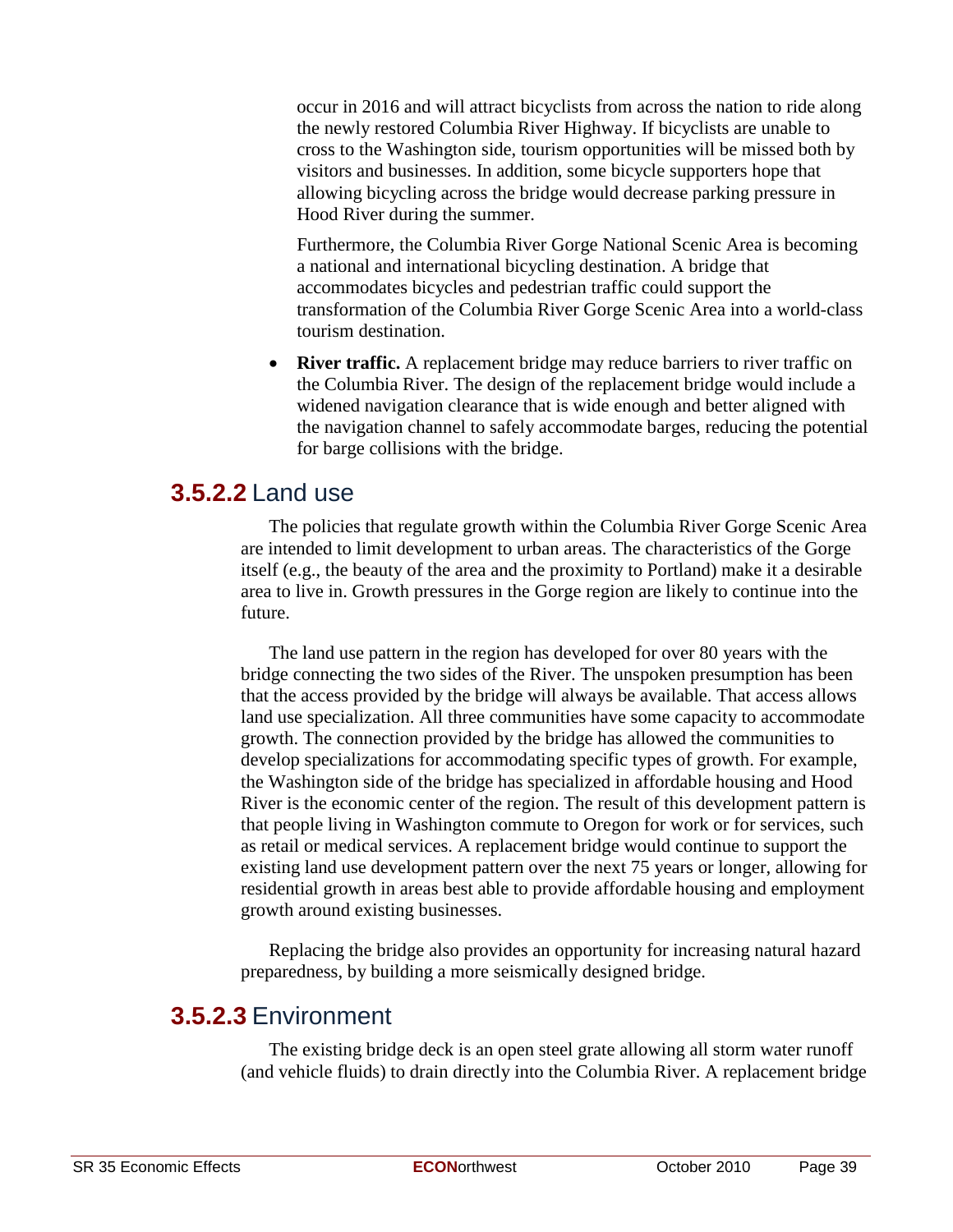occur in 2016 and will attract bicyclists from across the nation to ride along the newly restored Columbia River Highway. If bicyclists are unable to cross to the Washington side, tourism opportunities will be missed both by visitors and businesses. In addition, some bicycle supporters hope that allowing bicycling across the bridge would decrease parking pressure in Hood River during the summer.

Furthermore, the Columbia River Gorge National Scenic Area is becoming a national and international bicycling destination. A bridge that accommodates bicycles and pedestrian traffic could support the transformation of the Columbia River Gorge Scenic Area into a world-class tourism destination.

- **River traffic.** A replacement bridge may reduce barriers to river traffic on the Columbia River. The design of the replacement bridge would include a widened navigation clearance that is wide enough and better aligned with the navigation channel to safely accommodate barges, reducing the potential for barge collisions with the bridge.

### 3.5.2.2 Land use

The policies that regulate growth within the Columbia River Gorge Scenic Area are intended to limit development to urban areas. The characteristics of the Gorge itself (e.g., the beauty of the area and the proximity to Portland) make it a desirable area to live in. Growth pressures in the Gorge region are likely to continue into the future.

The land use pattern in the region has developed for over 80 years with the bridge connecting the two sides of the River. The unspoken presumption has been that the access provided by the bridge will always be available. That access allows land use specialization. All three communities have some capacity to accommodate growth. The connection provided by the bridge has allowed the communities to develop specializations for accommodating specific types of growth. For example, the Washington side of the bridge has specialized in affordable housing and Hood River is the economic center of the region. The result of this development pattern is that people living in Washington commute to Oregon for work or for services, such as retail or medical services. A replacement bridge would continue to support the existing land use development pattern over the next 75 years or longer, allowing for residential growth in areas best able to provide affordable housing and employment growth around existing businesses.

Replacing the bridge also provides an opportunity for increasing natural hazard preparedness, by building a more seismically designed bridge.

### 3.5.2.3 Environment

The existing bridge deck is an open steel grate allowing all storm water runoff (and vehicle fluids) to drain directly into the Columbia River. A replacement bridge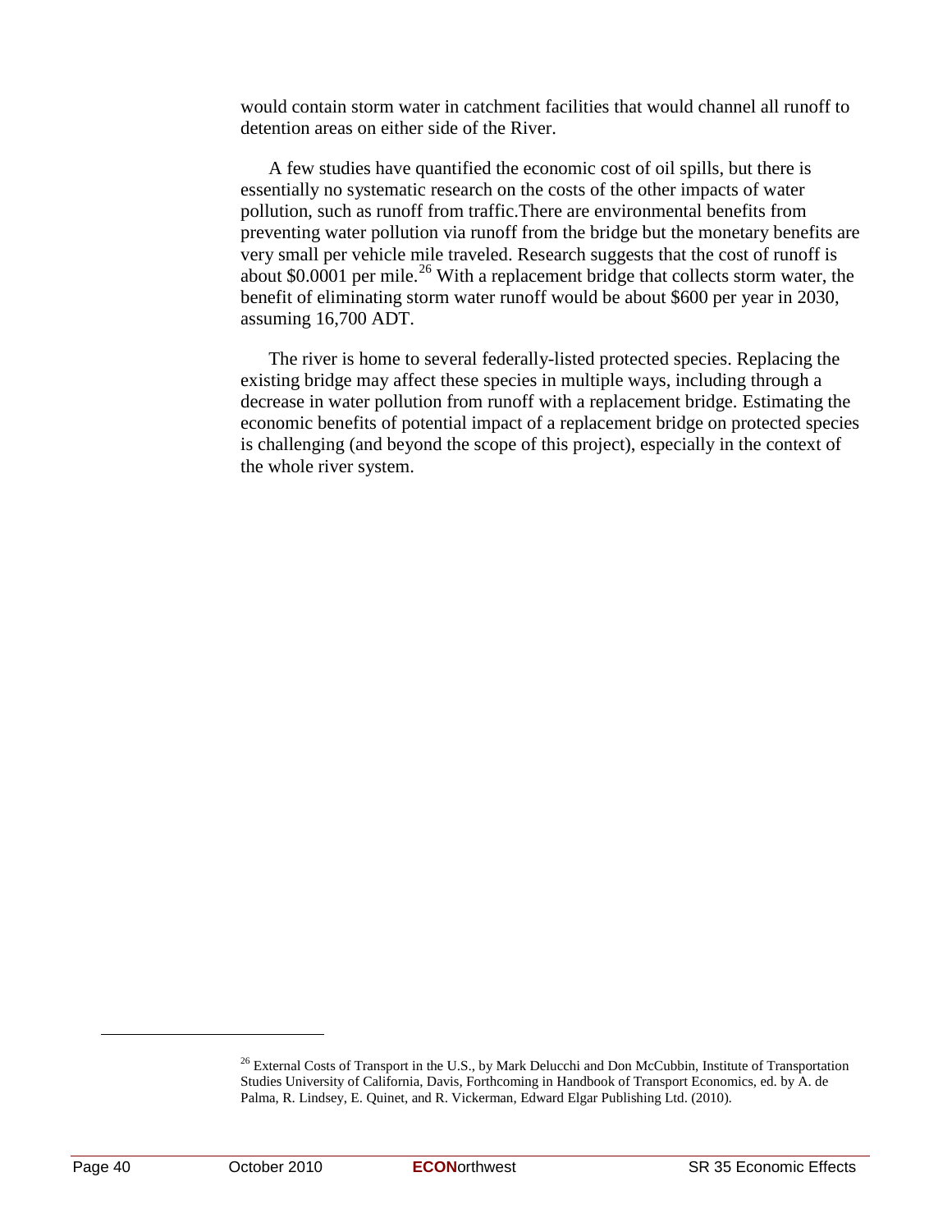would contain storm water in catchment facilities that would channel all runoff to detention areas on either side of the River.

A few studies have quantified the economic cost of oil spills, but there is essentially no systematic research on the costs of the other impacts of water pollution, such as runoff from traffic.There are environmental benefits from preventing water pollution via runoff from the bridge but the monetary benefits are very small per vehicle mile traveled. Research suggests that the cost of runoff is about $0.0001 per mile.[26] With a replacement bridge that collects storm water, the benefit of eliminating storm water runoff would be about $600 per year in 2030, assuming 16,700 ADT.

The river is home to several federally-listed protected species. Replacing the existing bridge may affect these species in multiple ways, including through a decrease in water pollution from runoff with a replacement bridge. Estimating the economic benefits of potential impact of a replacement bridge on protected species is challenging (and beyond the scope of this project), especially in the context of the whole river system.

---

[26] External Costs of Transport in the U.S., by Mark Delucchi and Don McCubbin, Institute of Transportation Studies University of California, Davis, Forthcoming in Handbook of Transport Economics, ed. by A. de Palma, R. Lindsey, E. Quinet, and R. Vickerman, Edward Elgar Publishing Ltd. (2010).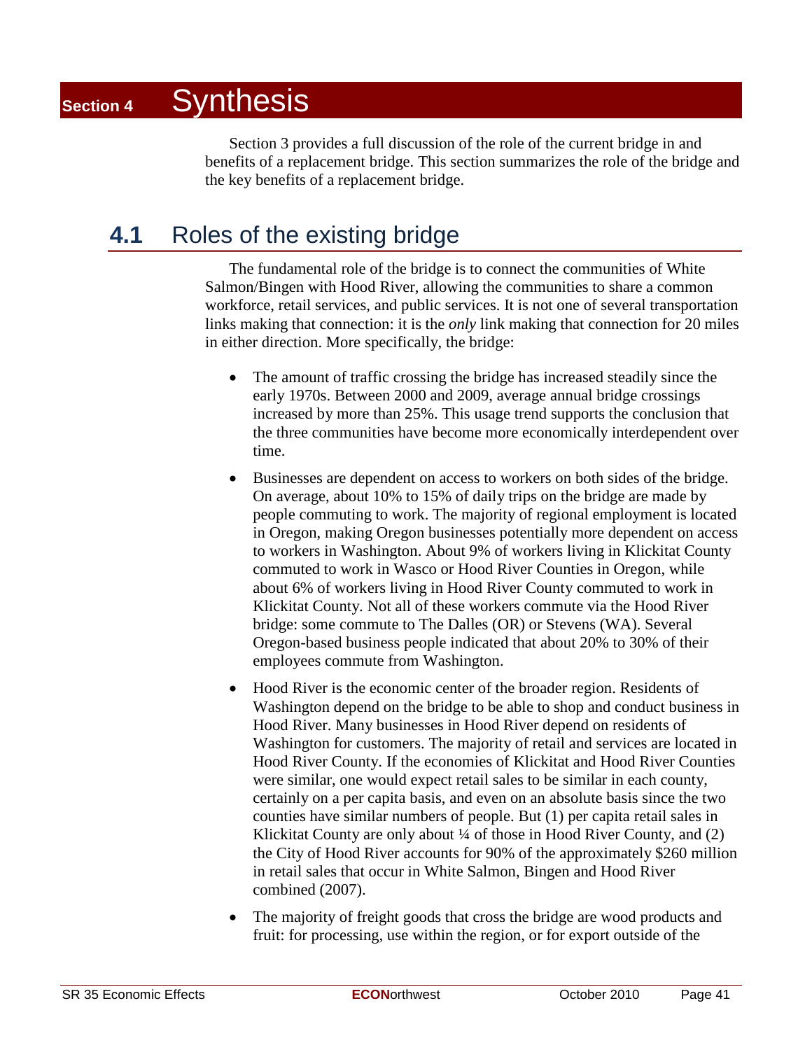# Section 4 Synthesis

Section 3 provides a full discussion of the role of the current bridge in and benefits of a replacement bridge. This section summarizes the role of the bridge and the key benefits of a replacement bridge.

## 4.1 Roles of the existing bridge

The fundamental role of the bridge is to connect the communities of White Salmon/Bingen with Hood River, allowing the communities to share a common workforce, retail services, and public services. It is not one of several transportation links making that connection: it is the *only* link making that connection for 20 miles in either direction. More specifically, the bridge:

- The amount of traffic crossing the bridge has increased steadily since the early 1970s. Between 2000 and 2009, average annual bridge crossings increased by more than 25%. This usage trend supports the conclusion that the three communities have become more economically interdependent over time.
- Businesses are dependent on access to workers on both sides of the bridge. On average, about 10% to 15% of daily trips on the bridge are made by people commuting to work. The majority of regional employment is located in Oregon, making Oregon businesses potentially more dependent on access to workers in Washington. About 9% of workers living in Klickitat County commuted to work in Wasco or Hood River Counties in Oregon, while about 6% of workers living in Hood River County commuted to work in Klickitat County. Not all of these workers commute via the Hood River bridge: some commute to The Dalles (OR) or Stevens (WA). Several Oregon-based business people indicated that about 20% to 30% of their employees commute from Washington.
- Hood River is the economic center of the broader region. Residents of Washington depend on the bridge to be able to shop and conduct business in Hood River. Many businesses in Hood River depend on residents of Washington for customers. The majority of retail and services are located in Hood River County. If the economies of Klickitat and Hood River Counties were similar, one would expect retail sales to be similar in each county, certainly on a per capita basis, and even on an absolute basis since the two counties have similar numbers of people. But (1) per capita retail sales in Klickitat County are only about ¼ of those in Hood River County, and (2) the City of Hood River accounts for 90% of the approximately $260 million in retail sales that occur in White Salmon, Bingen and Hood River combined (2007).
- The majority of freight goods that cross the bridge are wood products and fruit: for processing, use within the region, or for export outside of the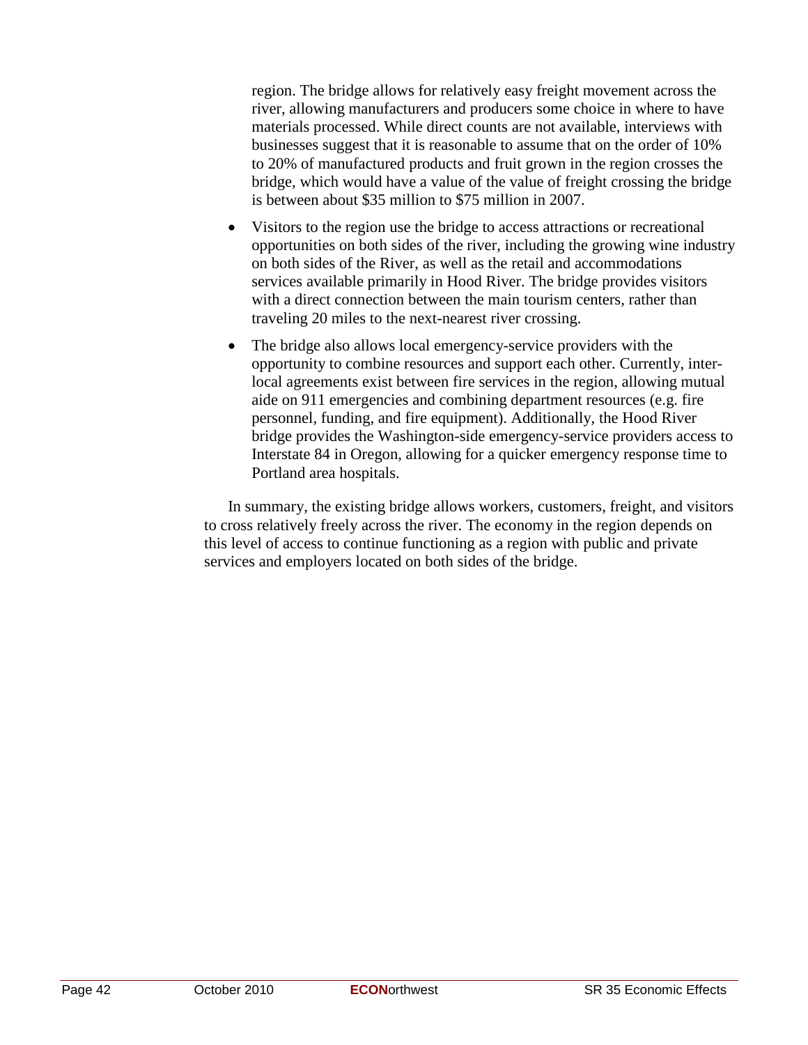region. The bridge allows for relatively easy freight movement across the river, allowing manufacturers and producers some choice in where to have materials processed. While direct counts are not available, interviews with businesses suggest that it is reasonable to assume that on the order of 10% to 20% of manufactured products and fruit grown in the region crosses the bridge, which would have a value of the value of freight crossing the bridge is between about $35 million to $75 million in 2007.

- Visitors to the region use the bridge to access attractions or recreational opportunities on both sides of the river, including the growing wine industry on both sides of the River, as well as the retail and accommodations services available primarily in Hood River. The bridge provides visitors with a direct connection between the main tourism centers, rather than traveling 20 miles to the next-nearest river crossing.
- The bridge also allows local emergency-service providers with the opportunity to combine resources and support each other. Currently, inter-local agreements exist between fire services in the region, allowing mutual aide on 911 emergencies and combining department resources (e.g. fire personnel, funding, and fire equipment). Additionally, the Hood River bridge provides the Washington-side emergency-service providers access to Interstate 84 in Oregon, allowing for a quicker emergency response time to Portland area hospitals.

In summary, the existing bridge allows workers, customers, freight, and visitors to cross relatively freely across the river. The economy in the region depends on this level of access to continue functioning as a region with public and private services and employers located on both sides of the bridge.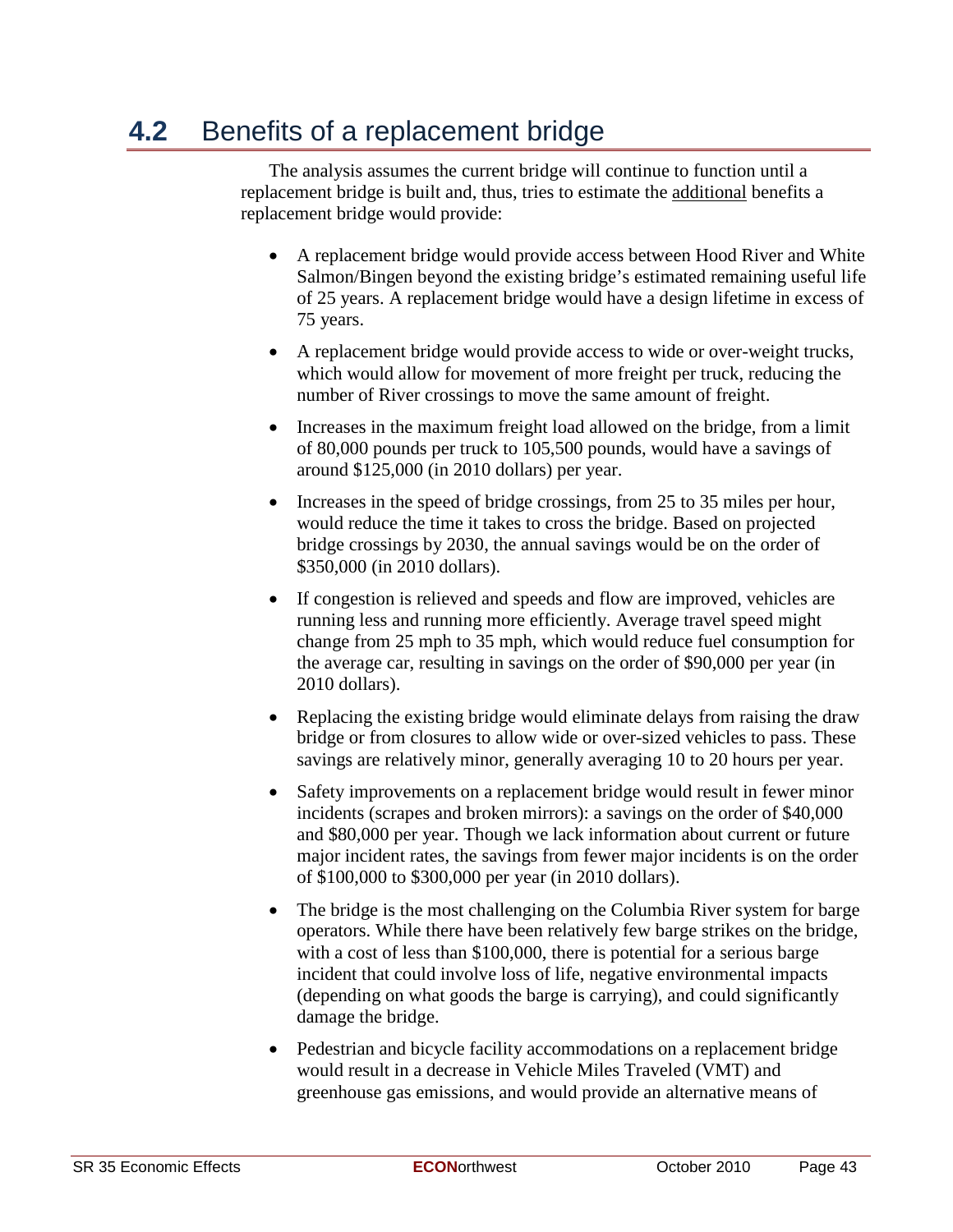## 4.2 Benefits of a replacement bridge

The analysis assumes the current bridge will continue to function until a replacement bridge is built and, thus, tries to estimate the <u>additional</u> benefits a replacement bridge would provide:

- A replacement bridge would provide access between Hood River and White Salmon/Bingen beyond the existing bridge's estimated remaining useful life of 25 years. A replacement bridge would have a design lifetime in excess of 75 years.
- A replacement bridge would provide access to wide or over-weight trucks, which would allow for movement of more freight per truck, reducing the number of River crossings to move the same amount of freight.
- Increases in the maximum freight load allowed on the bridge, from a limit of 80,000 pounds per truck to 105,500 pounds, would have a savings of around $125,000 (in 2010 dollars) per year.
- Increases in the speed of bridge crossings, from 25 to 35 miles per hour, would reduce the time it takes to cross the bridge. Based on projected bridge crossings by 2030, the annual savings would be on the order of $350,000 (in 2010 dollars).
- If congestion is relieved and speeds and flow are improved, vehicles are running less and running more efficiently. Average travel speed might change from 25 mph to 35 mph, which would reduce fuel consumption for the average car, resulting in savings on the order of $90,000 per year (in 2010 dollars).
- Replacing the existing bridge would eliminate delays from raising the draw bridge or from closures to allow wide or over-sized vehicles to pass. These savings are relatively minor, generally averaging 10 to 20 hours per year.
- Safety improvements on a replacement bridge would result in fewer minor incidents (scrapes and broken mirrors): a savings on the order of $40,000 and $80,000 per year. Though we lack information about current or future major incident rates, the savings from fewer major incidents is on the order of $100,000 to $300,000 per year (in 2010 dollars).
- The bridge is the most challenging on the Columbia River system for barge operators. While there have been relatively few barge strikes on the bridge, with a cost of less than $100,000, there is potential for a serious barge incident that could involve loss of life, negative environmental impacts (depending on what goods the barge is carrying), and could significantly damage the bridge.
- Pedestrian and bicycle facility accommodations on a replacement bridge would result in a decrease in Vehicle Miles Traveled (VMT) and greenhouse gas emissions, and would provide an alternative means of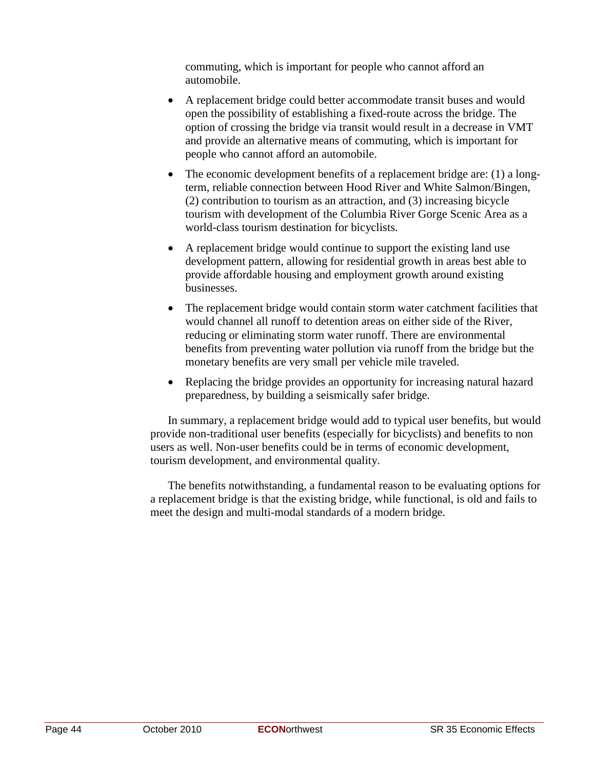commuting, which is important for people who cannot afford an automobile.

- A replacement bridge could better accommodate transit buses and would open the possibility of establishing a fixed-route across the bridge. The option of crossing the bridge via transit would result in a decrease in VMT and provide an alternative means of commuting, which is important for people who cannot afford an automobile.
- The economic development benefits of a replacement bridge are: (1) a long-term, reliable connection between Hood River and White Salmon/Bingen, (2) contribution to tourism as an attraction, and (3) increasing bicycle tourism with development of the Columbia River Gorge Scenic Area as a world-class tourism destination for bicyclists.
- A replacement bridge would continue to support the existing land use development pattern, allowing for residential growth in areas best able to provide affordable housing and employment growth around existing businesses.
- The replacement bridge would contain storm water catchment facilities that would channel all runoff to detention areas on either side of the River, reducing or eliminating storm water runoff. There are environmental benefits from preventing water pollution via runoff from the bridge but the monetary benefits are very small per vehicle mile traveled.
- Replacing the bridge provides an opportunity for increasing natural hazard preparedness, by building a seismically safer bridge.

In summary, a replacement bridge would add to typical user benefits, but would provide non-traditional user benefits (especially for bicyclists) and benefits to non users as well. Non-user benefits could be in terms of economic development, tourism development, and environmental quality.

The benefits notwithstanding, a fundamental reason to be evaluating options for a replacement bridge is that the existing bridge, while functional, is old and fails to meet the design and multi-modal standards of a modern bridge.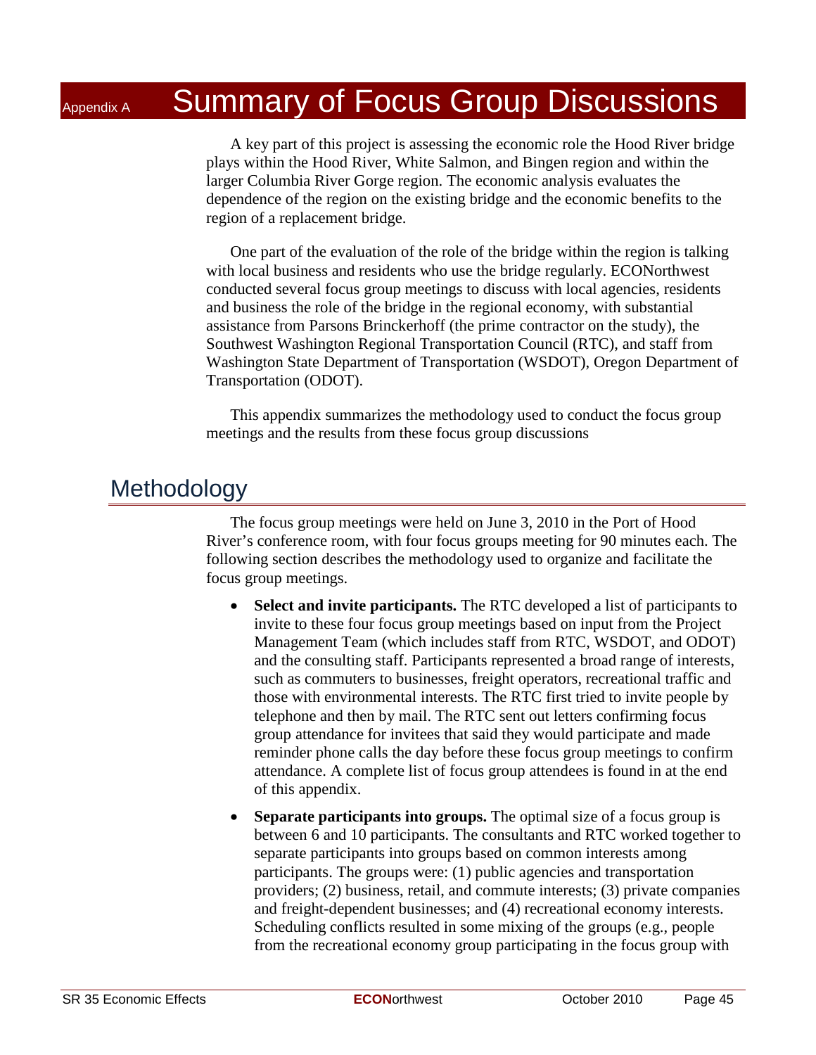# Appendix A Summary of Focus Group Discussions

A key part of this project is assessing the economic role the Hood River bridge plays within the Hood River, White Salmon, and Bingen region and within the larger Columbia River Gorge region. The economic analysis evaluates the dependence of the region on the existing bridge and the economic benefits to the region of a replacement bridge.

One part of the evaluation of the role of the bridge within the region is talking with local business and residents who use the bridge regularly. ECONorthwest conducted several focus group meetings to discuss with local agencies, residents and business the role of the bridge in the regional economy, with substantial assistance from Parsons Brinckerhoff (the prime contractor on the study), the Southwest Washington Regional Transportation Council (RTC), and staff from Washington State Department of Transportation (WSDOT), Oregon Department of Transportation (ODOT).

This appendix summarizes the methodology used to conduct the focus group meetings and the results from these focus group discussions

## Methodology

The focus group meetings were held on June 3, 2010 in the Port of Hood River's conference room, with four focus groups meeting for 90 minutes each. The following section describes the methodology used to organize and facilitate the focus group meetings.

- **Select and invite participants.** The RTC developed a list of participants to invite to these four focus group meetings based on input from the Project Management Team (which includes staff from RTC, WSDOT, and ODOT) and the consulting staff. Participants represented a broad range of interests, such as commuters to businesses, freight operators, recreational traffic and those with environmental interests. The RTC first tried to invite people by telephone and then by mail. The RTC sent out letters confirming focus group attendance for invitees that said they would participate and made reminder phone calls the day before these focus group meetings to confirm attendance. A complete list of focus group attendees is found in at the end of this appendix.
- **Separate participants into groups.** The optimal size of a focus group is between 6 and 10 participants. The consultants and RTC worked together to separate participants into groups based on common interests among participants. The groups were: (1) public agencies and transportation providers; (2) business, retail, and commute interests; (3) private companies and freight-dependent businesses; and (4) recreational economy interests. Scheduling conflicts resulted in some mixing of the groups (e.g., people from the recreational economy group participating in the focus group with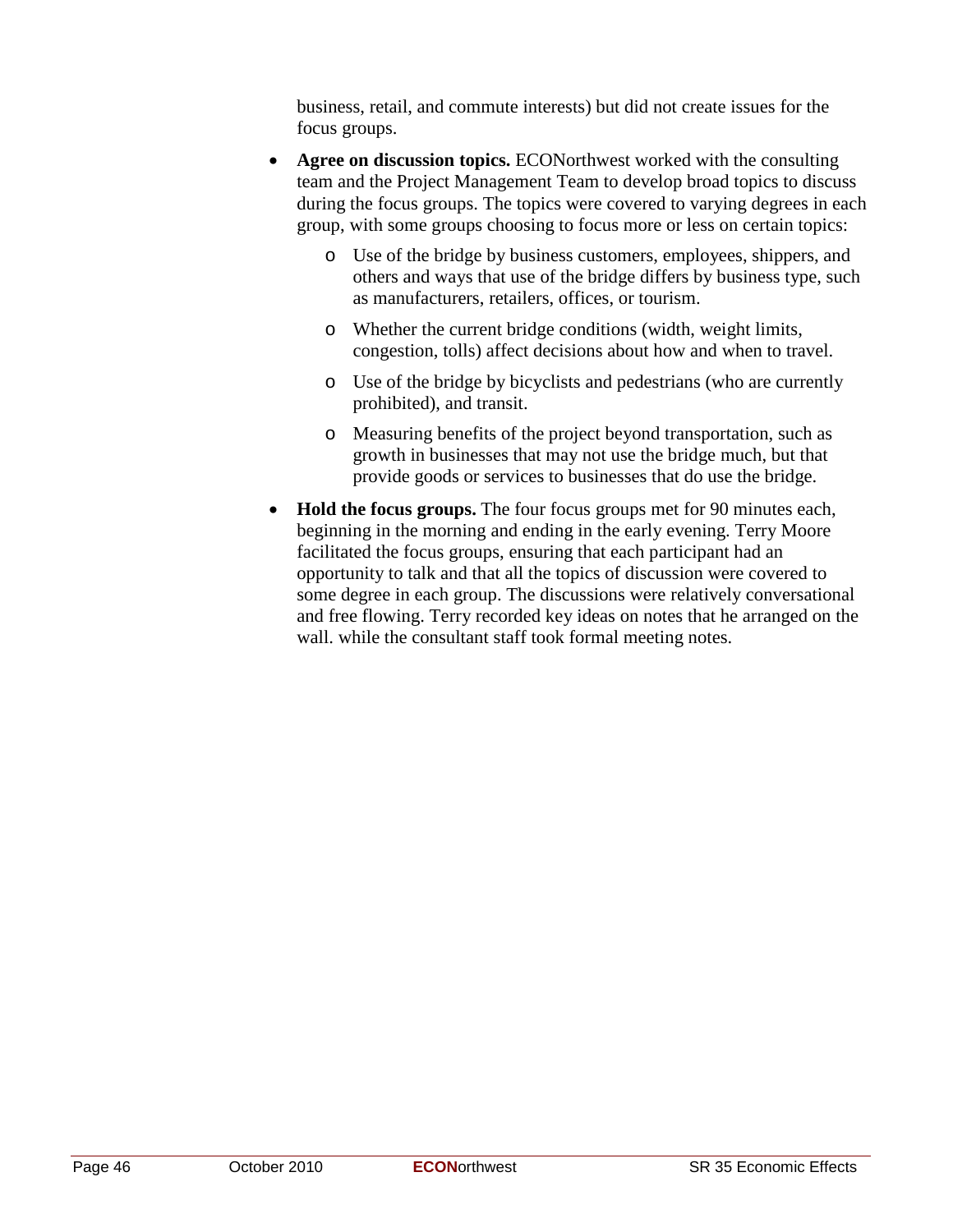business, retail, and commute interests) but did not create issues for the focus groups.

- **Agree on discussion topics.** ECONorthwest worked with the consulting team and the Project Management Team to develop broad topics to discuss during the focus groups. The topics were covered to varying degrees in each group, with some groups choosing to focus more or less on certain topics:
  - Use of the bridge by business customers, employees, shippers, and others and ways that use of the bridge differs by business type, such as manufacturers, retailers, offices, or tourism.
  - Whether the current bridge conditions (width, weight limits, congestion, tolls) affect decisions about how and when to travel.
  - Use of the bridge by bicyclists and pedestrians (who are currently prohibited), and transit.
  - Measuring benefits of the project beyond transportation, such as growth in businesses that may not use the bridge much, but that provide goods or services to businesses that do use the bridge.
- **Hold the focus groups.** The four focus groups met for 90 minutes each, beginning in the morning and ending in the early evening. Terry Moore facilitated the focus groups, ensuring that each participant had an opportunity to talk and that all the topics of discussion were covered to some degree in each group. The discussions were relatively conversational and free flowing. Terry recorded key ideas on notes that he arranged on the wall. while the consultant staff took formal meeting notes.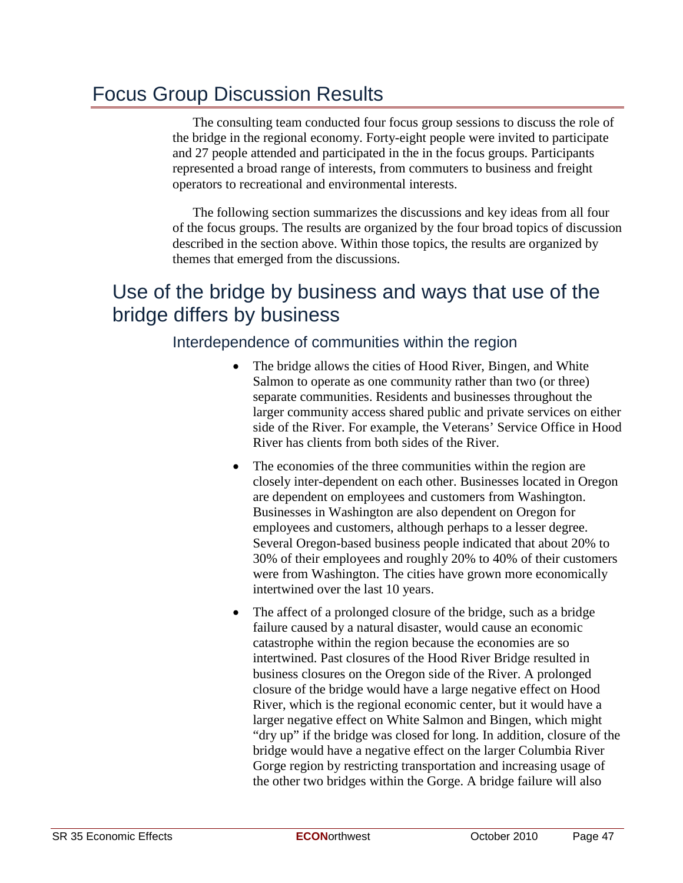# Focus Group Discussion Results

The consulting team conducted four focus group sessions to discuss the role of the bridge in the regional economy. Forty-eight people were invited to participate and 27 people attended and participated in the in the focus groups. Participants represented a broad range of interests, from commuters to business and freight operators to recreational and environmental interests.

The following section summarizes the discussions and key ideas from all four of the focus groups. The results are organized by the four broad topics of discussion described in the section above. Within those topics, the results are organized by themes that emerged from the discussions.

## Use of the bridge by business and ways that use of the bridge differs by business

### Interdependence of communities within the region

- The bridge allows the cities of Hood River, Bingen, and White Salmon to operate as one community rather than two (or three) separate communities. Residents and businesses throughout the larger community access shared public and private services on either side of the River. For example, the Veterans' Service Office in Hood River has clients from both sides of the River.
- The economies of the three communities within the region are closely inter-dependent on each other. Businesses located in Oregon are dependent on employees and customers from Washington. Businesses in Washington are also dependent on Oregon for employees and customers, although perhaps to a lesser degree. Several Oregon-based business people indicated that about 20% to 30% of their employees and roughly 20% to 40% of their customers were from Washington. The cities have grown more economically intertwined over the last 10 years.
- The affect of a prolonged closure of the bridge, such as a bridge failure caused by a natural disaster, would cause an economic catastrophe within the region because the economies are so intertwined. Past closures of the Hood River Bridge resulted in business closures on the Oregon side of the River. A prolonged closure of the bridge would have a large negative effect on Hood River, which is the regional economic center, but it would have a larger negative effect on White Salmon and Bingen, which might "dry up" if the bridge was closed for long. In addition, closure of the bridge would have a negative effect on the larger Columbia River Gorge region by restricting transportation and increasing usage of the other two bridges within the Gorge. A bridge failure will also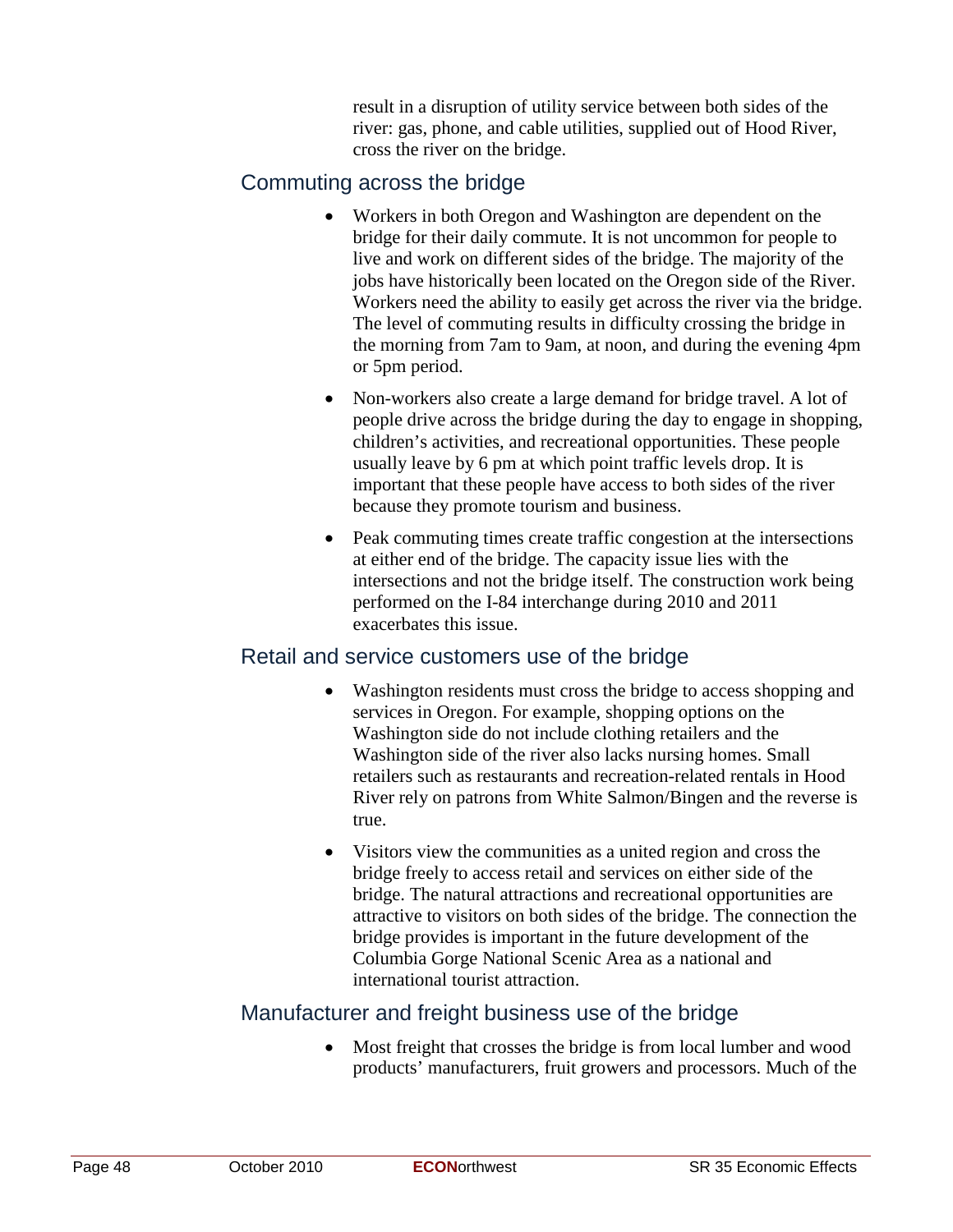result in a disruption of utility service between both sides of the river: gas, phone, and cable utilities, supplied out of Hood River, cross the river on the bridge.

## Commuting across the bridge

- Workers in both Oregon and Washington are dependent on the bridge for their daily commute. It is not uncommon for people to live and work on different sides of the bridge. The majority of the jobs have historically been located on the Oregon side of the River. Workers need the ability to easily get across the river via the bridge. The level of commuting results in difficulty crossing the bridge in the morning from 7am to 9am, at noon, and during the evening 4pm or 5pm period.
- Non-workers also create a large demand for bridge travel. A lot of people drive across the bridge during the day to engage in shopping, children's activities, and recreational opportunities. These people usually leave by 6 pm at which point traffic levels drop. It is important that these people have access to both sides of the river because they promote tourism and business.
- Peak commuting times create traffic congestion at the intersections at either end of the bridge. The capacity issue lies with the intersections and not the bridge itself. The construction work being performed on the I-84 interchange during 2010 and 2011 exacerbates this issue.

## Retail and service customers use of the bridge

- Washington residents must cross the bridge to access shopping and services in Oregon. For example, shopping options on the Washington side do not include clothing retailers and the Washington side of the river also lacks nursing homes. Small retailers such as restaurants and recreation-related rentals in Hood River rely on patrons from White Salmon/Bingen and the reverse is true.
- Visitors view the communities as a united region and cross the bridge freely to access retail and services on either side of the bridge. The natural attractions and recreational opportunities are attractive to visitors on both sides of the bridge. The connection the bridge provides is important in the future development of the Columbia Gorge National Scenic Area as a national and international tourist attraction.

## Manufacturer and freight business use of the bridge

- Most freight that crosses the bridge is from local lumber and wood products' manufacturers, fruit growers and processors. Much of the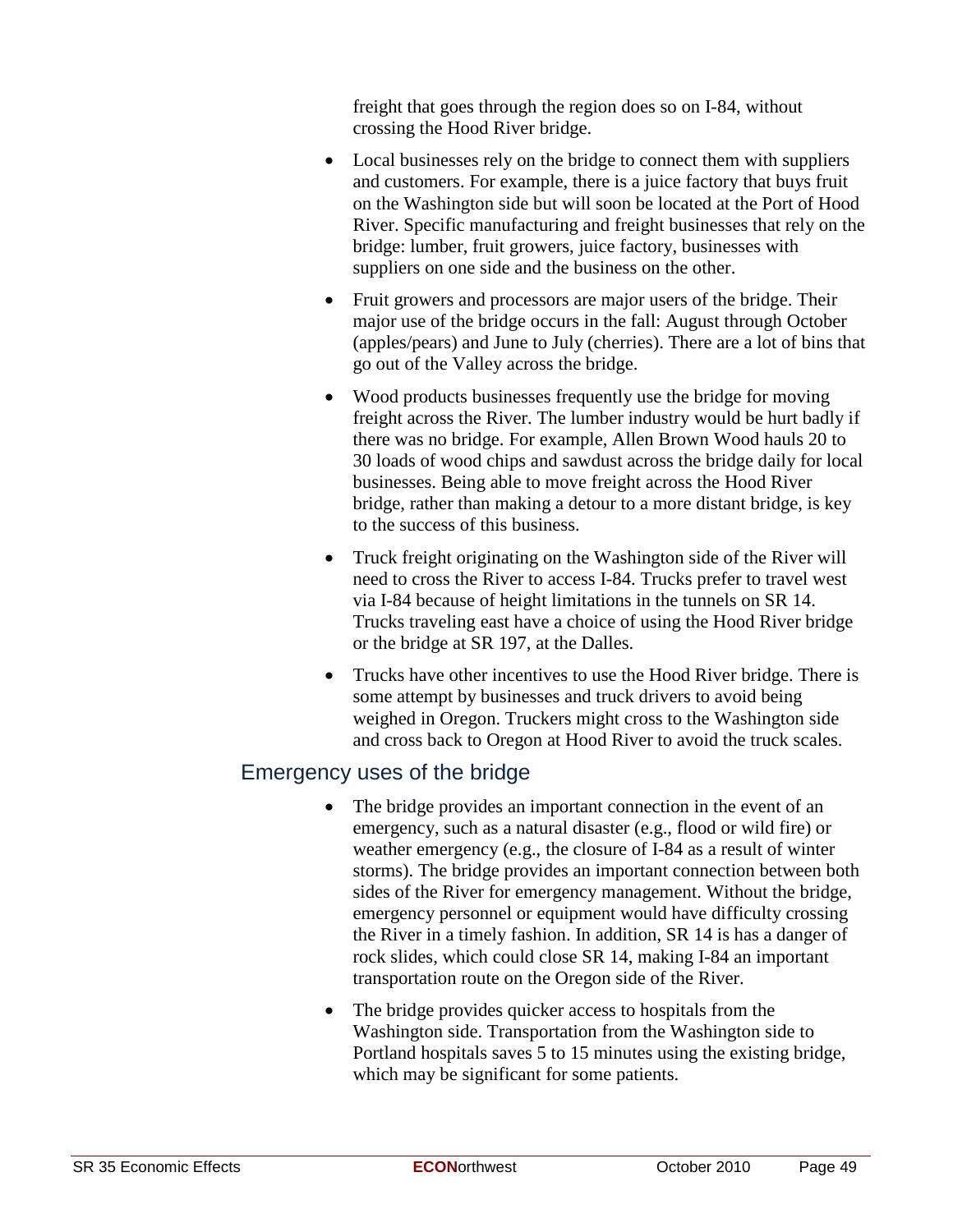freight that goes through the region does so on I-84, without crossing the Hood River bridge.

- Local businesses rely on the bridge to connect them with suppliers and customers. For example, there is a juice factory that buys fruit on the Washington side but will soon be located at the Port of Hood River. Specific manufacturing and freight businesses that rely on the bridge: lumber, fruit growers, juice factory, businesses with suppliers on one side and the business on the other.
- Fruit growers and processors are major users of the bridge. Their major use of the bridge occurs in the fall: August through October (apples/pears) and June to July (cherries). There are a lot of bins that go out of the Valley across the bridge.
- Wood products businesses frequently use the bridge for moving freight across the River. The lumber industry would be hurt badly if there was no bridge. For example, Allen Brown Wood hauls 20 to 30 loads of wood chips and sawdust across the bridge daily for local businesses. Being able to move freight across the Hood River bridge, rather than making a detour to a more distant bridge, is key to the success of this business.
- Truck freight originating on the Washington side of the River will need to cross the River to access I-84. Trucks prefer to travel west via I-84 because of height limitations in the tunnels on SR 14. Trucks traveling east have a choice of using the Hood River bridge or the bridge at SR 197, at the Dalles.
- Trucks have other incentives to use the Hood River bridge. There is some attempt by businesses and truck drivers to avoid being weighed in Oregon. Truckers might cross to the Washington side and cross back to Oregon at Hood River to avoid the truck scales.

## Emergency uses of the bridge

- The bridge provides an important connection in the event of an emergency, such as a natural disaster (e.g., flood or wild fire) or weather emergency (e.g., the closure of I-84 as a result of winter storms). The bridge provides an important connection between both sides of the River for emergency management. Without the bridge, emergency personnel or equipment would have difficulty crossing the River in a timely fashion. In addition, SR 14 is has a danger of rock slides, which could close SR 14, making I-84 an important transportation route on the Oregon side of the River.
- The bridge provides quicker access to hospitals from the Washington side. Transportation from the Washington side to Portland hospitals saves 5 to 15 minutes using the existing bridge, which may be significant for some patients.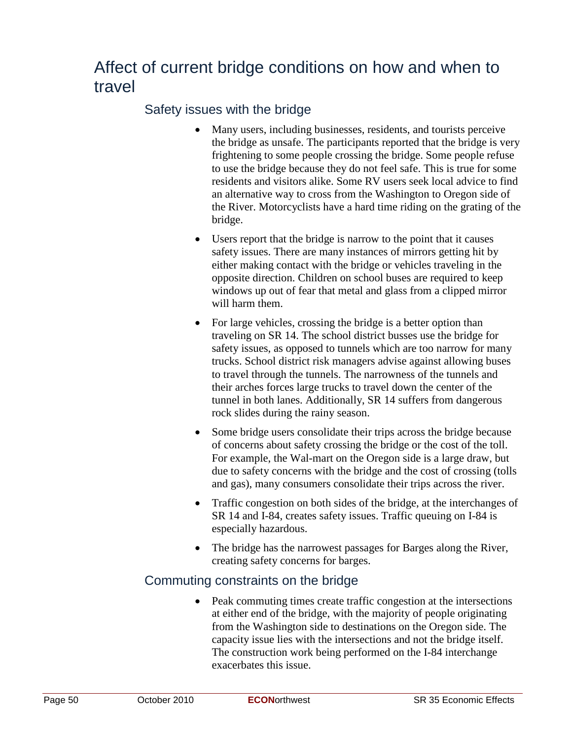# Affect of current bridge conditions on how and when to travel

## Safety issues with the bridge

- Many users, including businesses, residents, and tourists perceive the bridge as unsafe. The participants reported that the bridge is very frightening to some people crossing the bridge. Some people refuse to use the bridge because they do not feel safe. This is true for some residents and visitors alike. Some RV users seek local advice to find an alternative way to cross from the Washington to Oregon side of the River. Motorcyclists have a hard time riding on the grating of the bridge.
- Users report that the bridge is narrow to the point that it causes safety issues. There are many instances of mirrors getting hit by either making contact with the bridge or vehicles traveling in the opposite direction. Children on school buses are required to keep windows up out of fear that metal and glass from a clipped mirror will harm them.
- For large vehicles, crossing the bridge is a better option than traveling on SR 14. The school district busses use the bridge for safety issues, as opposed to tunnels which are too narrow for many trucks. School district risk managers advise against allowing buses to travel through the tunnels. The narrowness of the tunnels and their arches forces large trucks to travel down the center of the tunnel in both lanes. Additionally, SR 14 suffers from dangerous rock slides during the rainy season.
- Some bridge users consolidate their trips across the bridge because of concerns about safety crossing the bridge or the cost of the toll. For example, the Wal-mart on the Oregon side is a large draw, but due to safety concerns with the bridge and the cost of crossing (tolls and gas), many consumers consolidate their trips across the river.
- Traffic congestion on both sides of the bridge, at the interchanges of SR 14 and I-84, creates safety issues. Traffic queuing on I-84 is especially hazardous.
- The bridge has the narrowest passages for Barges along the River, creating safety concerns for barges.

## Commuting constraints on the bridge

- Peak commuting times create traffic congestion at the intersections at either end of the bridge, with the majority of people originating from the Washington side to destinations on the Oregon side. The capacity issue lies with the intersections and not the bridge itself. The construction work being performed on the I-84 interchange exacerbates this issue.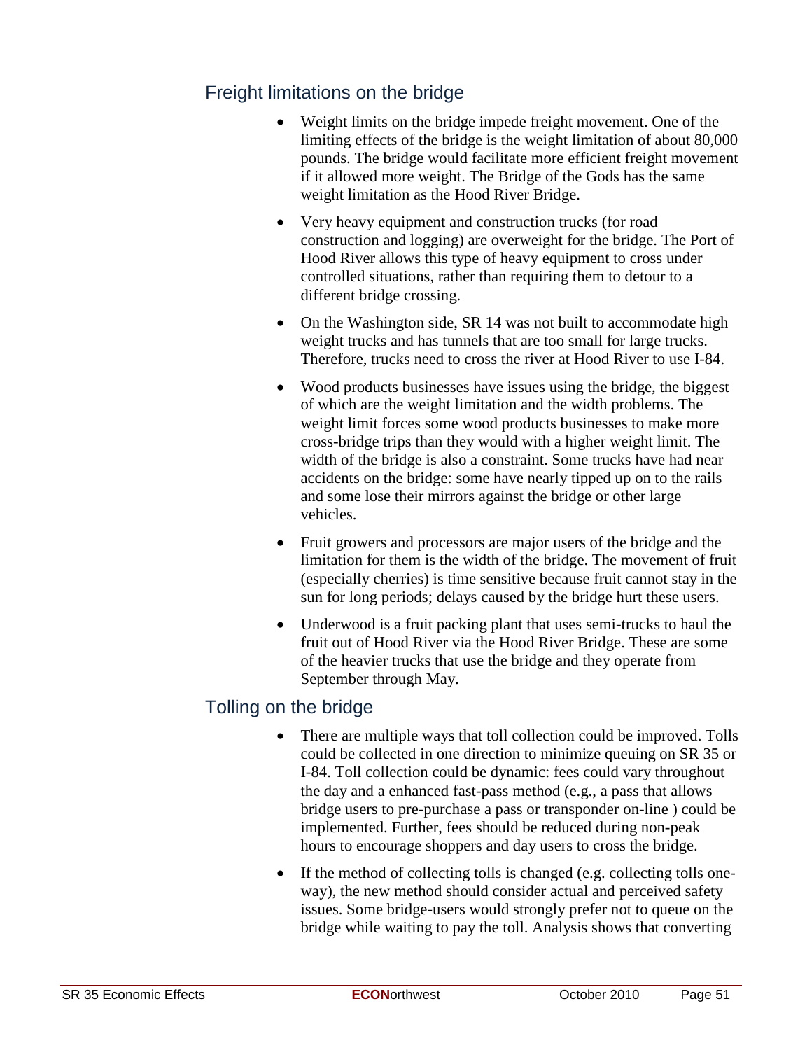## Freight limitations on the bridge

- Weight limits on the bridge impede freight movement. One of the limiting effects of the bridge is the weight limitation of about 80,000 pounds. The bridge would facilitate more efficient freight movement if it allowed more weight. The Bridge of the Gods has the same weight limitation as the Hood River Bridge.
- Very heavy equipment and construction trucks (for road construction and logging) are overweight for the bridge. The Port of Hood River allows this type of heavy equipment to cross under controlled situations, rather than requiring them to detour to a different bridge crossing.
- On the Washington side, SR 14 was not built to accommodate high weight trucks and has tunnels that are too small for large trucks. Therefore, trucks need to cross the river at Hood River to use I-84.
- Wood products businesses have issues using the bridge, the biggest of which are the weight limitation and the width problems. The weight limit forces some wood products businesses to make more cross-bridge trips than they would with a higher weight limit. The width of the bridge is also a constraint. Some trucks have had near accidents on the bridge: some have nearly tipped up on to the rails and some lose their mirrors against the bridge or other large vehicles.
- Fruit growers and processors are major users of the bridge and the limitation for them is the width of the bridge. The movement of fruit (especially cherries) is time sensitive because fruit cannot stay in the sun for long periods; delays caused by the bridge hurt these users.
- Underwood is a fruit packing plant that uses semi-trucks to haul the fruit out of Hood River via the Hood River Bridge. These are some of the heavier trucks that use the bridge and they operate from September through May.

## Tolling on the bridge

- There are multiple ways that toll collection could be improved. Tolls could be collected in one direction to minimize queuing on SR 35 or I-84. Toll collection could be dynamic: fees could vary throughout the day and a enhanced fast-pass method (e.g., a pass that allows bridge users to pre-purchase a pass or transponder on-line ) could be implemented. Further, fees should be reduced during non-peak hours to encourage shoppers and day users to cross the bridge.
- If the method of collecting tolls is changed (e.g. collecting tolls one-way), the new method should consider actual and perceived safety issues. Some bridge-users would strongly prefer not to queue on the bridge while waiting to pay the toll. Analysis shows that converting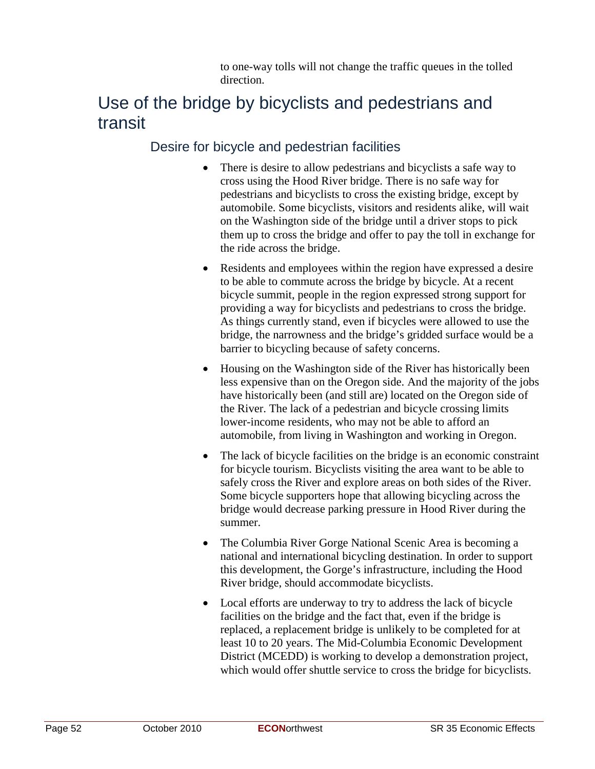to one-way tolls will not change the traffic queues in the tolled direction.

## Use of the bridge by bicyclists and pedestrians and transit

### Desire for bicycle and pedestrian facilities

- There is desire to allow pedestrians and bicyclists a safe way to cross using the Hood River bridge. There is no safe way for pedestrians and bicyclists to cross the existing bridge, except by automobile. Some bicyclists, visitors and residents alike, will wait on the Washington side of the bridge until a driver stops to pick them up to cross the bridge and offer to pay the toll in exchange for the ride across the bridge.
- Residents and employees within the region have expressed a desire to be able to commute across the bridge by bicycle. At a recent bicycle summit, people in the region expressed strong support for providing a way for bicyclists and pedestrians to cross the bridge. As things currently stand, even if bicycles were allowed to use the bridge, the narrowness and the bridge's gridded surface would be a barrier to bicycling because of safety concerns.
- Housing on the Washington side of the River has historically been less expensive than on the Oregon side. And the majority of the jobs have historically been (and still are) located on the Oregon side of the River. The lack of a pedestrian and bicycle crossing limits lower-income residents, who may not be able to afford an automobile, from living in Washington and working in Oregon.
- The lack of bicycle facilities on the bridge is an economic constraint for bicycle tourism. Bicyclists visiting the area want to be able to safely cross the River and explore areas on both sides of the River. Some bicycle supporters hope that allowing bicycling across the bridge would decrease parking pressure in Hood River during the summer.
- The Columbia River Gorge National Scenic Area is becoming a national and international bicycling destination. In order to support this development, the Gorge's infrastructure, including the Hood River bridge, should accommodate bicyclists.
- Local efforts are underway to try to address the lack of bicycle facilities on the bridge and the fact that, even if the bridge is replaced, a replacement bridge is unlikely to be completed for at least 10 to 20 years. The Mid-Columbia Economic Development District (MCEDD) is working to develop a demonstration project, which would offer shuttle service to cross the bridge for bicyclists.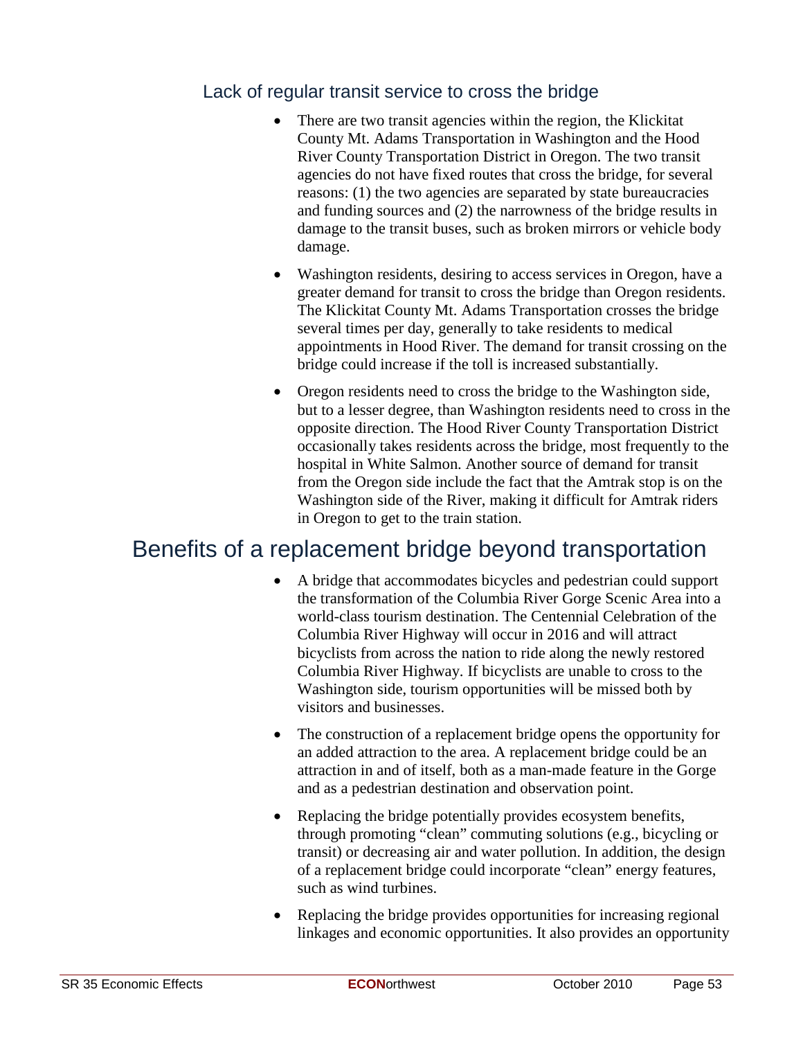### Lack of regular transit service to cross the bridge

- There are two transit agencies within the region, the Klickitat County Mt. Adams Transportation in Washington and the Hood River County Transportation District in Oregon. The two transit agencies do not have fixed routes that cross the bridge, for several reasons: (1) the two agencies are separated by state bureaucracies and funding sources and (2) the narrowness of the bridge results in damage to the transit buses, such as broken mirrors or vehicle body damage.
- Washington residents, desiring to access services in Oregon, have a greater demand for transit to cross the bridge than Oregon residents. The Klickitat County Mt. Adams Transportation crosses the bridge several times per day, generally to take residents to medical appointments in Hood River. The demand for transit crossing on the bridge could increase if the toll is increased substantially.
- Oregon residents need to cross the bridge to the Washington side, but to a lesser degree, than Washington residents need to cross in the opposite direction. The Hood River County Transportation District occasionally takes residents across the bridge, most frequently to the hospital in White Salmon. Another source of demand for transit from the Oregon side include the fact that the Amtrak stop is on the Washington side of the River, making it difficult for Amtrak riders in Oregon to get to the train station.

## Benefits of a replacement bridge beyond transportation

- A bridge that accommodates bicycles and pedestrian could support the transformation of the Columbia River Gorge Scenic Area into a world-class tourism destination. The Centennial Celebration of the Columbia River Highway will occur in 2016 and will attract bicyclists from across the nation to ride along the newly restored Columbia River Highway. If bicyclists are unable to cross to the Washington side, tourism opportunities will be missed both by visitors and businesses.
- The construction of a replacement bridge opens the opportunity for an added attraction to the area. A replacement bridge could be an attraction in and of itself, both as a man-made feature in the Gorge and as a pedestrian destination and observation point.
- Replacing the bridge potentially provides ecosystem benefits, through promoting "clean" commuting solutions (e.g., bicycling or transit) or decreasing air and water pollution. In addition, the design of a replacement bridge could incorporate "clean" energy features, such as wind turbines.
- Replacing the bridge provides opportunities for increasing regional linkages and economic opportunities. It also provides an opportunity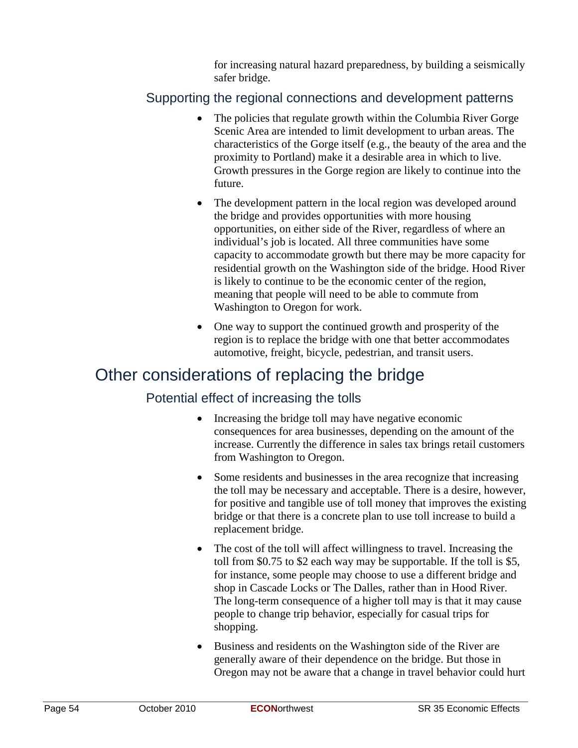for increasing natural hazard preparedness, by building a seismically safer bridge.

### Supporting the regional connections and development patterns

- The policies that regulate growth within the Columbia River Gorge Scenic Area are intended to limit development to urban areas. The characteristics of the Gorge itself (e.g., the beauty of the area and the proximity to Portland) make it a desirable area in which to live. Growth pressures in the Gorge region are likely to continue into the future.
- The development pattern in the local region was developed around the bridge and provides opportunities with more housing opportunities, on either side of the River, regardless of where an individual's job is located. All three communities have some capacity to accommodate growth but there may be more capacity for residential growth on the Washington side of the bridge. Hood River is likely to continue to be the economic center of the region, meaning that people will need to be able to commute from Washington to Oregon for work.
- One way to support the continued growth and prosperity of the region is to replace the bridge with one that better accommodates automotive, freight, bicycle, pedestrian, and transit users.

## Other considerations of replacing the bridge

### Potential effect of increasing the tolls

- Increasing the bridge toll may have negative economic consequences for area businesses, depending on the amount of the increase. Currently the difference in sales tax brings retail customers from Washington to Oregon.
- Some residents and businesses in the area recognize that increasing the toll may be necessary and acceptable. There is a desire, however, for positive and tangible use of toll money that improves the existing bridge or that there is a concrete plan to use toll increase to build a replacement bridge.
- The cost of the toll will affect willingness to travel. Increasing the toll from $0.75 to $2 each way may be supportable. If the toll is $5, for instance, some people may choose to use a different bridge and shop in Cascade Locks or The Dalles, rather than in Hood River. The long-term consequence of a higher toll may is that it may cause people to change trip behavior, especially for casual trips for shopping.
- Business and residents on the Washington side of the River are generally aware of their dependence on the bridge. But those in Oregon may not be aware that a change in travel behavior could hurt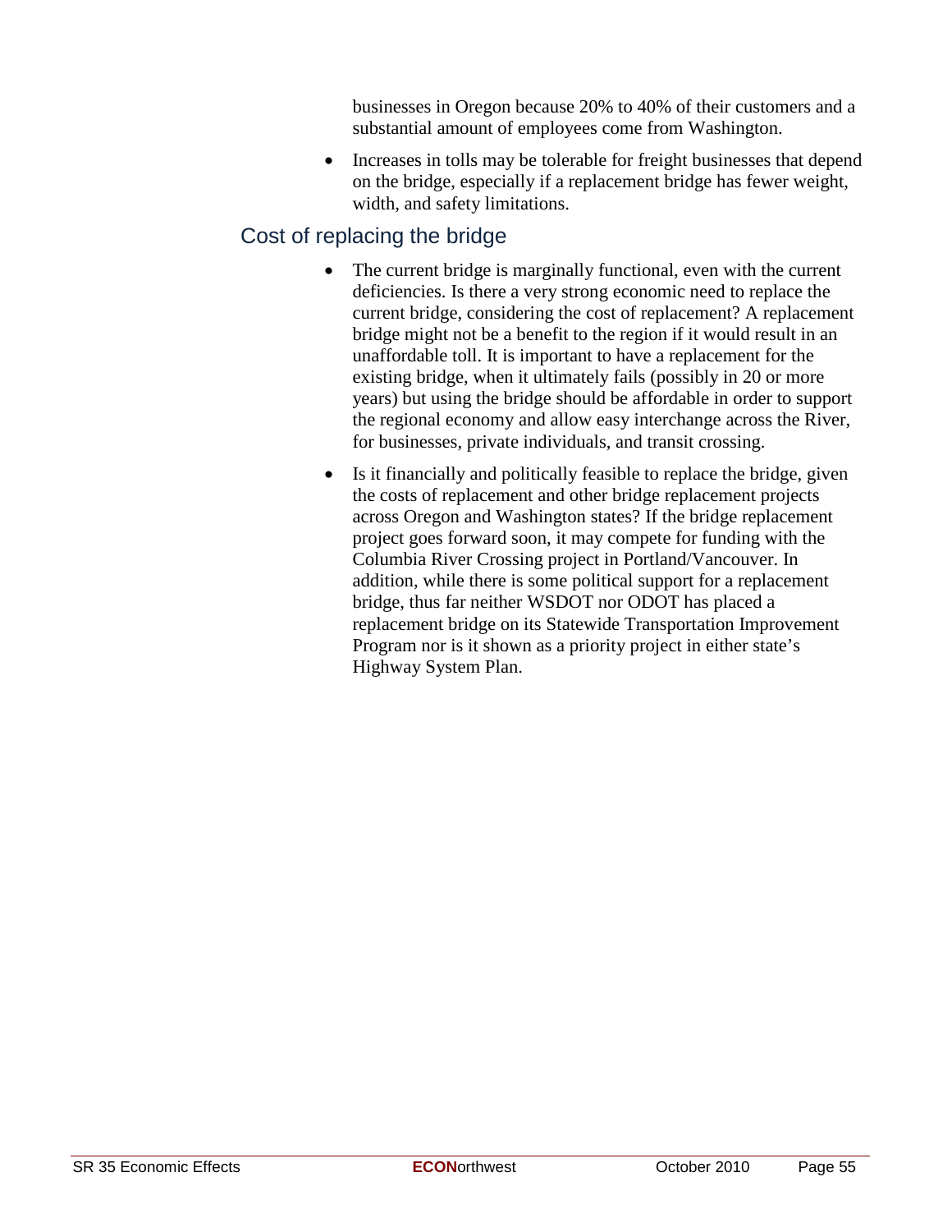businesses in Oregon because 20% to 40% of their customers and a substantial amount of employees come from Washington.

- Increases in tolls may be tolerable for freight businesses that depend on the bridge, especially if a replacement bridge has fewer weight, width, and safety limitations.

## Cost of replacing the bridge

- The current bridge is marginally functional, even with the current deficiencies. Is there a very strong economic need to replace the current bridge, considering the cost of replacement? A replacement bridge might not be a benefit to the region if it would result in an unaffordable toll. It is important to have a replacement for the existing bridge, when it ultimately fails (possibly in 20 or more years) but using the bridge should be affordable in order to support the regional economy and allow easy interchange across the River, for businesses, private individuals, and transit crossing.
- Is it financially and politically feasible to replace the bridge, given the costs of replacement and other bridge replacement projects across Oregon and Washington states? If the bridge replacement project goes forward soon, it may compete for funding with the Columbia River Crossing project in Portland/Vancouver. In addition, while there is some political support for a replacement bridge, thus far neither WSDOT nor ODOT has placed a replacement bridge on its Statewide Transportation Improvement Program nor is it shown as a priority project in either state's Highway System Plan.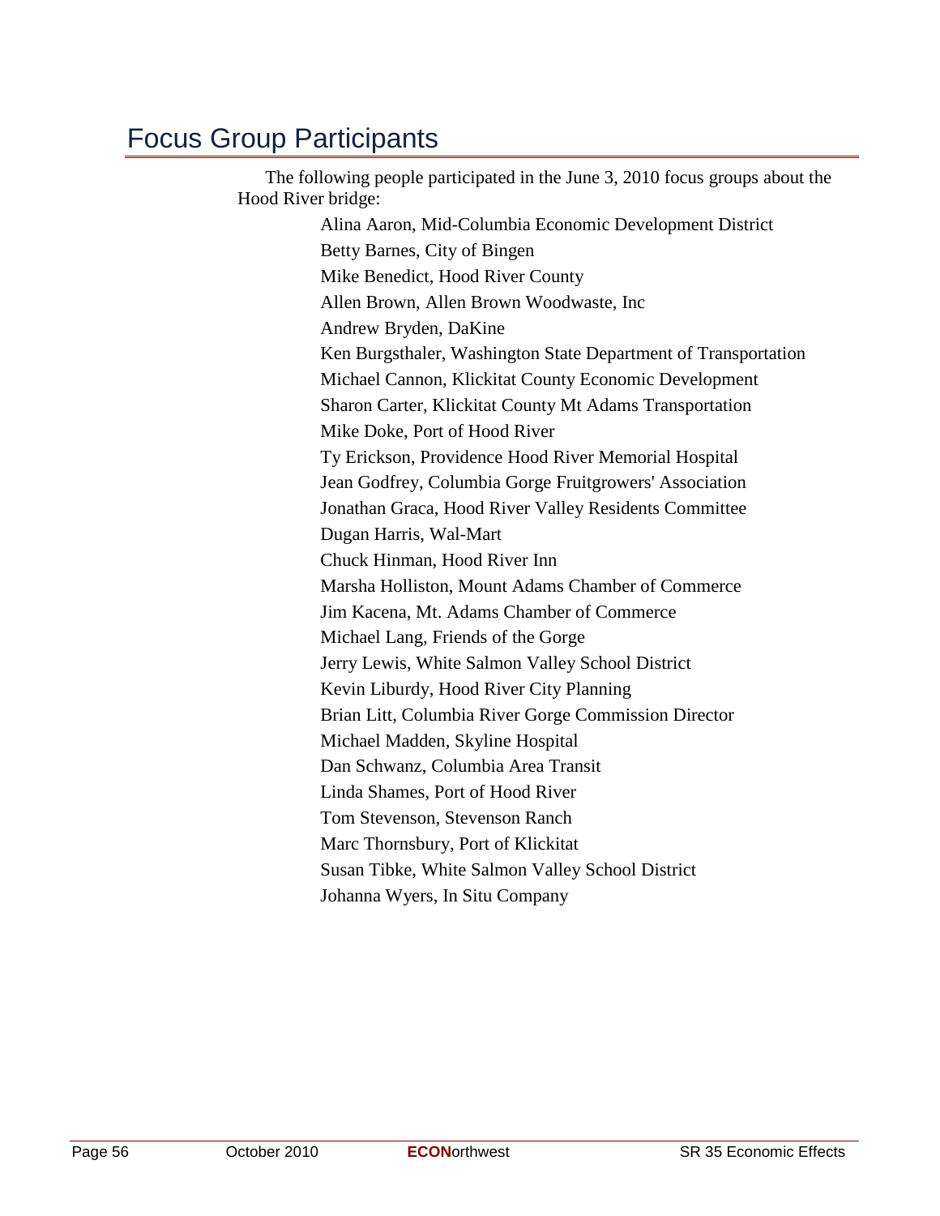# Focus Group Participants

The following people participated in the June 3, 2010 focus groups about the Hood River bridge:

Alina Aaron, Mid-Columbia Economic Development District
Betty Barnes, City of Bingen
Mike Benedict, Hood River County
Allen Brown, Allen Brown Woodwaste, Inc
Andrew Bryden, DaKine
Ken Burgsthaler, Washington State Department of Transportation
Michael Cannon, Klickitat County Economic Development
Sharon Carter, Klickitat County Mt Adams Transportation
Mike Doke, Port of Hood River
Ty Erickson, Providence Hood River Memorial Hospital
Jean Godfrey, Columbia Gorge Fruitgrowers' Association
Jonathan Graca, Hood River Valley Residents Committee
Dugan Harris, Wal-Mart
Chuck Hinman, Hood River Inn
Marsha Holliston, Mount Adams Chamber of Commerce
Jim Kacena, Mt. Adams Chamber of Commerce
Michael Lang, Friends of the Gorge
Jerry Lewis, White Salmon Valley School District
Kevin Liburdy, Hood River City Planning
Brian Litt, Columbia River Gorge Commission Director
Michael Madden, Skyline Hospital
Dan Schwanz, Columbia Area Transit
Linda Shames, Port of Hood River
Tom Stevenson, Stevenson Ranch
Marc Thornsbury, Port of Klickitat
Susan Tibke, White Salmon Valley School District
Johanna Wyers, In Situ Company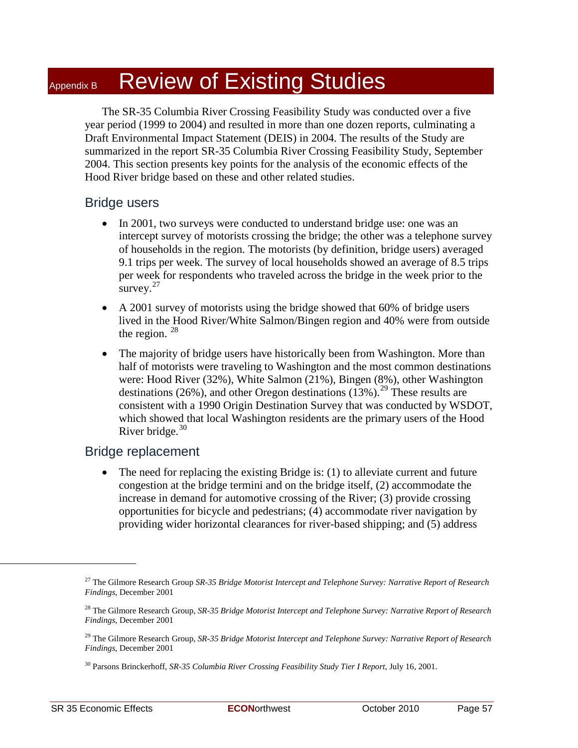# Appendix B Review of Existing Studies

The SR-35 Columbia River Crossing Feasibility Study was conducted over a five year period (1999 to 2004) and resulted in more than one dozen reports, culminating a Draft Environmental Impact Statement (DEIS) in 2004. The results of the Study are summarized in the report SR-35 Columbia River Crossing Feasibility Study, September 2004. This section presents key points for the analysis of the economic effects of the Hood River bridge based on these and other related studies.

## Bridge users

- In 2001, two surveys were conducted to understand bridge use: one was an intercept survey of motorists crossing the bridge; the other was a telephone survey of households in the region. The motorists (by definition, bridge users) averaged 9.1 trips per week. The survey of local households showed an average of 8.5 trips per week for respondents who traveled across the bridge in the week prior to the survey.[27]
- A 2001 survey of motorists using the bridge showed that 60% of bridge users lived in the Hood River/White Salmon/Bingen region and 40% were from outside the region. [28]
- The majority of bridge users have historically been from Washington. More than half of motorists were traveling to Washington and the most common destinations were: Hood River (32%), White Salmon (21%), Bingen (8%), other Washington destinations (26%), and other Oregon destinations (13%).[29] These results are consistent with a 1990 Origin Destination Survey that was conducted by WSDOT, which showed that local Washington residents are the primary users of the Hood River bridge.[30]

## Bridge replacement

- The need for replacing the existing Bridge is: (1) to alleviate current and future congestion at the bridge termini and on the bridge itself, (2) accommodate the increase in demand for automotive crossing of the River; (3) provide crossing opportunities for bicycle and pedestrians; (4) accommodate river navigation by providing wider horizontal clearances for river-based shipping; and (5) address

---

[27] The Gilmore Research Group *SR-35 Bridge Motorist Intercept and Telephone Survey: Narrative Report of Research Findings*, December 2001

[28] The Gilmore Research Group, *SR-35 Bridge Motorist Intercept and Telephone Survey: Narrative Report of Research Findings*, December 2001

[29] The Gilmore Research Group, *SR-35 Bridge Motorist Intercept and Telephone Survey: Narrative Report of Research Findings*, December 2001

[30] Parsons Brinckerhoff, *SR-35 Columbia River Crossing Feasibility Study Tier I Report*, July 16, 2001.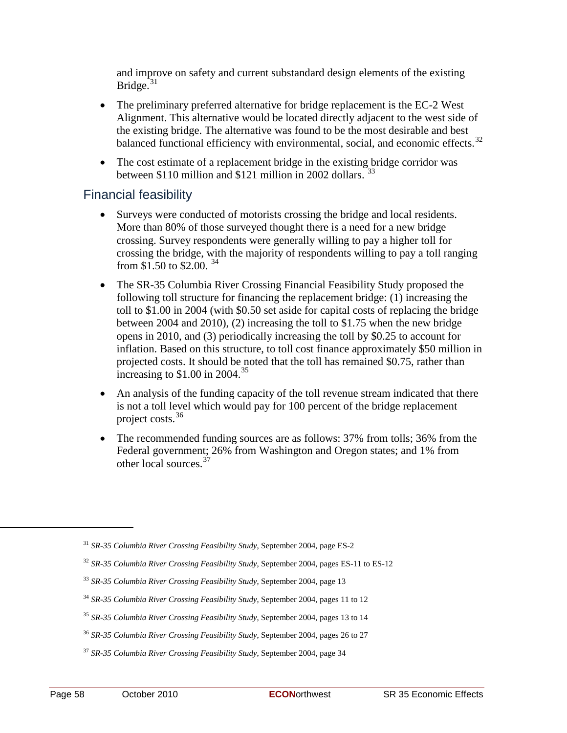and improve on safety and current substandard design elements of the existing Bridge.[31]

- The preliminary preferred alternative for bridge replacement is the EC-2 West Alignment. This alternative would be located directly adjacent to the west side of the existing bridge. The alternative was found to be the most desirable and best balanced functional efficiency with environmental, social, and economic effects.[32]
- The cost estimate of a replacement bridge in the existing bridge corridor was between $110 million and $121 million in 2002 dollars. [33]

## Financial feasibility

- Surveys were conducted of motorists crossing the bridge and local residents. More than 80% of those surveyed thought there is a need for a new bridge crossing. Survey respondents were generally willing to pay a higher toll for crossing the bridge, with the majority of respondents willing to pay a toll ranging from $1.50 to $2.00. [34]
- The SR-35 Columbia River Crossing Financial Feasibility Study proposed the following toll structure for financing the replacement bridge: (1) increasing the toll to $1.00 in 2004 (with $0.50 set aside for capital costs of replacing the bridge between 2004 and 2010), (2) increasing the toll to $1.75 when the new bridge opens in 2010, and (3) periodically increasing the toll by $0.25 to account for inflation. Based on this structure, to toll cost finance approximately $50 million in projected costs. It should be noted that the toll has remained $0.75, rather than increasing to $1.00 in 2004.[35]
- An analysis of the funding capacity of the toll revenue stream indicated that there is not a toll level which would pay for 100 percent of the bridge replacement project costs.[36]
- The recommended funding sources are as follows: 37% from tolls; 36% from the Federal government; 26% from Washington and Oregon states; and 1% from other local sources.[37]

---

[31] *SR-35 Columbia River Crossing Feasibility Study*, September 2004, page ES-2

[32] *SR-35 Columbia River Crossing Feasibility Study*, September 2004, pages ES-11 to ES-12

[33] *SR-35 Columbia River Crossing Feasibility Study*, September 2004, page 13

[34] *SR-35 Columbia River Crossing Feasibility Study*, September 2004, pages 11 to 12

[35] *SR-35 Columbia River Crossing Feasibility Study*, September 2004, pages 13 to 14

[36] *SR-35 Columbia River Crossing Feasibility Study*, September 2004, pages 26 to 27

[37] *SR-35 Columbia River Crossing Feasibility Study*, September 2004, page 34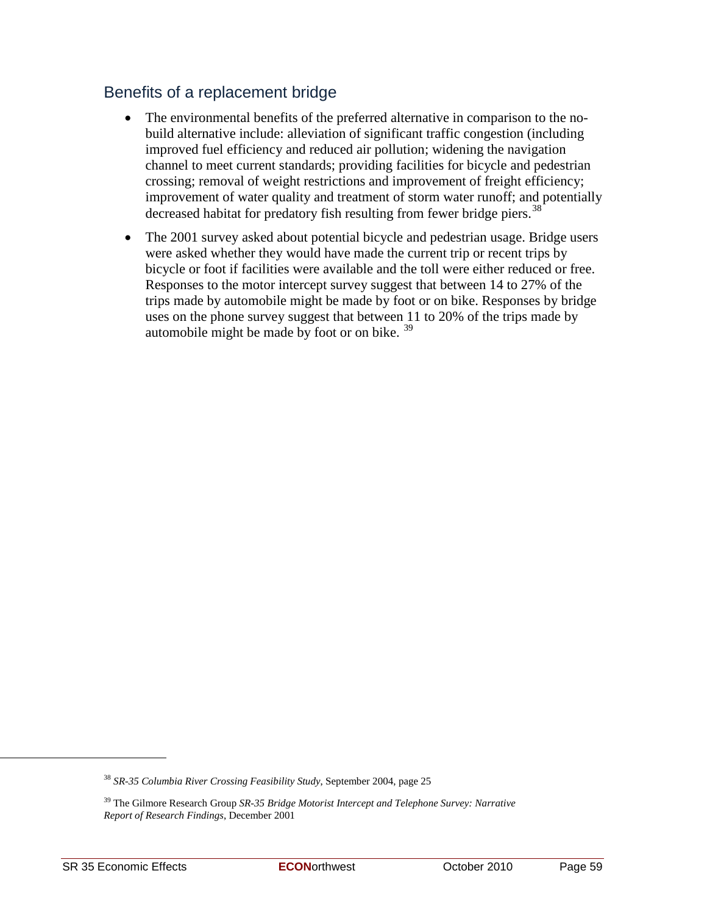## Benefits of a replacement bridge

- The environmental benefits of the preferred alternative in comparison to the no-build alternative include: alleviation of significant traffic congestion (including improved fuel efficiency and reduced air pollution; widening the navigation channel to meet current standards; providing facilities for bicycle and pedestrian crossing; removal of weight restrictions and improvement of freight efficiency; improvement of water quality and treatment of storm water runoff; and potentially decreased habitat for predatory fish resulting from fewer bridge piers.[38]
- The 2001 survey asked about potential bicycle and pedestrian usage. Bridge users were asked whether they would have made the current trip or recent trips by bicycle or foot if facilities were available and the toll were either reduced or free. Responses to the motor intercept survey suggest that between 14 to 27% of the trips made by automobile might be made by foot or on bike. Responses by bridge uses on the phone survey suggest that between 11 to 20% of the trips made by automobile might be made by foot or on bike. [39]

---

[38] *SR-35 Columbia River Crossing Feasibility Study*, September 2004, page 25

[39] The Gilmore Research Group *SR-35 Bridge Motorist Intercept and Telephone Survey: Narrative Report of Research Findings*, December 2001